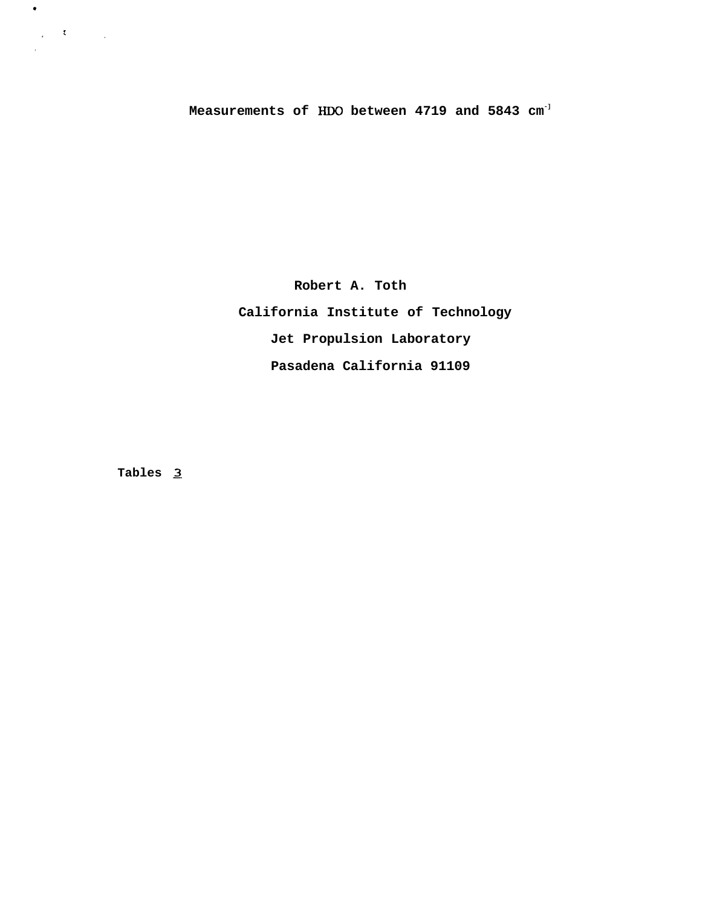# Measurements of HDO between 4719 and 5843 $cm^{-1}$

**Robert A. Toth**

**California Institute of Technology**

**Jet Propulsion Laboratory**

**Pasadena California 91109**

**Tables 3**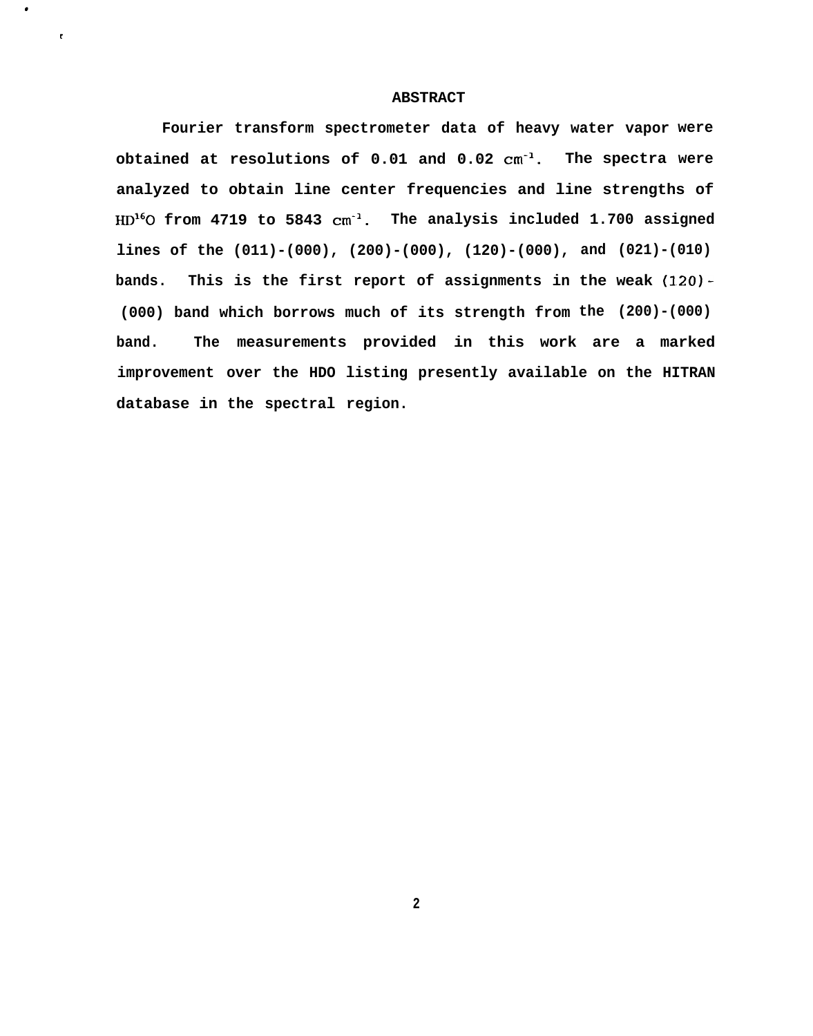# ABSTRACT

Fourier transform spectrometer data of heavy water vapor were obtained at resolutions of 0.01 and 0.02 $cm^{-1}$. The spectra were analyzed to obtain line center frequencies and line strengths of $HD^{16}O$ from 4719 to 5843 $cm^{-1}$. The analysis included 1.700 assigned lines of the (011)-(000), (200)-(000), (120)-(000), and (021)-(010) bands. This is the first report of assignments in the weak (120)-(000) band which borrows much of its strength from the (200)-(000) band. The measurements provided in this work are a marked improvement over the HDO listing presently available on the HITRAN database in the spectral region.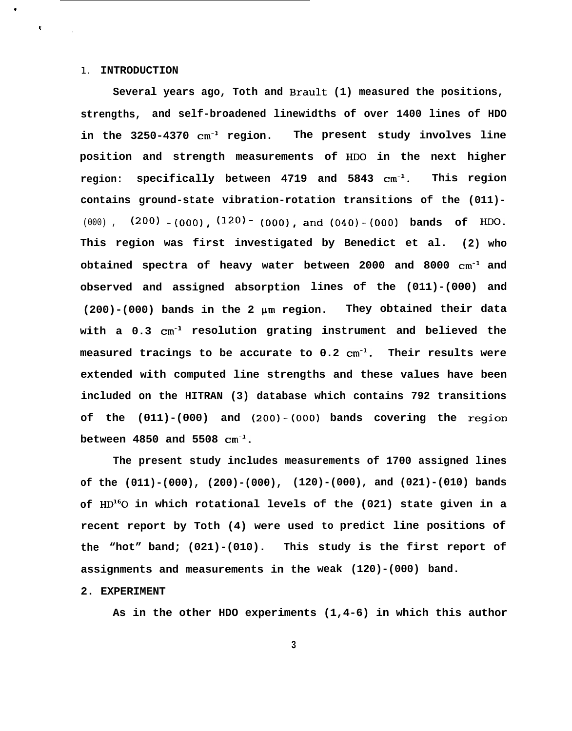## 1. INTRODUCTION

Several years ago, Toth and Brault (1) measured the positions, strengths, and self-broadened linewidths of over 1400 lines of HDO in the 3250-4370 $cm^{-1}$ region. The present study involves line position and strength measurements of HDO in the next higher region: specifically between 4719 and 5843 $cm^{-1}$. This region contains ground-state vibration-rotation transitions of the (011)-(000), (200)-(000), (120)-(000), and (040)-(000) bands of HDO. This region was first investigated by Benedict et al. (2) who obtained spectra of heavy water between 2000 and 8000 $cm^{-1}$ and observed and assigned absorption lines of the (011)-(000) and (200)-(000) bands in the 2 μm region. They obtained their data with a 0.3 $cm^{-1}$ resolution grating instrument and believed the measured tracings to be accurate to 0.2 $cm^{-1}$. Their results were extended with computed line strengths and these values have been included on the HITRAN (3) database which contains 792 transitions of the (011)-(000) and (200)-(000) bands covering the region between 4850 and 5508 $cm^{-1}$.

The present study includes measurements of 1700 assigned lines of the (011)-(000), (200)-(000), (120)-(000), and (021)-(010) bands of $HD^{16}O$ in which rotational levels of the (021) state given in a recent report by Toth (4) were used to predict line positions of the "hot" band; (021)-(010). This study is the first report of assignments and measurements in the weak (120)-(000) band.

## 2. EXPERIMENT

As in the other HDO experiments (1,4-6) in which this author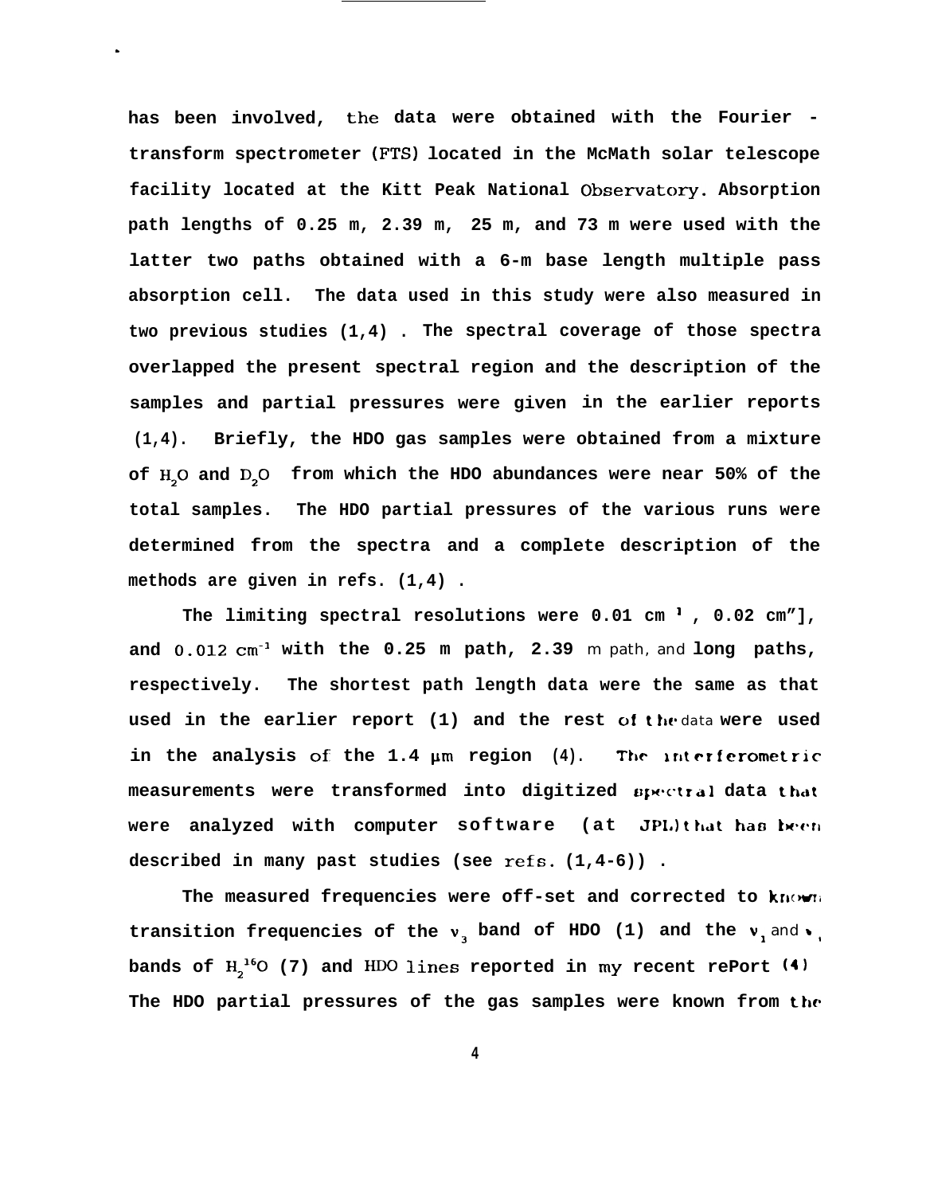has been involved, the data were obtained with the Fourier - transform spectrometer (FTS) located in the McMath solar telescope facility located at the Kitt Peak National Observatory. Absorption path lengths of 0.25 m, 2.39 m, 25 m, and 73 m were used with the latter two paths obtained with a 6-m base length multiple pass absorption cell. The data used in this study were also measured in two previous studies (1,4). The spectral coverage of those spectra overlapped the present spectral region and the description of the samples and partial pressures were given in the earlier reports (1,4). Briefly, the HDO gas samples were obtained from a mixture of $H_2O$ and $D_2O$ from which the HDO abundances were near 50% of the total samples. The HDO partial pressures of the various runs were determined from the spectra and a complete description of the methods are given in refs. (1,4).

The limiting spectral resolutions were 0.01 $cm^{-1}$, 0.02 $cm^{-1}$, and 0.012 $cm^{-1}$ with the 0.25 m path, 2.39 m path, and long paths, respectively. The shortest path length data were the same as that used in the earlier report (1) and the rest of the data were used in the analysis of the 1.4 μm region (4). The interferometric measurements were transformed into digitized spectral data that were analyzed with computer software (at JPL) that has been described in many past studies (see refs. (1,4-6)).

The measured frequencies were off-set and corrected to known transition frequencies of the $\nu_3$ band of HDO (1) and the $\nu_1$ and $\nu_3$ bands of $H_2^{16}O$ (7) and HDO lines reported in my recent report (4). The HDO partial pressures of the gas samples were known from the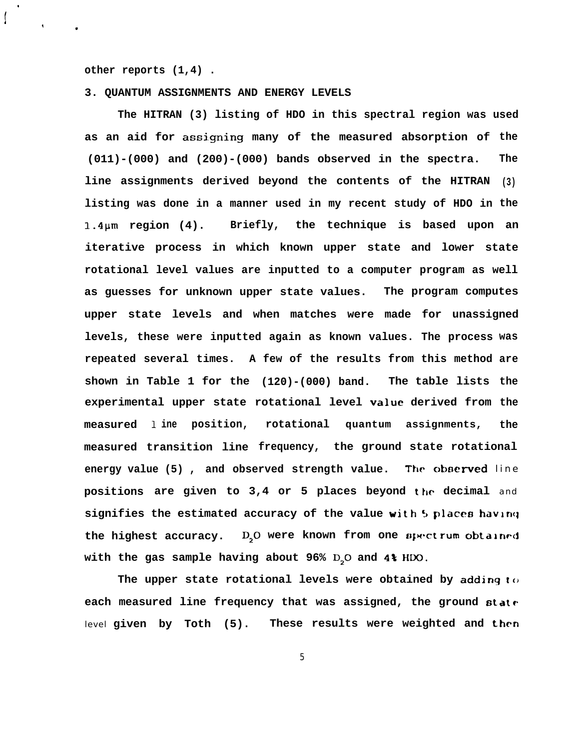other reports (1,4) .

## 3. QUANTUM ASSIGNMENTS AND ENERGY LEVELS

The HITRAN (3) listing of HDO in this spectral region was used as an aid for assigning many of the measured absorption of the (011)-(000) and (200)-(000) bands observed in the spectra. The line assignments derived beyond the contents of the HITRAN (3) listing was done in a manner used in my recent study of HDO in the 1.4μm region (4). Briefly, the technique is based upon an iterative process in which known upper state and lower state rotational level values are inputted to a computer program as well as guesses for unknown upper state values. The program computes upper state levels and when matches were made for unassigned levels, these were inputted again as known values. The process was repeated several times. A few of the results from this method are shown in Table 1 for the (120)-(000) band. The table lists the experimental upper state rotational level value derived from the measured line position, rotational quantum assignments, the measured transition line frequency, the ground state rotational energy value (5) , and observed strength value. The observed line positions are given to 3,4 or 5 places beyond the decimal and signifies the estimated accuracy of the value with 5 places having the highest accuracy. $D_2O$ were known from one spectrum obtained with the gas sample having about 96% $D_2O$ and 4% HDO.

The upper state rotational levels were obtained by adding to each measured line frequency that was assigned, the ground state level given by Toth (5). These results were weighted and then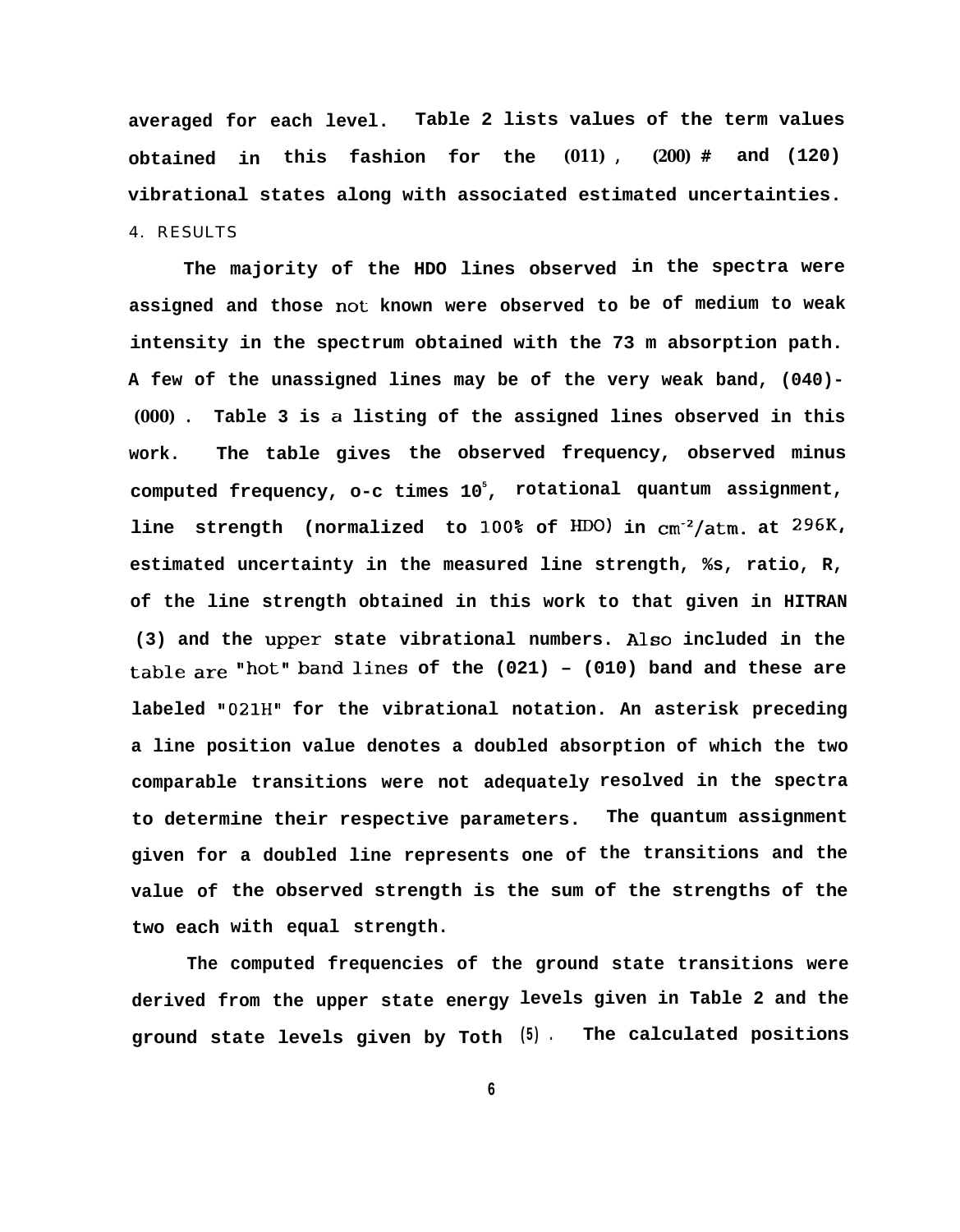averaged for each level. Table 2 lists values of the term values obtained in this fashion for the (011), (200) # and (120) vibrational states along with associated estimated uncertainties.

## 4. RESULTS

The majority of the HDO lines observed in the spectra were assigned and those not known were observed to be of medium to weak intensity in the spectrum obtained with the 73 m absorption path. A few of the unassigned lines may be of the very weak band, (040)-(000). Table 3 is a listing of the assigned lines observed in this work. The table gives the observed frequency, observed minus computed frequency, o-c times $10^5$, rotational quantum assignment, line strength (normalized to 100% of HDO) in $cm^{-2}/atm.$ at 296K, estimated uncertainty in the measured line strength, %s, ratio, R, of the line strength obtained in this work to that given in HITRAN (3) and the upper state vibrational numbers. Also included in the table are "hot" band lines of the (021) – (010) band and these are labeled "021H" for the vibrational notation. An asterisk preceding a line position value denotes a doubled absorption of which the two comparable transitions were not adequately resolved in the spectra to determine their respective parameters. The quantum assignment given for a doubled line represents one of the transitions and the value of the observed strength is the sum of the strengths of the two each with equal strength.

The computed frequencies of the ground state transitions were derived from the upper state energy levels given in Table 2 and the ground state levels given by Toth (5). The calculated positions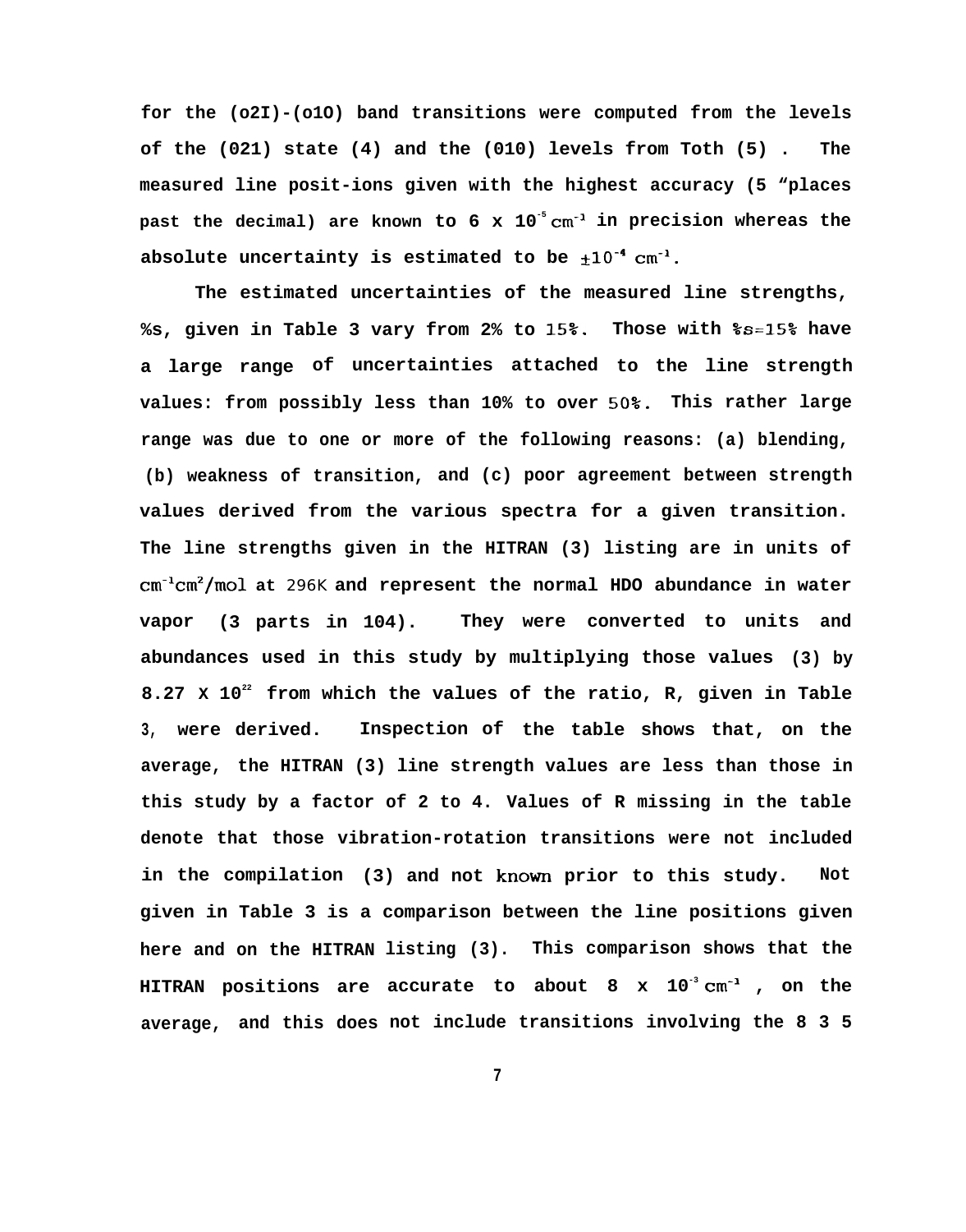for the (o2I)-(o1O) band transitions were computed from the levels of the (021) state (4) and the (010) levels from Toth (5) . The measured line posit-ions given with the highest accuracy (5 "places past the decimal) are known to 6 x $10^{-5}$ $cm^{-1}$ in precision whereas the absolute uncertainty is estimated to be $\pm 10^{-4}$ $cm^{-1}$.

The estimated uncertainties of the measured line strengths, %s, given in Table 3 vary from 2% to 15%. Those with %s=15% have a large range of uncertainties attached to the line strength values: from possibly less than 10% to over 50%. This rather large range was due to one or more of the following reasons: (a) blending, (b) weakness of transition, and (c) poor agreement between strength values derived from the various spectra for a given transition. The line strengths given in the HITRAN (3) listing are in units of $cm^{-1}cm^2$/mol at 296K and represent the normal HDO abundance in water vapor (3 parts in 104). They were converted to units and abundances used in this study by multiplying those values (3) by 8.27 X $10^{22}$ from which the values of the ratio, R, given in Table 3, were derived. Inspection of the table shows that, on the average, the HITRAN (3) line strength values are less than those in this study by a factor of 2 to 4. Values of R missing in the table denote that those vibration-rotation transitions were not included in the compilation (3) and not known prior to this study. Not given in Table 3 is a comparison between the line positions given here and on the HITRAN listing (3). This comparison shows that the HITRAN positions are accurate to about 8 x $10^{-3}$ $cm^{-1}$ , on the average, and this does not include transitions involving the 8 3 5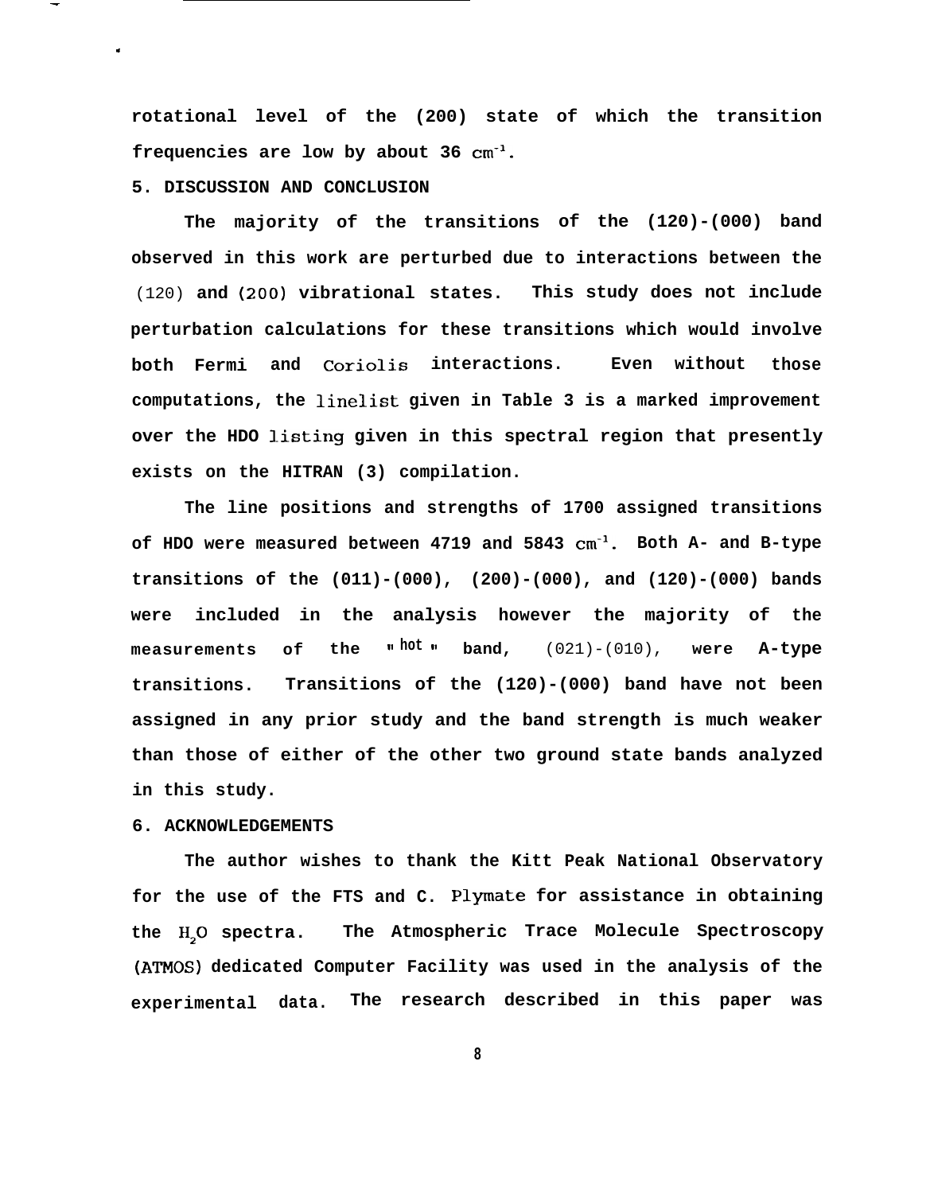rotational level of the (200) state of which the transition frequencies are low by about 36 $cm^{-1}$.

## 5. DISCUSSION AND CONCLUSION

The majority of the transitions of the (120)-(000) band observed in this work are perturbed due to interactions between the (120) and (200) vibrational states. This study does not include perturbation calculations for these transitions which would involve both Fermi and Coriolis interactions. Even without those computations, the linelist given in Table 3 is a marked improvement over the HDO listing given in this spectral region that presently exists on the HITRAN (3) compilation.

The line positions and strengths of 1700 assigned transitions of HDO were measured between 4719 and 5843 $cm^{-1}$. Both A- and B-type transitions of the (011)-(000), (200)-(000), and (120)-(000) bands were included in the analysis however the majority of the measurements of the "hot" band, (021)-(010), were A-type transitions. Transitions of the (120)-(000) band have not been assigned in any prior study and the band strength is much weaker than those of either of the other two ground state bands analyzed in this study.

## 6. ACKNOWLEDGEMENTS

The author wishes to thank the Kitt Peak National Observatory for the use of the FTS and C. Plymate for assistance in obtaining the $H_2O$ spectra. The Atmospheric Trace Molecule Spectroscopy (ATMOS) dedicated Computer Facility was used in the analysis of the experimental data. The research described in this paper was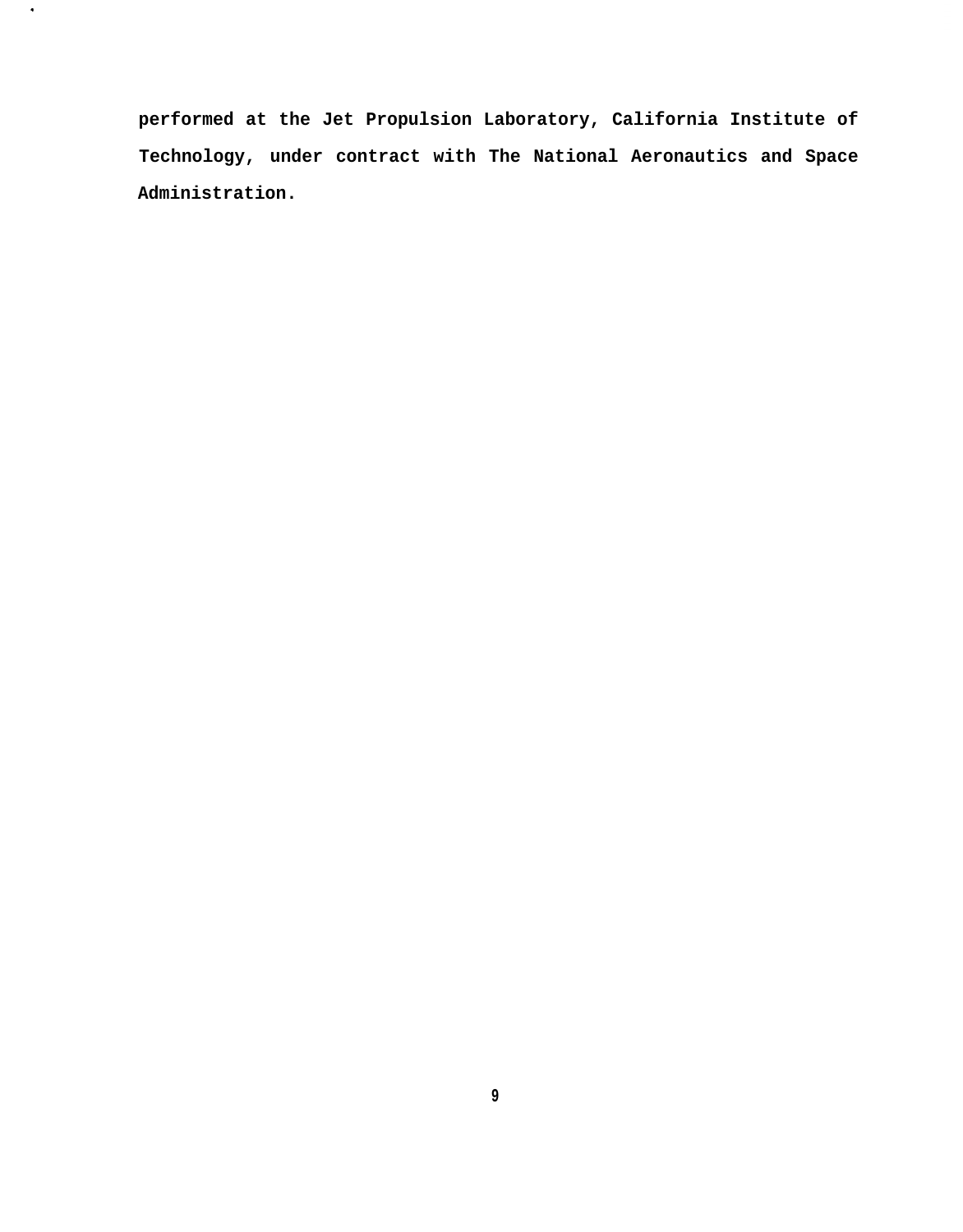performed at the Jet Propulsion Laboratory, California Institute of Technology, under contract with The National Aeronautics and Space Administration.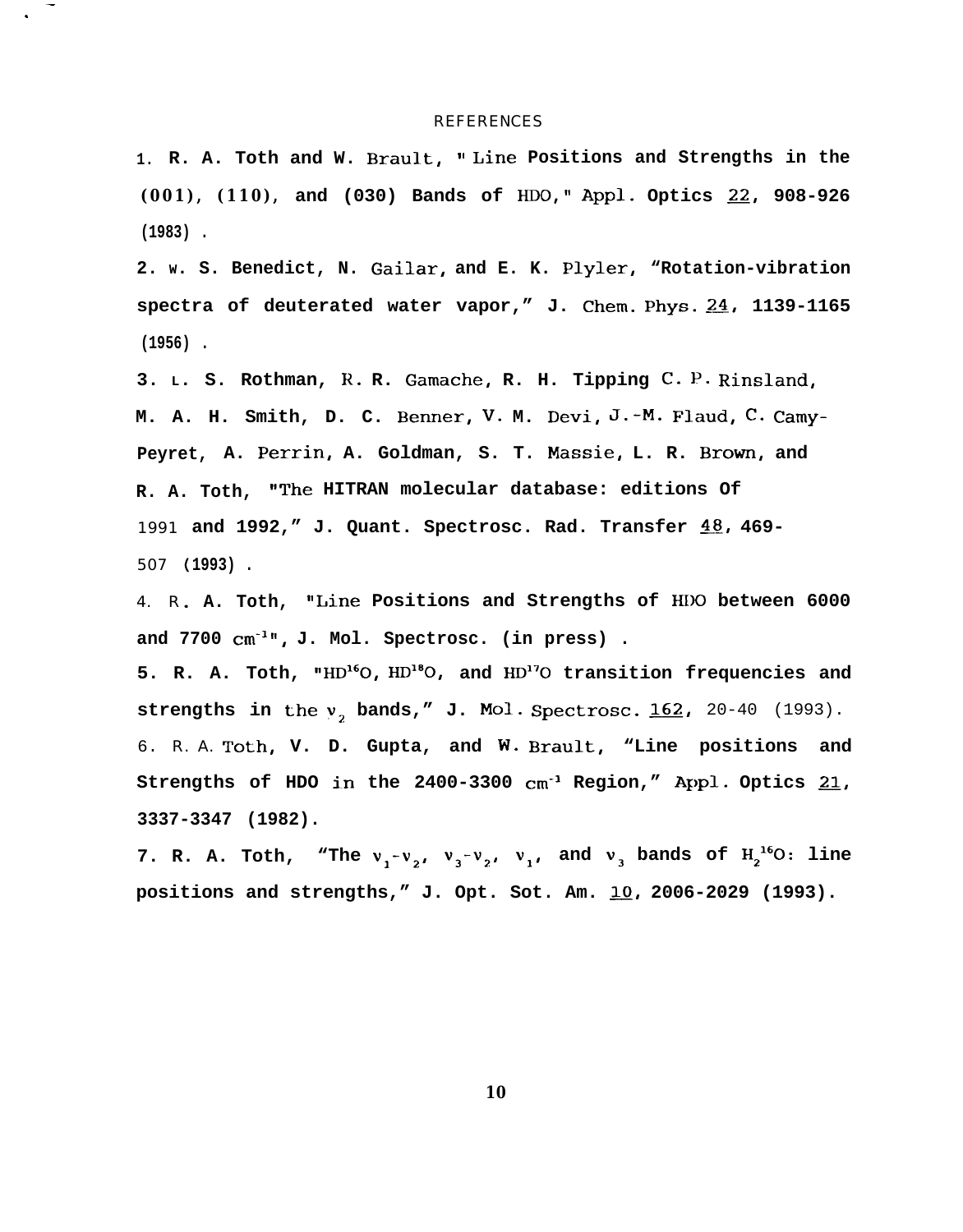# REFERENCES

1. R. A. Toth and W. Brault, "Line Positions and Strengths in the (001), (110), and (030) Bands of HDO," Appl. Optics 22, 908-926 (1983).

2. W. S. Benedict, N. Gailar, and E. K. Plyler, "Rotation-vibration spectra of deuterated water vapor," J. Chem. Phys. 24, 1139-1165 (1956).

3. L. S. Rothman, R. R. Gamache, R. H. Tipping C. P. Rinsland, M. A. H. Smith, D. C. Benner, V. M. Devi, J.-M. Flaud, C. Camy-Peyret, A. Perrin, A. Goldman, S. T. Massie, L. R. Brown, and R. A. Toth, "The HITRAN molecular database: editions Of 1991 and 1992," J. Quant. Spectrosc. Rad. Transfer 48, 469-507 (1993).

4. R. A. Toth, "Line Positions and Strengths of HDO between 6000 and 7700 $cm^{-1}$", J. Mol. Spectrosc. (in press).

5. R. A. Toth, "$HD^{16}O$, $HD^{18}O$, and $HD^{17}O$ transition frequencies and strengths in the $\nu_2$ bands," J. Mol. Spectrosc. 162, 20-40 (1993).

6. R. A. Toth, V. D. Gupta, and W. Brault, "Line positions and Strengths of HDO in the 2400-3300 $cm^{-1}$ Region," Appl. Optics 21, 3337-3347 (1982).

7. R. A. Toth, "The $\nu_1$-$\nu_2$, $\nu_3$-$\nu_2$, $\nu_1$, and $\nu_3$ bands of $H_2{}^{16}O$: line positions and strengths," J. Opt. Sot. Am. 10, 2006-2029 (1993).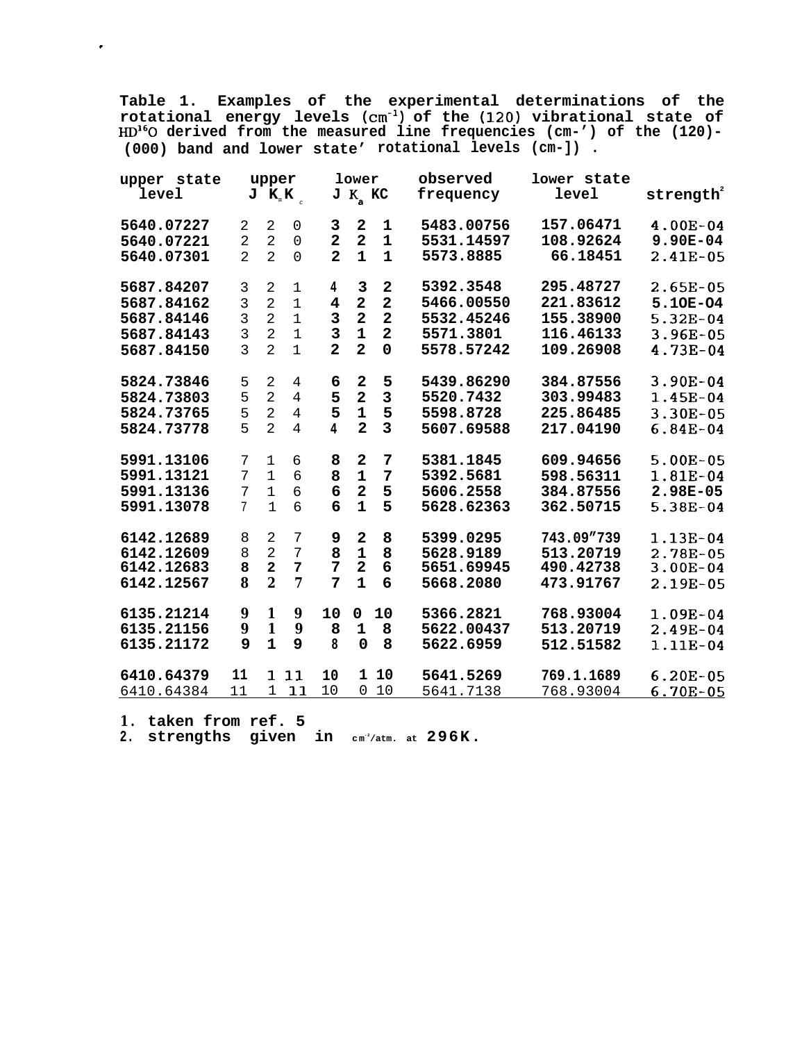**Table 1. Examples of the experimental determinations of the rotational energy levels ($cm^{-1}$) of the (120) vibrational state of $HD^{16}O$ derived from the measured line frequencies ($cm^{-1}$) of the (120)-(000) band and lower state[1] rotational levels ($cm^{-1}$).**

| upper state level | upper J | $K_a$ | $K_c$ | lower J | $K_a$ | $K_c$ | observed frequency | lower state level | strength[2] |
|---|---|---|---|---|---|---|---|---|---|
| 5640.07227 | 2 | 2 | 0 | 3 | 2 | 1 | 5483.00756 | 157.06471 | 4.00E-04 |
| 5640.07221 | 2 | 2 | 0 | 2 | 2 | 1 | 5531.14597 | 108.92624 | 9.90E-04 |
| 5640.07301 | 2 | 2 | 0 | 2 | 1 | 1 | 5573.8885 | 66.18451 | 2.41E-05 |
| 5687.84207 | 3 | 2 | 1 | 4 | 3 | 2 | 5392.3548 | 295.48727 | 2.65E-05 |
| 5687.84162 | 3 | 2 | 1 | 4 | 2 | 2 | 5466.00550 | 221.83612 | 5.10E-04 |
| 5687.84146 | 3 | 2 | 1 | 3 | 2 | 2 | 5532.45246 | 155.38900 | 5.32E-04 |
| 5687.84143 | 3 | 2 | 1 | 3 | 1 | 2 | 5571.3801 | 116.46133 | 3.96E-05 |
| 5687.84150 | 3 | 2 | 1 | 2 | 2 | 0 | 5578.57242 | 109.26908 | 4.73E-04 |
| 5824.73846 | 5 | 2 | 4 | 6 | 2 | 5 | 5439.86290 | 384.87556 | 3.90E-04 |
| 5824.73803 | 5 | 2 | 4 | 5 | 2 | 3 | 5520.7432 | 303.99483 | 1.45E-04 |
| 5824.73765 | 5 | 2 | 4 | 5 | 1 | 5 | 5598.8728 | 225.86485 | 3.30E-05 |
| 5824.73778 | 5 | 2 | 4 | 4 | 2 | 3 | 5607.69588 | 217.04190 | 6.84E-04 |
| 5991.13106 | 7 | 1 | 6 | 8 | 2 | 7 | 5381.1845 | 609.94656 | 5.00E-05 |
| 5991.13121 | 7 | 1 | 6 | 8 | 1 | 7 | 5392.5681 | 598.56311 | 1.81E-04 |
| 5991.13136 | 7 | 1 | 6 | 6 | 2 | 5 | 5606.2558 | 384.87556 | 2.98E-05 |
| 5991.13078 | 7 | 1 | 6 | 6 | 1 | 5 | 5628.62363 | 362.50715 | 5.38E-04 |
| 6142.12689 | 8 | 2 | 7 | 9 | 2 | 8 | 5399.0295 | 743.09739 | 1.13E-04 |
| 6142.12609 | 8 | 2 | 7 | 8 | 1 | 8 | 5628.9189 | 513.20719 | 2.78E-05 |
| 6142.12683 | 8 | 2 | 7 | 7 | 2 | 6 | 5651.69945 | 490.42738 | 3.00E-04 |
| 6142.12567 | 8 | 2 | 7 | 7 | 1 | 6 | 5668.2080 | 473.91767 | 2.19E-05 |
| 6135.21214 | 9 | 1 | 9 | 10 | 0 | 10 | 5366.2821 | 768.93004 | 1.09E-04 |
| 6135.21156 | 9 | 1 | 9 | 8 | 1 | 8 | 5622.00437 | 513.20719 | 2.49E-04 |
| 6135.21172 | 9 | 1 | 9 | 8 | 0 | 8 | 5622.6959 | 512.51582 | 1.11E-04 |
| 6410.64379 | 11 | 1 | 11 | 10 | 1 | 10 | 5641.5269 | 769.11689 | 6.20E-05 |
| 6410.64384 | 11 | 1 | 11 | 10 | 0 | 10 | 5641.7138 | 768.93004 | 6.70E-05 |

1. taken from ref. 5
2. strengths given in $cm^{-2}/atm$. at 296K.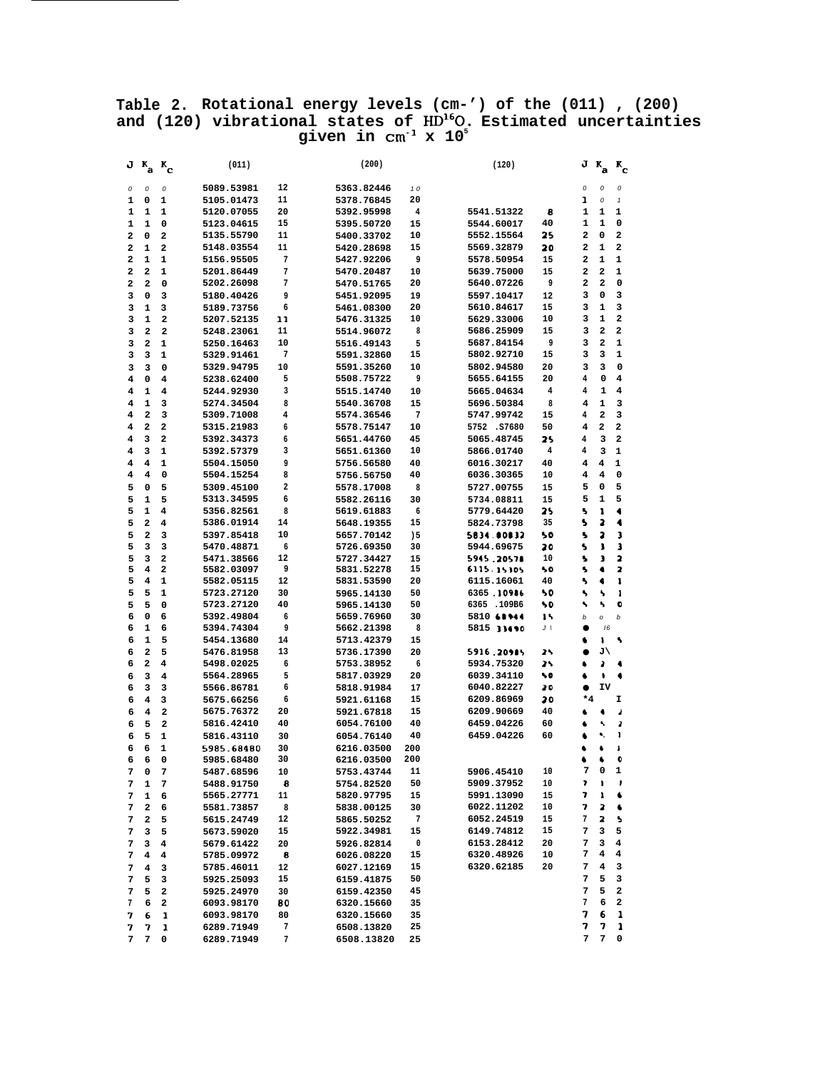**Table 2. Rotational energy levels (cm-') of the (011) , (200) and (120) vibrational states of $HD^{16}O$. Estimated uncertainties given in $cm^{-1} \times 10^5$**

| J | $K_a$ | $K_c$ | (011) | | (200) | | (120) | | J | $K_a$ | $K_c$ |
|---|---|---|---|---|---|---|---|---|---|---|---|
| 0 | 0 | 0 | 5089.53981 | 12 | 5363.82446 | 10 | | | 0 | 0 | 0 |
| 1 | 0 | 1 | 5105.01473 | 11 | 5378.76845 | 20 | | | 1 | 0 | 1 |
| 1 | 1 | 1 | 5120.07055 | 20 | 5392.95998 | 4 | 5541.51322 | 8 | 1 | 1 | 1 |
| 1 | 1 | 0 | 5123.04615 | 15 | 5395.50720 | 15 | 5544.60017 | 40 | 1 | 1 | 0 |
| 2 | 0 | 2 | 5135.55790 | 11 | 5400.33702 | 10 | 5552.15564 | 25 | 2 | 0 | 2 |
| 2 | 1 | 2 | 5148.03554 | 11 | 5420.28698 | 15 | 5569.32879 | 20 | 2 | 1 | 2 |
| 2 | 1 | 1 | 5156.95505 | 7 | 5427.92206 | 9 | 5578.50954 | 15 | 2 | 1 | 1 |
| 2 | 2 | 1 | 5201.86449 | 7 | 5470.20487 | 10 | 5639.75000 | 15 | 2 | 2 | 1 |
| 2 | 2 | 0 | 5202.26098 | 7 | 5470.51765 | 20 | 5640.07226 | 9 | 2 | 2 | 0 |
| 3 | 0 | 3 | 5180.40426 | 9 | 5451.92095 | 19 | 5597.10417 | 12 | 3 | 0 | 3 |
| 3 | 1 | 3 | 5189.73756 | 6 | 5461.08300 | 20 | 5610.84617 | 15 | 3 | 1 | 3 |
| 3 | 1 | 2 | 5207.52135 | 11 | 5476.31325 | 10 | 5629.33006 | 10 | 3 | 1 | 2 |
| 3 | 2 | 2 | 5248.23061 | 11 | 5514.96072 | 8 | 5686.25909 | 15 | 3 | 2 | 2 |
| 3 | 2 | 1 | 5250.16463 | 10 | 5516.49143 | 5 | 5687.84154 | 9 | 3 | 2 | 1 |
| 3 | 3 | 1 | 5329.91461 | 7 | 5591.32860 | 15 | 5802.92710 | 15 | 3 | 3 | 1 |
| 3 | 3 | 0 | 5329.94795 | 10 | 5591.35260 | 10 | 5802.94580 | 20 | 3 | 3 | 0 |
| 4 | 0 | 4 | 5238.62400 | 5 | 5508.75722 | 9 | 5655.64155 | 20 | 4 | 0 | 4 |
| 4 | 1 | 4 | 5244.92930 | 3 | 5515.14740 | 10 | 5665.04634 | 4 | 4 | 1 | 4 |
| 4 | 1 | 3 | 5274.34504 | 8 | 5540.36708 | 15 | 5696.50384 | 8 | 4 | 1 | 3 |
| 4 | 2 | 3 | 5309.71008 | 4 | 5574.36546 | 7 | 5747.99742 | 15 | 4 | 2 | 3 |
| 4 | 2 | 2 | 5315.21983 | 6 | 5578.75147 | 10 | 5752 .57680 | 50 | 4 | 2 | 2 |
| 4 | 3 | 2 | 5392.34373 | 6 | 5651.44760 | 45 | 5065.48745 | 25 | 4 | 3 | 2 |
| 4 | 3 | 1 | 5392.57379 | 3 | 5651.61360 | 10 | 5866.01740 | 4 | 4 | 3 | 1 |
| 4 | 4 | 1 | 5504.15050 | 9 | 5756.56580 | 40 | 6016.30217 | 40 | 4 | 4 | 1 |
| 4 | 4 | 0 | 5504.15254 | 8 | 5756.56750 | 40 | 6036.30365 | 10 | 4 | 4 | 0 |
| 5 | 0 | 5 | 5309.45100 | 2 | 5578.17008 | 8 | 5727.00755 | 15 | 5 | 0 | 5 |
| 5 | 1 | 5 | 5313.34595 | 6 | 5582.26116 | 30 | 5734.08811 | 15 | 5 | 1 | 5 |
| 5 | 1 | 4 | 5356.82561 | 8 | 5619.61883 | 6 | 5779.64420 | 25 | 5 | 1 | 4 |
| 5 | 2 | 4 | 5386.01914 | 14 | 5648.19355 | 15 | 5824.73798 | 35 | 5 | 2 | 4 |
| 5 | 2 | 3 | 5397.85418 | 10 | 5657.70142 | )5 | 5834.00832 | 50 | 5 | 2 | 3 |
| 5 | 3 | 3 | 5470.48871 | 6 | 5726.69350 | 30 | 5944.69675 | 20 | 5 | 3 | 3 |
| 5 | 3 | 2 | 5471.38566 | 12 | 5727.34427 | 15 | 5945.20578 | 10 | 5 | 3 | 2 |
| 5 | 4 | 2 | 5582.03097 | 9 | 5831.52278 | 15 | 6115.15305 | 50 | 5 | 4 | 2 |
| 5 | 4 | 1 | 5582.05115 | 12 | 5831.53590 | 20 | 6115.16061 | 40 | 5 | 4 | 1 |
| 5 | 5 | 1 | 5723.27120 | 30 | 5965.14130 | 50 | 6365 .10986 | 50 | 5 | 5 | 1 |
| 5 | 5 | 0 | 5723.27120 | 40 | 5965.14130 | 50 | 6365 .109B6 | 50 | 5 | 5 | 0 |
| 6 | 0 | 6 | 5392.49804 | 6 | 5659.76960 | 30 | 5810 68944 | 15 | 6 | 0 | 6 |
| 6 | 1 | 6 | 5394.74304 | 9 | 5662.21398 | 8 | 5815 33490 | J \| | 6 | 1 | 6 |
| 6 | 1 | 5 | 5454.13680 | 14 | 5713.42379 | 15 | | | 6 | 1 | 5 |
| 6 | 2 | 5 | 5476.81958 | 13 | 5736.17390 | 20 | 5916.20985 | 25 | 6 | 2 | 5 |
| 6 | 2 | 4 | 5498.02025 | 6 | 5753.38952 | 6 | 5934.75320 | 25 | 6 | 2 | 4 |
| 6 | 3 | 4 | 5564.28965 | 5 | 5817.03929 | 20 | 6039.34110 | 50 | 6 | 3 | 4 |
| 6 | 3 | 3 | 5566.86781 | 6 | 5818.91984 | 17 | 6040.82227 | 20 | 6 | 3 | 3 |
| 6 | 4 | 3 | 5675.66256 | 6 | 5921.61168 | 15 | 6209.86969 | 20 | 6 | 4 | 3 |
| 6 | 4 | 2 | 5675.76372 | 20 | 5921.67818 | 15 | 6209.90669 | 40 | 6 | 4 | 2 |
| 6 | 5 | 2 | 5816.42410 | 40 | 6054.76100 | 40 | 6459.04226 | 60 | 6 | 5 | 2 |
| 6 | 5 | 1 | 5816.43110 | 30 | 6054.76140 | 40 | 6459.04226 | 60 | 6 | 5 | 1 |
| 6 | 6 | 1 | 5985.68480 | 30 | 6216.03500 | 200 | | | 6 | 6 | 1 |
| 6 | 6 | 0 | 5985.68480 | 30 | 6216.03500 | 200 | | | 6 | 6 | 0 |
| 7 | 0 | 7 | 5487.68596 | 10 | 5753.43744 | 11 | 5906.45410 | 10 | 7 | 0 | 7 |
| 7 | 1 | 7 | 5488.91750 | 8 | 5754.82520 | 50 | 5909.37952 | 10 | 7 | 1 | 7 |
| 7 | 1 | 6 | 5565.27771 | 11 | 5820.97795 | 15 | 5991.13090 | 15 | 7 | 1 | 6 |
| 7 | 2 | 6 | 5581.73857 | 8 | 5838.00125 | 30 | 6022.11202 | 10 | 7 | 2 | 6 |
| 7 | 2 | 5 | 5615.24749 | 12 | 5865.50252 | 7 | 6052.24519 | 15 | 7 | 2 | 5 |
| 7 | 3 | 5 | 5673.59020 | 15 | 5922.34981 | 15 | 6149.74812 | 15 | 7 | 3 | 5 |
| 7 | 3 | 4 | 5679.61422 | 20 | 5926.82814 | 0 | 6153.28412 | 20 | 7 | 3 | 4 |
| 7 | 4 | 4 | 5785.09972 | 8 | 6026.08220 | 15 | 6320.48926 | 10 | 7 | 4 | 4 |
| 7 | 4 | 3 | 5785.46011 | 12 | 6027.12169 | 15 | 6320.62185 | 20 | 7 | 4 | 3 |
| 7 | 5 | 3 | 5925.25093 | 15 | 6159.41875 | 50 | | | 7 | 5 | 3 |
| 7 | 5 | 2 | 5925.24970 | 30 | 6159.42350 | 45 | | | 7 | 5 | 2 |
| 7 | 6 | 2 | 6093.98170 | 80 | 6320.15660 | 35 | | | 7 | 6 | 2 |
| 7 | 6 | 1 | 6093.98170 | 80 | 6320.15660 | 35 | | | 7 | 6 | 1 |
| 7 | 7 | 1 | 6289.71949 | 7 | 6508.13820 | 25 | | | 7 | 7 | 1 |
| 7 | 7 | 0 | 6289.71949 | 7 | 6508.13820 | 25 | | | 7 | 7 | 0 |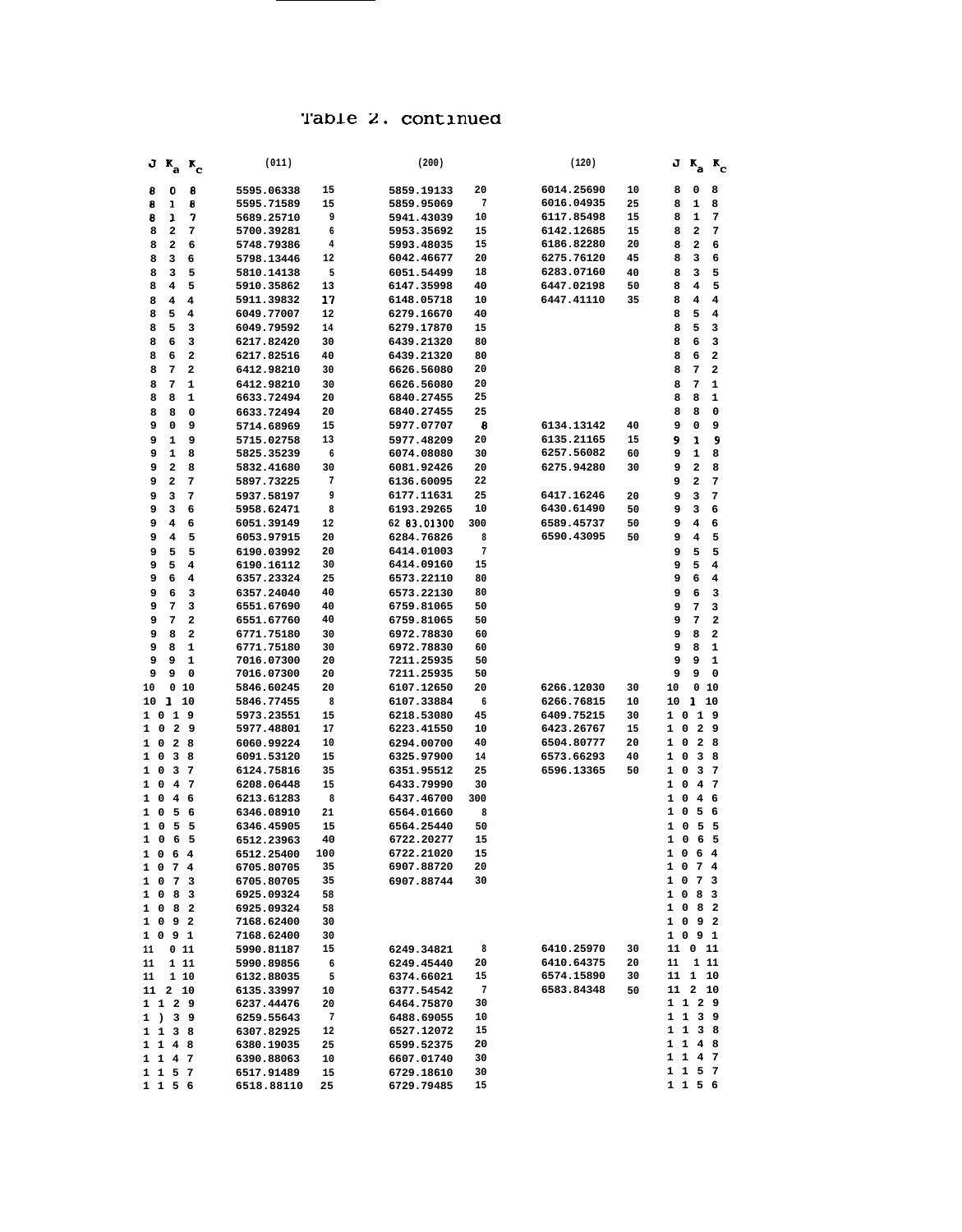Table 2. continued

| J | $K_a$ | $K_c$ | (011) | | (200) | | (120) | | J | $K_a$ | $K_c$ |
|---|---|---|---|---|---|---|---|---|---|---|---|
| 8 | 0 | 8 | 5595.06338 | 15 | 5859.19133 | 20 | 6014.25690 | 10 | 8 | 0 | 8 |
| 8 | 1 | 8 | 5595.71589 | 15 | 5859.95069 | 7 | 6016.04935 | 25 | 8 | 1 | 8 |
| 8 | 1 | 7 | 5689.25710 | 9 | 5941.43039 | 10 | 6117.85498 | 15 | 8 | 1 | 7 |
| 8 | 2 | 7 | 5700.39281 | 6 | 5953.35692 | 15 | 6142.12685 | 15 | 8 | 2 | 7 |
| 8 | 2 | 6 | 5748.79386 | 4 | 5993.48035 | 15 | 6186.82280 | 20 | 8 | 2 | 6 |
| 8 | 3 | 6 | 5798.13446 | 12 | 6042.46677 | 20 | 6275.76120 | 45 | 8 | 3 | 6 |
| 8 | 3 | 5 | 5810.14138 | 5 | 6051.54499 | 18 | 6283.07160 | 40 | 8 | 3 | 5 |
| 8 | 4 | 5 | 5910.35862 | 13 | 6147.35998 | 40 | 6447.02198 | 50 | 8 | 4 | 5 |
| 8 | 4 | 4 | 5911.39832 | 17 | 6148.05718 | 10 | 6447.41110 | 35 | 8 | 4 | 4 |
| 8 | 5 | 4 | 6049.77007 | 12 | 6279.16670 | 40 | | | 8 | 5 | 4 |
| 8 | 5 | 3 | 6049.79592 | 14 | 6279.17870 | 15 | | | 8 | 5 | 3 |
| 8 | 6 | 3 | 6217.82420 | 30 | 6439.21320 | 80 | | | 8 | 6 | 3 |
| 8 | 6 | 2 | 6217.82516 | 40 | 6439.21320 | 80 | | | 8 | 6 | 2 |
| 8 | 7 | 2 | 6412.98210 | 30 | 6626.56080 | 20 | | | 8 | 7 | 2 |
| 8 | 7 | 1 | 6412.98210 | 30 | 6626.56080 | 20 | | | 8 | 7 | 1 |
| 8 | 8 | 1 | 6633.72494 | 20 | 6840.27455 | 25 | | | 8 | 8 | 1 |
| 8 | 8 | 0 | 6633.72494 | 20 | 6840.27455 | 25 | | | 8 | 8 | 0 |
| 9 | 0 | 9 | 5714.68969 | 15 | 5977.07707 | 8 | 6134.13142 | 40 | 9 | 0 | 9 |
| 9 | 1 | 9 | 5715.02758 | 13 | 5977.48209 | 20 | 6135.21165 | 15 | 9 | 1 | 9 |
| 9 | 1 | 8 | 5825.35239 | 6 | 6074.08080 | 30 | 6257.56082 | 60 | 9 | 1 | 8 |
| 9 | 2 | 8 | 5832.41680 | 30 | 6081.92426 | 20 | 6275.94280 | 30 | 9 | 2 | 8 |
| 9 | 2 | 7 | 5897.73225 | 7 | 6136.60095 | 22 | | | 9 | 2 | 7 |
| 9 | 3 | 7 | 5937.58197 | 9 | 6177.11631 | 25 | 6417.16246 | 20 | 9 | 3 | 7 |
| 9 | 3 | 6 | 5958.62471 | 8 | 6193.29265 | 10 | 6430.61490 | 50 | 9 | 3 | 6 |
| 9 | 4 | 6 | 6051.39149 | 12 | 6283.01300 | 300 | 6589.45737 | 50 | 9 | 4 | 6 |
| 9 | 4 | 5 | 6053.97915 | 20 | 6284.76826 | 8 | 6590.43095 | 50 | 9 | 4 | 5 |
| 9 | 5 | 5 | 6190.03992 | 20 | 6414.01003 | 7 | | | 9 | 5 | 5 |
| 9 | 5 | 4 | 6190.16112 | 30 | 6414.09160 | 15 | | | 9 | 5 | 4 |
| 9 | 6 | 4 | 6357.23324 | 25 | 6573.22110 | 80 | | | 9 | 6 | 4 |
| 9 | 6 | 3 | 6357.24040 | 40 | 6573.22130 | 80 | | | 9 | 6 | 3 |
| 9 | 7 | 3 | 6551.67690 | 40 | 6759.81065 | 50 | | | 9 | 7 | 3 |
| 9 | 7 | 2 | 6551.67760 | 40 | 6759.81065 | 50 | | | 9 | 7 | 2 |
| 9 | 8 | 2 | 6771.75180 | 30 | 6972.78830 | 60 | | | 9 | 8 | 2 |
| 9 | 8 | 1 | 6771.75180 | 30 | 6972.78830 | 60 | | | 9 | 8 | 1 |
| 9 | 9 | 1 | 7016.07300 | 20 | 7211.25935 | 50 | | | 9 | 9 | 1 |
| 9 | 9 | 0 | 7016.07300 | 20 | 7211.25935 | 50 | | | 9 | 9 | 0 |
| 10 | 0 | 10 | 5846.60245 | 20 | 6107.12650 | 20 | 6266.12030 | 30 | 10 | 0 | 10 |
| 10 | 1 | 10 | 5846.77455 | 8 | 6107.33884 | 6 | 6266.76815 | 10 | 10 | 1 | 10 |
| 10 | 1 | 9 | 5973.23551 | 15 | 6218.53080 | 45 | 6409.75215 | 30 | 10 | 1 | 9 |
| 10 | 2 | 9 | 5977.48801 | 17 | 6223.41550 | 10 | 6423.26767 | 15 | 10 | 2 | 9 |
| 10 | 2 | 8 | 6060.99224 | 10 | 6294.00700 | 40 | 6504.80777 | 20 | 10 | 2 | 8 |
| 10 | 3 | 8 | 6091.53120 | 15 | 6325.97900 | 14 | 6573.66293 | 40 | 10 | 3 | 8 |
| 10 | 3 | 7 | 6124.75816 | 35 | 6351.95512 | 25 | 6596.13365 | 50 | 10 | 3 | 7 |
| 10 | 4 | 7 | 6208.06448 | 15 | 6433.79990 | 30 | | | 10 | 4 | 7 |
| 10 | 4 | 6 | 6213.61283 | 8 | 6437.46700 | 300 | | | 10 | 4 | 6 |
| 10 | 5 | 6 | 6346.08910 | 21 | 6564.01660 | 8 | | | 10 | 5 | 6 |
| 10 | 5 | 5 | 6346.45905 | 15 | 6564.25440 | 50 | | | 10 | 5 | 5 |
| 10 | 6 | 5 | 6512.23963 | 40 | 6722.20277 | 15 | | | 10 | 6 | 5 |
| 10 | 6 | 4 | 6512.25400 | 100 | 6722.21020 | 15 | | | 10 | 6 | 4 |
| 10 | 7 | 4 | 6705.80705 | 35 | 6907.88720 | 20 | | | 10 | 7 | 4 |
| 10 | 7 | 3 | 6705.80705 | 35 | 6907.88744 | 30 | | | 10 | 7 | 3 |
| 10 | 8 | 3 | 6925.09324 | 58 | | | | | 10 | 8 | 3 |
| 10 | 8 | 2 | 6925.09324 | 58 | | | | | 10 | 8 | 2 |
| 10 | 9 | 2 | 7168.62400 | 30 | | | | | 10 | 9 | 2 |
| 10 | 9 | 1 | 7168.62400 | 30 | | | | | 10 | 9 | 1 |
| 11 | 0 | 11 | 5990.81187 | 15 | 6249.34821 | 8 | 6410.25970 | 30 | 11 | 0 | 11 |
| 11 | 1 | 11 | 5990.89856 | 6 | 6249.45440 | 20 | 6410.64375 | 20 | 11 | 1 | 11 |
| 11 | 1 | 10 | 6132.88035 | 5 | 6374.66021 | 15 | 6574.15890 | 30 | 11 | 1 | 10 |
| 11 | 2 | 10 | 6135.33997 | 10 | 6377.54542 | 7 | 6583.84348 | 50 | 11 | 2 | 10 |
| 11 | 2 | 9 | 6237.44476 | 20 | 6464.75870 | 30 | | | 11 | 2 | 9 |
| 11 | 3 | 9 | 6259.55643 | 7 | 6488.69055 | 10 | | | 11 | 3 | 9 |
| 11 | 3 | 8 | 6307.82925 | 12 | 6527.12072 | 15 | | | 11 | 3 | 8 |
| 11 | 4 | 8 | 6380.19035 | 25 | 6599.52375 | 20 | | | 11 | 4 | 8 |
| 11 | 4 | 7 | 6390.88063 | 10 | 6607.01740 | 30 | | | 11 | 4 | 7 |
| 11 | 5 | 7 | 6517.91489 | 15 | 6729.18610 | 30 | | | 11 | 5 | 7 |
| 11 | 5 | 6 | 6518.88110 | 25 | 6729.79485 | 15 | | | 11 | 5 | 6 |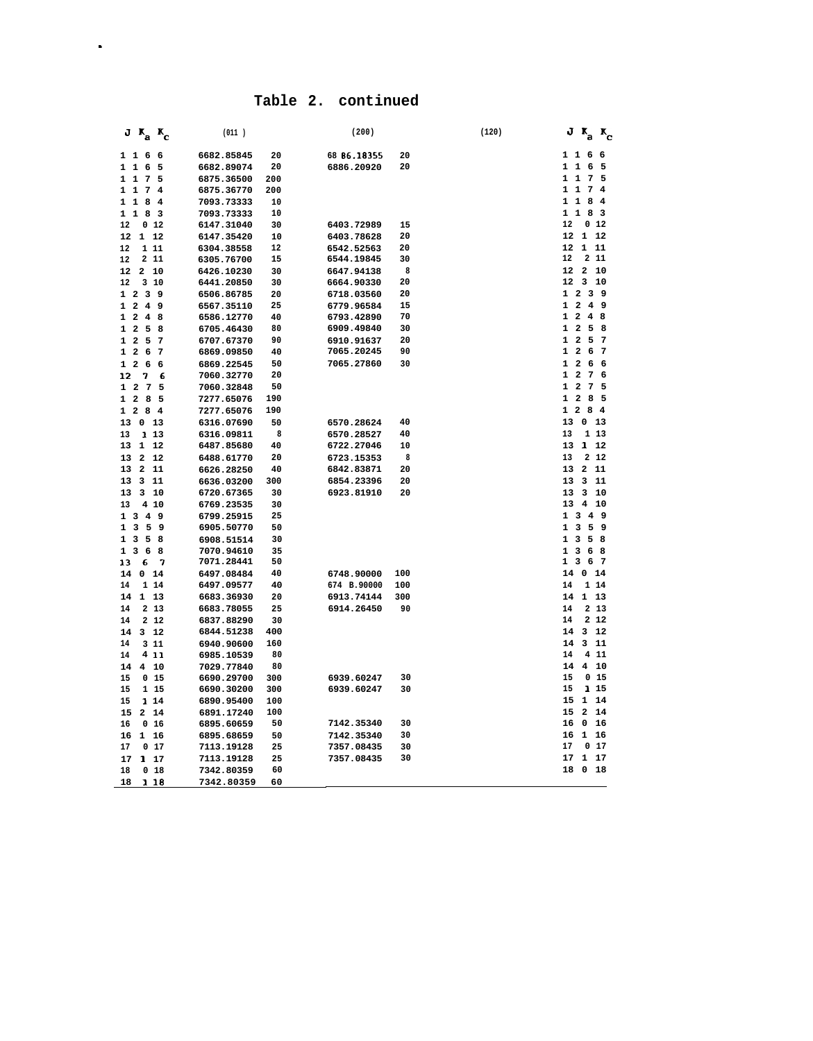# Table 2. continued

| J Ka Kc | (011) | | (200) | | (120) | J Ka Kc |
|---|---|---|---|---|---|---|
| 11 6 6 | 6682.85845 | 20 | 6886.18355 | 20 | | 11 6 6 |
| 11 6 5 | 6682.89074 | 20 | 6886.20920 | 20 | | 11 6 5 |
| 11 7 5 | 6875.36500 | 200 | | | | 11 7 5 |
| 11 7 4 | 6875.36770 | 200 | | | | 11 7 4 |
| 11 8 4 | 7093.73333 | 10 | | | | 11 8 4 |
| 11 8 3 | 7093.73333 | 10 | | | | 11 8 3 |
| 12 0 12 | 6147.31040 | 30 | 6403.72989 | 15 | | 12 0 12 |
| 12 1 12 | 6147.35420 | 10 | 6403.78628 | 20 | | 12 1 12 |
| 12 1 11 | 6304.38558 | 12 | 6542.52563 | 20 | | 12 1 11 |
| 12 2 11 | 6305.76700 | 15 | 6544.19845 | 30 | | 12 2 11 |
| 12 2 10 | 6426.10230 | 30 | 6647.94138 | 8 | | 12 2 10 |
| 12 3 10 | 6441.20850 | 30 | 6664.90330 | 20 | | 12 3 10 |
| 12 3 9 | 6506.86785 | 20 | 6718.03560 | 20 | | 12 3 9 |
| 12 4 9 | 6567.35110 | 25 | 6779.96584 | 15 | | 12 4 9 |
| 12 4 8 | 6586.12770 | 40 | 6793.42890 | 70 | | 12 4 8 |
| 12 5 8 | 6705.46430 | 80 | 6909.49840 | 30 | | 12 5 8 |
| 12 5 7 | 6707.67370 | 90 | 6910.91637 | 20 | | 12 5 7 |
| 12 6 7 | 6869.09850 | 40 | 7065.20245 | 90 | | 12 6 7 |
| 12 6 6 | 6869.22545 | 50 | 7065.27860 | 30 | | 12 6 6 |
| 12 7 6 | 7060.32770 | 20 | | | | 12 7 6 |
| 12 7 5 | 7060.32848 | 50 | | | | 12 7 5 |
| 12 8 5 | 7277.65076 | 190 | | | | 12 8 5 |
| 12 8 4 | 7277.65076 | 190 | | | | 12 8 4 |
| 13 0 13 | 6316.07690 | 50 | 6570.28624 | 40 | | 13 0 13 |
| 13 1 13 | 6316.09811 | 8 | 6570.28527 | 40 | | 13 1 13 |
| 13 1 12 | 6487.85680 | 40 | 6722.27046 | 10 | | 13 1 12 |
| 13 2 12 | 6488.61770 | 20 | 6723.15353 | 8 | | 13 2 12 |
| 13 2 11 | 6626.28250 | 40 | 6842.83871 | 20 | | 13 2 11 |
| 13 3 11 | 6636.03200 | 300 | 6854.23396 | 20 | | 13 3 11 |
| 13 3 10 | 6720.67365 | 30 | 6923.81910 | 20 | | 13 3 10 |
| 13 4 10 | 6769.23535 | 30 | | | | 13 4 10 |
| 13 4 9 | 6799.25915 | 25 | | | | 13 4 9 |
| 13 5 9 | 6905.50770 | 50 | | | | 13 5 9 |
| 13 5 8 | 6908.51514 | 30 | | | | 13 5 8 |
| 13 6 8 | 7070.94610 | 35 | | | | 13 6 8 |
| 13 6 7 | 7071.28441 | 50 | | | | 13 6 7 |
| 14 0 14 | 6497.08484 | 40 | 6748.90000 | 100 | | 14 0 14 |
| 14 1 14 | 6497.09577 | 40 | 6748.90000 | 100 | | 14 1 14 |
| 14 1 13 | 6683.36930 | 20 | 6913.74144 | 300 | | 14 1 13 |
| 14 2 13 | 6683.78055 | 25 | 6914.26450 | 90 | | 14 2 13 |
| 14 2 12 | 6837.88290 | 30 | | | | 14 2 12 |
| 14 3 12 | 6844.51238 | 400 | | | | 14 3 12 |
| 14 3 11 | 6940.90600 | 160 | | | | 14 3 11 |
| 14 4 11 | 6985.10539 | 80 | | | | 14 4 11 |
| 14 4 10 | 7029.77840 | 80 | | | | 14 4 10 |
| 15 0 15 | 6690.29700 | 300 | 6939.60247 | 30 | | 15 0 15 |
| 15 1 15 | 6690.30200 | 300 | 6939.60247 | 30 | | 15 1 15 |
| 15 1 14 | 6890.95400 | 100 | | | | 15 1 14 |
| 15 2 14 | 6891.17240 | 100 | | | | 15 2 14 |
| 16 0 16 | 6895.60659 | 50 | 7142.35340 | 30 | | 16 0 16 |
| 16 1 16 | 6895.68659 | 50 | 7142.35340 | 30 | | 16 1 16 |
| 17 0 17 | 7113.19128 | 25 | 7357.08435 | 30 | | 17 0 17 |
| 17 1 17 | 7113.19128 | 25 | 7357.08435 | 30 | | 17 1 17 |
| 18 0 18 | 7342.80359 | 60 | | | | 18 0 18 |
| 18 1 18 | 7342.80359 | 60 | | | | |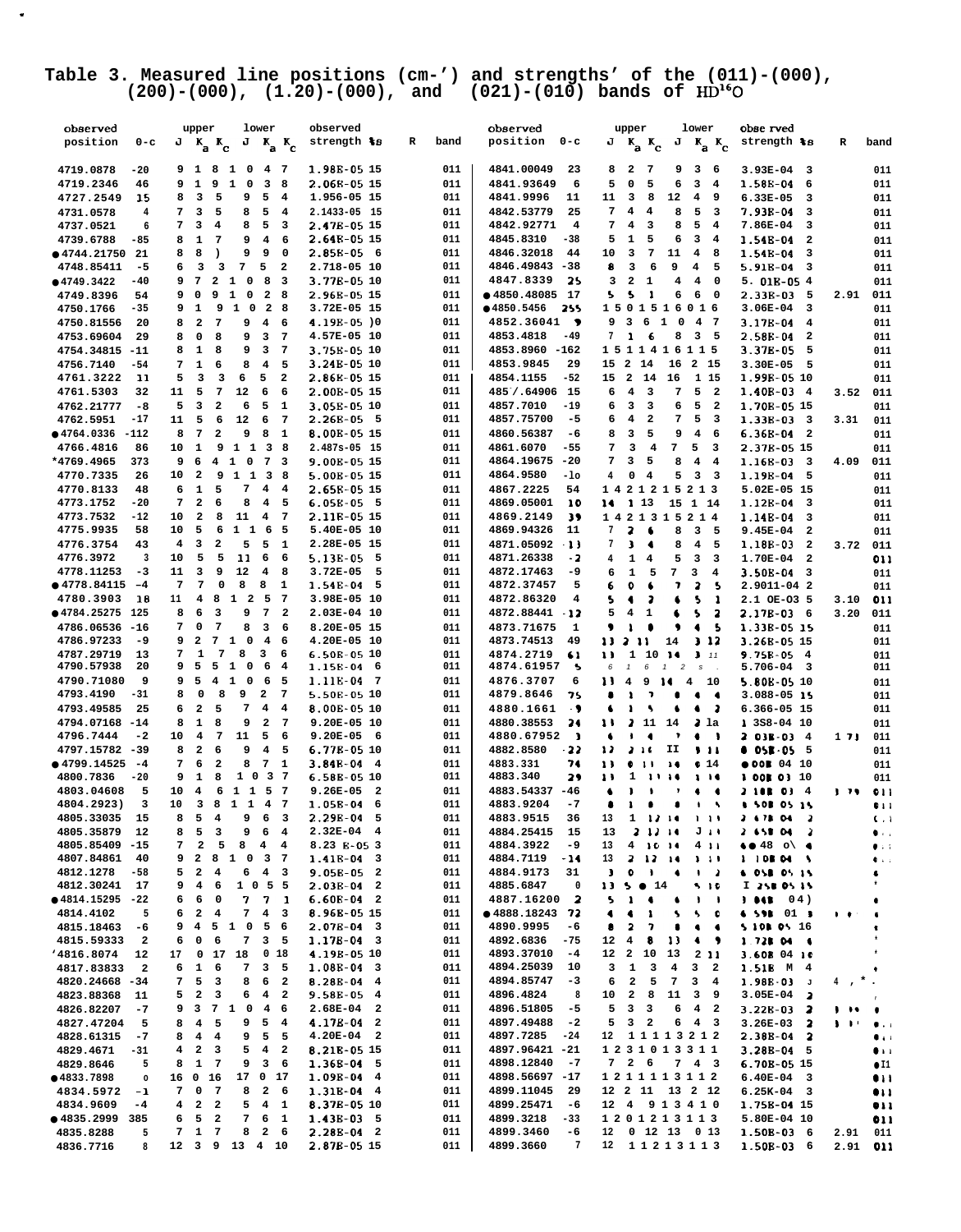# Table 3. Measured line positions (cm-') and strengths' of the (011)-(000), (200)-(000), (1.20)-(000), and (021)-(010) bands of $HD^{16}O$

| observed position | 0-c | upper J | $K_a$ | $K_c$ | lower J | $K_a$ | $K_c$ | observed strength | %s | R | band |
|---|---|---|---|---|---|---|---|---|---|---|---|
| 4719.0878 | -20 | 9 | 1 | 8 | 10 | 4 | 7 | 1.98E-05 | 15 | | 011 |
| 4719.2346 | 46 | 9 | 1 | 9 | 10 | 3 | 8 | 2.06E-05 | 15 | | 011 |
| 4727.2549 | 15 | 8 | 3 | 5 | 9 | 5 | 4 | 1.956-05 | 15 | | 011 |
| 4731.0578 | 4 | 7 | 3 | 5 | 8 | 5 | 4 | 2.1433-05 | 15 | | 011 |
| 4737.0521 | 6 | 7 | 3 | 4 | 8 | 5 | 3 | 2.47E-05 | 15 | | 011 |
| 4739.6788 | -85 | 8 | 1 | 7 | 9 | 4 | 6 | 2.64E-05 | 15 | | 011 |
| ●4744.21750 | 21 | 8 | 8 | ) | 9 | 9 | 0 | 2.85E-05 | 6 | | 011 |
| 4748.85411 | -5 | 6 | 3 | 3 | 7 | 5 | 2 | 2.718-05 | 10 | | 011 |
| ●4749.3422 | -40 | 9 | 7 | 2 | 10 | 8 | 3 | 3.77E-05 | 10 | | 011 |
| 4749.8396 | 54 | 9 | 0 | 9 | 10 | 2 | 8 | 2.96E-05 | 15 | | 011 |
| 4750.1766 | -35 | 9 | 1 | 9 | 10 | 2 | 8 | 3.72E-05 | 15 | | 011 |
| 4750.81556 | 20 | 8 | 2 | 7 | 9 | 4 | 6 | 4.19E-05 | )0 | | 011 |
| 4753.69604 | 29 | 8 | 0 | 8 | 9 | 3 | 7 | 4.57E-05 | 10 | | 011 |
| 4754.34815 | -11 | 8 | 1 | 8 | 9 | 3 | 7 | 3.75E-05 | 10 | | 011 |
| 4756.7140 | -54 | 7 | 1 | 6 | 8 | 4 | 5 | 3.24E-05 | 10 | | 011 |
| 4761.3222 | 11 | 5 | 3 | 3 | 6 | 5 | 2 | 2.86E-05 | 15 | | 011 |
| 4761.5303 | 32 | 11 | 5 | 7 | 12 | 6 | 6 | 2.00E-05 | 15 | | 011 |
| 4762.21777 | -8 | 5 | 3 | 2 | 6 | 5 | 1 | 3.05E-05 | 10 | | 011 |
| 4762.5951 | -17 | 11 | 5 | 6 | 12 | 6 | 7 | 2.26E-05 | 5 | | 011 |
| ●4764.0336 | -112 | 8 | 7 | 2 | 9 | 8 | 1 | 8.00E-05 | 15 | | 011 |
| 4766.4816 | 86 | 10 | 1 | 9 | 11 | 3 | 8 | 2.487s-05 | 15 | | 011 |
| *4769.4965 | 373 | 9 | 6 | 4 | 10 | 7 | 3 | 9.00E-05 | 15 | | 011 |
| 4770.7335 | 26 | 10 | 2 | 9 | 11 | 3 | 8 | 5.00E-05 | 15 | | 011 |
| 4770.8133 | 48 | 6 | 1 | 5 | 7 | 4 | 4 | 2.65E-05 | 15 | | 011 |
| 4773.1752 | -20 | 7 | 2 | 6 | 8 | 4 | 5 | 6.05E-05 | 5 | | 011 |
| 4773.7532 | -12 | 10 | 2 | 8 | 11 | 4 | 7 | 2.11E-05 | 15 | | 011 |
| 4775.9935 | 58 | 10 | 5 | 6 | 11 | 6 | 5 | 5.40E-05 | 10 | | 011 |
| 4776.3754 | 43 | 4 | 3 | 2 | 5 | 5 | 1 | 2.28E-05 | 15 | | 011 |
| 4776.3972 | 3 | 10 | 5 | 5 | 11 | 6 | 6 | 5.13E-05 | 5 | | 011 |
| 4778.11253 | -3 | 11 | 3 | 9 | 12 | 4 | 8 | 3.72E-05 | 5 | | 011 |
| ●4778.84115 | -4 | 7 | 7 | 0 | 8 | 8 | 1 | 1.54E-04 | 5 | | 011 |
| 4780.3903 | 18 | 11 | 4 | 8 | 12 | 5 | 7 | 3.98E-05 | 10 | | 011 |
| ●4784.25275 | 125 | 8 | 6 | 3 | 9 | 7 | 2 | 2.03E-04 | 10 | | 011 |
| 4786.06536 | -16 | 7 | 0 | 7 | 8 | 3 | 6 | 8.20E-05 | 15 | | 011 |
| 4786.97233 | -9 | 9 | 2 | 7 | 10 | 4 | 6 | 4.20E-05 | 10 | | 011 |
| 4787.29719 | 13 | 7 | 1 | 7 | 8 | 3 | 6 | 6.50E-05 | 10 | | 011 |
| 4790.57938 | 20 | 9 | 5 | 5 | 10 | 6 | 4 | 1.15E-04 | 6 | | 011 |
| 4790.71080 | 9 | 9 | 5 | 4 | 10 | 6 | 5 | 1.11E-04 | 7 | | 011 |
| 4793.4190 | -31 | 8 | 0 | 8 | 9 | 2 | 7 | 5.50E-05 | 10 | | 011 |
| 4793.49585 | 25 | 6 | 2 | 5 | 7 | 4 | 4 | 8.00E-05 | 10 | | 011 |
| 4794.07168 | -14 | 8 | 1 | 8 | 9 | 2 | 7 | 9.20E-05 | 10 | | 011 |
| 4796.7444 | -2 | 10 | 4 | 7 | 11 | 5 | 6 | 9.20E-05 | 6 | | 011 |
| 4797.15782 | -39 | 8 | 2 | 6 | 9 | 4 | 5 | 6.77E-05 | 10 | | 011 |
| ●4799.14525 | -4 | 7 | 6 | 2 | 8 | 7 | 1 | 3.84E-04 | 4 | | 011 |
| 4800.7836 | -20 | 9 | 1 | 8 | 10 | 3 | 7 | 6.58E-05 | 10 | | 011 |
| 4803.04608 | 5 | 10 | 4 | 6 | 11 | 5 | 7 | 9.26E-05 | 2 | | 011 |
| 4804.2923) | 3 | 10 | 3 | 8 | 11 | 4 | 7 | 1.05E-04 | 6 | | 011 |
| 4805.33035 | 15 | 8 | 5 | 4 | 9 | 6 | 3 | 2.29E-04 | 5 | | 011 |
| 4805.35879 | 12 | 8 | 5 | 3 | 9 | 6 | 4 | 2.32E-04 | 4 | | 011 |
| 4805.85409 | -15 | 7 | 2 | 5 | 8 | 4 | 4 | 8.23 E-05 | 3 | | 011 |
| 4807.84861 | 40 | 9 | 2 | 8 | 10 | 3 | 7 | 1.41E-04 | 3 | | 011 |
| 4812.1278 | -58 | 5 | 2 | 4 | 6 | 4 | 3 | 9.05E-05 | 2 | | 011 |
| 4812.30241 | 17 | 9 | 4 | 6 | 10 | 5 | 5 | 2.03E-04 | 2 | | 011 |
| ●4814.15295 | -22 | 6 | 6 | 0 | 7 | 7 | 1 | 6.60E-04 | 2 | | 011 |
| 4814.4102 | 5 | 6 | 2 | 4 | 7 | 4 | 3 | 8.96E-05 | 15 | | 011 |
| 4815.18463 | -6 | 9 | 4 | 5 | 10 | 5 | 6 | 2.07E-04 | 3 | | 011 |
| 4815.59333 | 2 | 6 | 0 | 6 | 7 | 3 | 5 | 1.17E-04 | 3 | | 011 |
| '4816.8074 | 12 | 17 | 0 | 17 | 18 | 0 | 18 | 4.19E-05 | 10 | | 011 |
| 4817.83833 | 2 | 6 | 1 | 6 | 7 | 3 | 5 | 1.08E-04 | 3 | | 011 |
| 4820.24668 | -34 | 7 | 5 | 3 | 8 | 6 | 2 | 8.28E-04 | 4 | | 011 |
| 4823.88368 | 11 | 5 | 2 | 3 | 6 | 4 | 2 | 9.58E-05 | 4 | | 011 |
| 4826.82207 | -7 | 9 | 3 | 7 | 10 | 4 | 6 | 2.68E-04 | 2 | | 011 |
| 4827.47204 | 5 | 8 | 4 | 5 | 9 | 5 | 4 | 4.17E-04 | 2 | | 011 |
| 4828.61315 | -7 | 8 | 4 | 4 | 9 | 5 | 5 | 4.20E-04 | 2 | | 011 |
| 4829.4671 | -31 | 4 | 2 | 3 | 5 | 4 | 2 | 8.21E-05 | 15 | | 011 |
| 4829.8646 | 5 | 8 | 1 | 7 | 9 | 3 | 6 | 1.36E-04 | 5 | | 011 |
| ●4833.7898 | 0 | 16 | 0 | 16 | 17 | 0 | 17 | 1.09E-04 | 4 | | 011 |
| 4834.5972 | -1 | 7 | 0 | 7 | 8 | 2 | 6 | 1.31E-04 | 4 | | 011 |
| 4834.9609 | -4 | 4 | 2 | 2 | 5 | 4 | 1 | 8.37E-05 | 10 | | 011 |
| ●4835.2999 | 385 | 6 | 5 | 2 | 7 | 6 | 1 | 1.43E-03 | 5 | | 011 |
| 4835.8288 | 5 | 7 | 1 | 7 | 8 | 2 | 6 | 2.28E-04 | 2 | | 011 |
| 4836.7716 | 8 | 12 | 3 | 9 | 13 | 4 | 10 | 2.87E-05 | 15 | | 011 |
| 4841.00049 | 23 | 8 | 2 | 7 | 9 | 3 | 6 | 3.93E-04 | 3 | | 011 |
| 4841.93649 | 6 | 5 | 0 | 5 | 6 | 3 | 4 | 1.58E-04 | 6 | | 011 |
| 4841.9996 | 11 | 11 | 3 | 8 | 12 | 4 | 9 | 6.33E-05 | 3 | | 011 |
| 4842.53779 | 25 | 7 | 4 | 4 | 8 | 5 | 3 | 7.93E-04 | 3 | | 011 |
| 4842.92771 | 4 | 7 | 4 | 3 | 8 | 5 | 4 | 7.86E-04 | 3 | | 011 |
| 4845.8310 | -38 | 5 | 1 | 5 | 6 | 3 | 4 | 1.54E-04 | 2 | | 011 |
| 4846.32018 | 44 | 10 | 3 | 7 | 11 | 4 | 8 | 1.54E-04 | 3 | | 011 |
| 4846.49843 | -38 | 8 | 3 | 6 | 9 | 4 | 5 | 5.91E-04 | 3 | | 011 |
| 4847.8339 | 25 | 3 | 2 | 1 | 4 | 4 | 0 | 5. 01E-05 | 4 | | 011 |
| ●4850.48085 | 17 | 5 | 5 | 1 | 6 | 6 | 0 | 2.33E-03 | 5 | 2.91 | 011 |
| ●4850.5456 | 255 | 15 | 0 | 15 | 16 | 0 | 16 | 3.06E-04 | 3 | | 011 |
| 4852.36041 | 9 | 9 | 3 | 6 | 10 | 4 | 7 | 3.17E-04 | 4 | | 011 |
| 4853.4818 | -49 | 7 | 1 | 6 | 8 | 3 | 5 | 2.58E-04 | 2 | | 011 |
| 4853.8960 | -162 | 15 | 1 | 14 | 16 | 1 | 15 | 3.37E-05 | 5 | | 011 |
| 4853.9845 | 29 | 15 | 2 | 14 | 16 | 2 | 15 | 3.30E-05 | 5 | | 011 |
| 4854.1155 | -52 | 15 | 2 | 14 | 16 | 1 | 15 | 1.99E-05 | 10 | | 011 |
| 4857.64906 | 15 | 6 | 4 | 3 | 7 | 5 | 2 | 1.40E-03 | 4 | 3.52 | 011 |
| 4857.7010 | -19 | 6 | 3 | 3 | 6 | 5 | 2 | 1.70E-05 | 15 | | 011 |
| 4857.75700 | -5 | 6 | 4 | 2 | 7 | 5 | 3 | 1.33E-03 | 3 | 3.31 | 011 |
| 4860.56387 | -6 | 8 | 3 | 5 | 9 | 4 | 6 | 6.36E-04 | 2 | | 011 |
| 4861.6070 | -55 | 7 | 3 | 4 | 7 | 5 | 3 | 2.37E-05 | 15 | | 011 |
| 4864.19675 | -20 | 7 | 3 | 5 | 8 | 4 | 4 | 1.16E-03 | 3 | 4.09 | 011 |
| 4864.9580 | -10 | 4 | 0 | 4 | 5 | 3 | 3 | 1.19E-04 | 5 | | 011 |
| 4867.2225 | 54 | 14 | 2 | 12 | 15 | 2 | 13 | 5.02E-05 | 15 | | 011 |
| 4869.05001 | 10 | 14 | 1 | 13 | 15 | 1 | 14 | 1.12E-04 | 3 | | 011 |
| 4869.2149 | 39 | 14 | 2 | 13 | 15 | 2 | 14 | 1.14E-04 | 3 | | 011 |
| 4869.94326 | 11 | 7 | 2 | 6 | 8 | 3 | 5 | 9.45E-04 | 2 | | 011 |
| 4871.05092 | -11 | 7 | 3 | 4 | 8 | 4 | 5 | 1.18E-03 | 2 | 3.72 | 011 |
| 4871.26338 | -2 | 4 | 1 | 4 | 5 | 3 | 3 | 1.70E-04 | 2 | | 011 |
| 4872.17463 | -9 | 6 | 1 | 5 | 7 | 3 | 4 | 3.50E-04 | 3 | | 011 |
| 4872.37457 | 5 | 6 | 0 | 6 | 7 | 2 | 5 | 2.9011-04 | 2 | | 011 |
| 4872.86320 | 4 | 5 | 4 | 2 | 6 | 5 | 1 | 2.1 0E-03 | 5 | 3.10 | 011 |
| 4872.88441 | -12 | 5 | 4 | 1 | 6 | 5 | 2 | 2.17E-03 | 6 | 3.20 | 011 |
| 4873.71675 | 1 | 9 | 1 | 8 | 9 | 4 | 5 | 1.33E-05 | 15 | | 011 |
| 4873.74513 | 49 | 13 | 2 | 11 | 14 | 3 | 12 | 3.26E-05 | 15 | | 011 |
| 4874.2719 | 61 | 11 | 1 | 10 | 14 | 3 | 11 | 9.75E-05 | 4 | | 011 |
| 4874.61957 | 5 | 6 | 1 | 6 | 1 | 2 | 5 | 5.706-04 | 3 | | 011 |
| 4876.3707 | 6 | 13 | 4 | 9 | 14 | 4 | 10 | 5.80E-05 | 10 | | 011 |
| 4879.8646 | 75 | 8 | 1 | 7 | 8 | 4 | 4 | 3.088-05 | 15 | | 011 |
| 4880.1661 | -9 | 6 | 1 | 5 | 6 | 4 | 2 | 6.366-05 | 15 | | 011 |
| 4880.38553 | 24 | 13 | 2 | 11 | 14 | 2 | 1a | 1 3S8-04 | 10 | | 011 |
| 4880.67952 | 1 | 6 | 1 | 4 | 7 | 4 | 1 | 2 03E-03 | 4 | 1 71 | 011 |
| 4882.8580 | -22 | 12 | 2 | 16 | II | 9 | 11 | 8 05E-05 | 5 | | 011 |
| 4883.331 | 74 | 13 | 0 | 11 | 14 | 0 | 14 | 0 00E 04 | 10 | | 011 |
| 4883.340 | 29 | 13 | 1 | 13 | 14 | 1 | 14 | 1 00E 03 | 10 | | 011 |
| 4883.54337 | -46 | 6 | 1 | 1 | 7 | 4 | 4 | 2 10E 03 | 4 | 3 79 | 011 |
| 4883.9204 | -7 | 8 | 1 | 8 | 8 | 1 | 5 | 1 50E 05 | 15 | | 011 |
| 4883.9515 | 36 | 13 | 1 | 12 | 14 | 1 | 13 | 2 67E 04 | 2 | | 011 |
| 4884.25415 | 15 | 13 | 2 | 12 | 14 | 3 | 11 | 2 65E 04 | 2 | | 011 |
| 4884.3922 | -9 | 13 | 4 | 10 | 14 | 4 | 11 | 6● 48 o\ | 4 | | 011 |
| 4884.7119 | -14 | 13 | 2 | 12 | 14 | 3 | 11 | 1 10E 04 | 5 | | 011 |
| 4884.9173 | 31 | 3 | 0 | 1 | 4 | 1 | 2 | 6 05E 05 | 15 | | 011 |
| 4885.6847 | 0 | 13 | 5 | ● | 14 | 5 | 10 | I 25E 05 | 15 | | 011 |
| 4887.16200 | 2 | 5 | 1 | 4 | 6 | 1 | 1 | 1 04E | 04) | | 011 |
| ●4888.18243 | 72 | 4 | 4 | 1 | 5 | 5 | 0 | 6 59E | 01 | 3 | 011 |
| 4890.9995 | -6 | 8 | 2 | 7 | 8 | 4 | 4 | 5 10E 05 | 16 | | 011 |
| 4892.6836 | -75 | 12 | 4 | 8 | 13 | 4 | 9 | 1 72E 04 | 6 | | 011 |
| 4893.37010 | -4 | 12 | 2 | 10 | 13 | 2 | 11 | 3.60E 04 | 10 | | 011 |
| 4894.25039 | 10 | 3 | 1 | 3 | 4 | 3 | 2 | 1.51E | M 4 | | 011 |
| 4894.85747 | -3 | 6 | 2 | 5 | 7 | 3 | 4 | 1.98E-03 | 3 | 4 , * | 011 |
| 4896.4824 | 8 | 10 | 2 | 8 | 11 | 3 | 9 | 3.05E-04 | 2 | | 011 |
| 4896.51805 | -5 | 5 | 3 | 3 | 6 | 4 | 2 | 3.22E-03 | 2 | | 011 |
| 4897.49488 | -2 | 5 | 3 | 2 | 6 | 4 | 3 | 3.26E-03 | 2 | | 011 |
| 4897.7285 | -24 | 12 | 1 | 11 | 13 | 2 | 12 | 2.38E-04 | 2 | | 011 |
| 4897.96421 | -21 | 12 | 3 | 10 | 13 | 3 | 11 | 3.28E-04 | 5 | | 011 |
| 4898.12840 | -7 | 7 | 2 | 6 | 7 | 4 | 3 | 6.70E-05 | 15 | | 011 |
| 4898.56697 | -17 | 12 | 1 | 11 | 13 | 1 | 12 | 6.40E-04 | 3 | | 011 |
| 4899.11045 | 29 | 12 | 2 | 11 | 13 | 2 | 12 | 6.25E-04 | 3 | | 011 |
| 4899.25471 | -6 | 12 | 4 | 9 | 13 | 4 | 10 | 1.75E-04 | 15 | | 011 |
| 4899.3218 | -33 | 12 | 0 | 12 | 13 | 1 | 13 | 5.80E-04 | 10 | | 011 |
| 4899.3460 | -6 | 12 | 0 | 12 | 13 | 0 | 13 | 1.50E-03 | 6 | 2.91 | 011 |
| 4899.3660 | 7 | 12 | 1 | 12 | 13 | 1 | 13 | 1.50E-03 | 6 | 2.91 | 011 |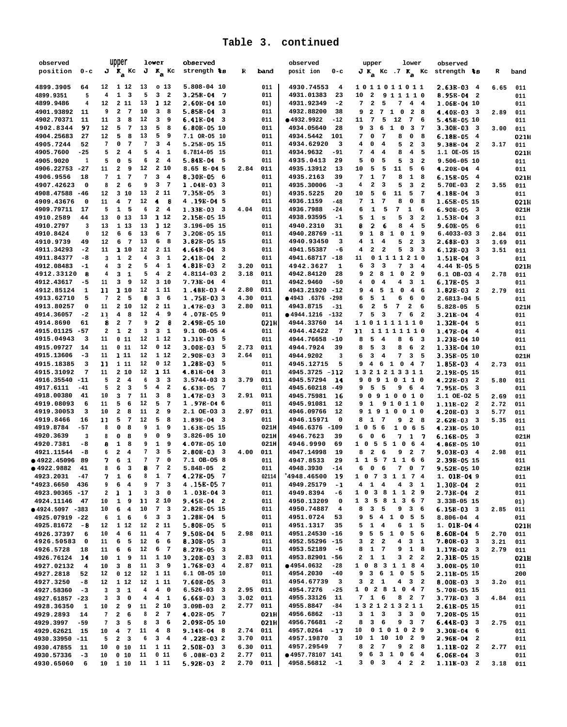# Table 3. continued

| observed position | 0-c | upper J | upper Ka | upper Kc | lower J | lower Ka | lower Kc | observed strength | %s | R | band |
|---|---|---|---|---|---|---|---|---|---|---|---|
| 4899.3905 | 64 | 12 | 1 | 12 | 13 | 0 | 13 | 5.808-04 | 10 | | 011 |
| 4899.9351 | 5 | 4 | 1 | 3 | 5 | 3 | 2 | 3.25E-04 | 7 | | 011 |
| 4899.9486 | 4 | 12 | 2 | 11 | 13 | 1 | 12 | 2.60E-04 | 10 | | 01) |
| 4901.93892 | 11 | 9 | 2 | 7 | 10 | 3 | 8 | 5.85E-04 | 3 | | 011 |
| 4902.70371 | 11 | 11 | 3 | 8 | 12 | 3 | 9 | 6.41E-04 | 3 | | 011 |
| 4902.8344 | 97 | 12 | 5 | 7 | 13 | 5 | 8 | 6.80E-05 | 10 | | 011 |
| 4904.25683 | 27 | 12 | 5 | 8 | 13 | 5 | 9 | 7.1 OR-05 | 10 | | 011 |
| 4905.7244 | 52 | 7 | 0 | 7 | 7 | 3 | 4 | 5.25E-05 | 15 | | 011 |
| 4905.7600 | -25 | 5 | 2 | 4 | 5 | 4 | 1 | 6.7814-05 | 15 | | 011 |
| 4905.9020 | 1 | 5 | 0 | 5 | 6 | 2 | 4 | 5.84E-04 | 5 | | 011 |
| 4906.22753 | -27 | 11 | 2 | 9 | 12 | 2 | 10 | 8.65 E-04 | 5 | 2.84 | 011 |
| 4906.9556 | 18 | 7 | 1 | 7 | 7 | 3 | 4 | 8.30E-05 | 6 | | 011 |
| 4907.42623 | 0 | 8 | 2 | 6 | 9 | 3 | 7 | 1.04E-03 | 3 | | 011 |
| 4908.47588 | -46 | 12 | 3 | 10 | 13 | 2 | 11 | 7.35E-05 | 3 | | 01) |
| 4909.43676 | 0 | 11 | 4 | 7 | 12 | 4 | 8 | 4.19E-04 | 5 | | 011 |
| 4909.79711 | 17 | 5 | 1 | 5 | 6 | 2 | 4 | 1.33E-03 | 3 | 4.04 | 011 |
| 4910.2589 | 44 | 13 | 0 | 13 | 13 | 1 | 12 | 2.15E-05 | 15 | | 011 |
| 4910.2797 | 3 | 13 | 1 | 13 | 13 | 1 | 12 | 3.196-05 | 15 | | 011 |
| 4910.8424 | 0 | 12 | 6 | 6 | 13 | 6 | 7 | 3.20E-05 | 15 | | 011 |
| 4910.9739 | 49 | 12 | 6 | 7 | 13 | 6 | 8 | 3.82E-05 | 15 | | 011 |
| 4911.34293 | -2 | 11 | 1 | 10 | 12 | 2 | 11 | 4.64E-04 | 3 | | 011 |
| 4911.84377 | -8 | 3 | 1 | 2 | 4 | 3 | 1 | 2.41E-04 | 2 | | 011 |
| 4912.08483 | -1 | 4 | 3 | 2 | 5 | 4 | 1 | 4.81E-03 | 2 | 3.20 | 011 |
| 4912.33120 | 8 | 4 | 3 | 1 | 5 | 4 | 2 | 4.8114-03 | 2 | 3.18 | 011 |
| 4912.43617 | -5 | 11 | 3 | 9 | 12 | 3 | 10 | 7.73E-04 | 4 | | 011 |
| 4912.85124 | 1 | 11 | 1 | 10 | 12 | 1 | 11 | 1.48E-03 | 4 | 2.80 | 011 |
| 4913.62710 | 5 | 7 | 2 | 5 | 8 | 3 | 6 | 1.75E-03 | 3 | 4.30 | 011 |
| 4913.80257 | 0 | 11 | 2 | 10 | 12 | 2 | 11 | 1.47E-03 | 3 | 2.80 | 011 |
| 4914.36057 | -2 | 11 | 4 | 8 | 12 | 4 | 9 | 4.07E-05 | 9 | | 011 |
| 4914.8690 | 61 | 8 | 2 | 7 | 9 | 2 | 8 | 2.49E-05 | 10 | | 021H |
| 4915.01125 | -57 | 2 | 1 | 2 | 3 | 3 | 1 | 9.1 OB-05 | 4 | | 011 |
| 4915.04943 | 3 | 11 | 0 | 11 | 12 | 1 | 12 | 1.31E-03 | 5 | | 011 |
| 4915.09727 | 14 | 11 | 0 | 11 | 12 | 0 | 12 | 3.00E-03 | 5 | 2.73 | 011 |
| 4915.13606 | -3 | 11 | 1 | 11 | 12 | 1 | 12 | 2.90E-03 | 3 | 2.64 | 011 |
| 4915.18385 | 3 | 11 | 1 | 11 | 12 | 0 | 12 | 1.28E-03 | 5 | | 011 |
| 4915.31092 | 7 | 11 | 2 | 10 | 12 | 1 | 11 | 4.81E-04 | 3 | | 011 |
| 4916.35540 | -11 | 5 | 2 | 4 | 6 | 3 | 3 | 3.5744-03 | 3 | 3.79 | 011 |
| 4917.6111 | -41 | 5 | 2 | 3 | 5 | 4 | 2 | 6.63E-05 | 7 | | 011 |
| 4918.00380 | 41 | 10 | 3 | 7 | 11 | 3 | 8 | 1.47E-03 | 3 | 2.91 | 011 |
| 4919.08093 | 6 | 11 | 5 | 6 | 12 | 5 | 7 | 1.97E-04 | 6 | | 011 |
| 4919.30053 | 3 | 10 | 2 | 8 | 11 | 2 | 9 | 2.1 OE-03 | 3 | 2.97 | 011 |
| 4919.8466 | 16 | 11 | 5 | 7 | 12 | 5 | 8 | 1.89E-04 | 3 | | 011 |
| 4919.8784 | -57 | 8 | 0 | 8 | 9 | 1 | 9 | 1.63E-05 | 15 | | 021H |
| 4920.3639 | 3 | 8 | 0 | 8 | 9 | 0 | 9 | 3.826-05 | 10 | | 021H |
| 4920.7381 | -8 | 8 | 1 | 8 | 9 | 1 | 9 | 4.07E-05 | 10 | | 021H |
| 4921.11544 | -8 | 6 | 2 | 4 | 7 | 3 | 5 | 2.80E-03 | 3 | 4.00 | 011 |
| ●4922.45096 | 89 | 7 | 6 | 1 | 7 | 7 | 0 | 7.1 OB-05 | 8 | | 011 |
| ●4922.9882 | 41 | 8 | 6 | 3 | 8 | 7 | 2 | 5.848-05 | 2 | | 011 |
| 4923.2031 | -47 | 7 | 1 | 6 | 8 | 1 | 7 | 4.27E-05 | 7 | | 02114 |
| *4923.6650 | 436 | 9 | 6 | 4 | 9 | 7 | 3 | 4.15E-05 | 7 | | 011 |
| 4923.90365 | -17 | 2 | 1 | 1 | 3 | 3 | 0 | 1.03E-04 | 3 | | 011 |
| 4924.11146 | 47 | 10 | 1 | 9 | 11 | 2 | 10 | 9.45E-04 | 2 | | 011 |
| ●4924.5097 | -383 | 10 | 6 | 4 | 10 | 7 | 3 | 2.82E-05 | 15 | | 011 |
| 4925.07919 | -22 | 6 | 1 | 6 | 6 | 3 | 3 | 1.28E-04 | 5 | | 011 |
| 4925.81672 | -8 | 12 | 1 | 12 | 12 | 2 | 11 | 5.80E-05 | 5 | | 011 |
| 4926.37397 | 6 | 10 | 4 | 6 | 11 | 4 | 7 | 9.50E-04 | 5 | 2.98 | 011 |
| 4926.50583 | 0 | 11 | 6 | 5 | 12 | 6 | 6 | 8.30E-05 | 3 | | 011 |
| 4926.5728 | 18 | 11 | 6 | 6 | 12 | 6 | 7 | 8.27E-05 | 3 | | 011 |
| 4926.76124 | 14 | 10 | 1 | 9 | 11 | 1 | 10 | 3.20E-03 | 3 | 2.83 | 011 |
| 4927.02132 | 4 | 10 | 3 | 8 | 11 | 3 | 9 | 1.76E-03 | 4 | 2.87 | 011 |
| 4927.2818 | 52 | 12 | 0 | 12 | 12 | 1 | 11 | 6.1 OB-05 | 10 | | 011 |
| 4927.3250 | -8 | 12 | 1 | 12 | 12 | 1 | 11 | 7.60E-05 | 3 | | 011 |
| 4927.58360 | -3 | 3 | 3 | 1 | 4 | 4 | 0 | 6.526-03 | 3 | 2.95 | 011 |
| 4927.61857 | -23 | 3 | 3 | 0 | 4 | 4 | 1 | 6.66E-03 | 3 | 3.02 | 011 |
| 4928.36350 | 1 | 10 | 2 | 9 | 11 | 2 | 10 | 3.09B-03 | 2 | 2.77 | 011 |
| 4929.2893 | 14 | 7 | 2 | 6 | 8 | 2 | 7 | 4.02E-05 | 7 | | 021H |
| 4929.3997 | -59 | 7 | 3 | 5 | 8 | 3 | 6 | 2.09E-05 | 10 | | 021H |
| 4929.62621 | 15 | 10 | 4 | 7 | 11 | 4 | 8 | 9.14E-04 | 8 | 2.74 | 011 |
| 4930.33950 | -11 | 5 | 2 | 3 | 6 | 3 | 4 | 4.22E-03 | 2 | 3.70 | 011 |
| 4930.47855 | 11 | 10 | 0 | 10 | 11 | 1 | 11 | 2.50E-03 | 3 | 6.30 | 011 |
| 4930.57336 | -3 | 10 | 0 | 10 | 11 | 0 | 11 | 6.08E-03 | 2 | 2.77 | 011 |
| 4930.65060 | 6 | 10 | 1 | 10 | 11 | 1 | 11 | 5.92E-03 | 2 | 2.70 | 011 |
| 4930.74553 | 4 | 10 | 1 | 10 | 11 | 0 | 11 | 2.63E-03 | 4 | 6.65 | 011 |
| 4931.01383 | 23 | 10 | 2 | 9 | 11 | 1 | 10 | 8.95E-04 | 2 | | 011 |
| 4931.92349 | -2 | 7 | 2 | 5 | 7 | 4 | 4 | 1.06E-04 | 10 | | 011 |
| 4932.88200 | 38 | 9 | 2 | 7 | 10 | 2 | 8 | 4.40E-03 | 3 | 2.89 | 011 |
| ●4932.9922 | -12 | 11 | 7 | 5 | 12 | 7 | 6 | 5.45E-05 | 10 | | 011 |
| 4934.05640 | 28 | 9 | 3 | 6 | 10 | 3 | 7 | 3.30E-03 | 3 | 3.00 | 011 |
| 4934.5442 | 101 | 7 | 0 | 7 | 8 | 0 | 8 | 6.18E-05 | 4 | | 021H |
| 4934.62920 | 3 | 4 | 0 | 4 | 5 | 2 | 3 | 9.38E-04 | 2 | 3.17 | 011 |
| 4934.9632 | -91 | 7 | 4 | 4 | 8 | 4 | 5 | 1.1 OE-05 | 15 | | 021H |
| 4935.0413 | 29 | 5 | 0 | 5 | 5 | 3 | 2 | 9.506-05 | 10 | | 011 |
| 4935.13912 | 13 | 10 | 5 | 5 | 11 | 5 | 6 | 4.20E-04 | 4 | | 011 |
| 4935.2163 | 39 | 7 | 1 | 7 | 8 | 1 | 8 | 6.15E-05 | 4 | | 021H |
| 4935.30006 | -3 | 4 | 2 | 3 | 5 | 3 | 2 | 5.70E-03 | 2 | 3.55 | 011 |
| 4935.5225 | 20 | 10 | 5 | 6 | 11 | 5 | 7 | 4.18E-04 | 3 | | 011 |
| 4936.1159 | -48 | 7 | 1 | 7 | 8 | 0 | 8 | 1.65E-05 | 15 | | 021H |
| 4936.7988 | -24 | 6 | 1 | 5 | 7 | 1 | 6 | 6.90E-05 | 3 | | 021H |
| 4938.93595 | -1 | 5 | 1 | s | 5 | 3 | 2 | 1.53E-04 | 3 | | 011 |
| 4940.2310 | 31 | 8 | 2 | 6 | 8 | 4 | 5 | 9.60E-05 | 6 | | 011 |
| 4940.28769 | -11 | 9 | 1 | 8 | 10 | 1 | 9 | 6.4033-03 | 3 | 2.84 | 011 |
| 4940.93450 | 3 | 4 | 1 | 4 | 5 | 2 | 3 | 2.68E-03 | 3 | 3.69 | 011 |
| 4941.55387 | -6 | 4 | 2 | 2 | 5 | 3 | 3 | 6.12E-03 | 3 | 3.51 | 011 |
| 4941.68717 | -18 | 11 | 0 | 11 | 11 | 2 | 10 | 1.51E-04 | 3 | | 011 |
| 4942.3627 | 1 | 6 | 3 | 3 | 7 | 3 | 4 | 4.44 E-05 | 5 | | 021H |
| 4942.84120 | 28 | 9 | 2 | 8 | 10 | 2 | 9 | 6.1 OB-03 | 4 | 2.78 | 011 |
| 4942.9460 | -50 | 4 | 0 | 4 | 4 | 3 | 1 | 6.17E-05 | 3 | | 011 |
| 4943.21920 | -12 | 9 | 4 | 5 | 10 | 4 | 6 | 1.82E-03 | 2 | 2.79 | 011 |
| ●4943.6376 | -298 | 6 | 5 | 1 | 6 | 6 | 0 | 2.6813-04 | 5 | | 011 |
| 4943.8715 | -31 | 6 | 2 | 5 | 7 | 2 | 6 | 5.828-05 | 5 | | 021H |
| ●4944.1216 | -132 | 7 | 5 | 3 | 7 | 6 | 2 | 3.21E-04 | 4 | | 011 |
| 4944.33760 | 14 | 11 | 0 | 11 | 11 | 1 | 10 | 1.32E-04 | 5 | | 011 |
| 4944.42422 | 7 | 11 | 1 | 11 | 11 | 1 | 10 | 1.47E-04 | 4 | | 011 |
| 4944.76658 | -10 | 8 | 5 | 4 | 8 | 6 | 3 | 1.23E-04 | 10 | | 011 |
| 4944.7924 | 39 | 8 | 5 | 3 | 8 | 6 | 2 | 1.33E-04 | 10 | | 011 |
| 4944.9202 | 3 | 6 | 3 | 4 | 7 | 3 | 5 | 3.35E-05 | 10 | | 021H |
| 4945.12715 | 5 | 9 | 4 | 6 | 10 | 4 | 7 | 1.85E-03 | 4 | 2.73 | 011 |
| 4945.3725 | -112 | 13 | 2 | 12 | 13 | 3 | 11 | 2.19E-05 | 15 | | 011 |
| 4945.57294 | 14 | 9 | 0 | 9 | 10 | 1 | 10 | 4.22E-03 | 2 | 5.80 | 011 |
| 4945.60218 | -49 | 9 | 5 | 5 | 9 | 6 | 4 | 7.95E-05 | 3 | | 011 |
| 4945.75981 | 16 | 9 | 0 | 9 | 10 | 0 | 10 | 1.1 OE-02 | 5 | 2.69 | 011 |
| 4945.91081 | 12 | 9 | 1 | 9 | 10 | 1 | 10 | 1.11E-02 | 2 | 2.72 | 011 |
| 4946.09766 | 12 | 9 | 1 | 9 | 10 | 0 | 10 | 4.20E-03 | 3 | 5.77 | 011 |
| 4946.15971 | 0 | 8 | 1 | 7 | 9 | 2 | 8 | 2.62E-03 | 3 | 5.35 | 011 |
| 4946.6376 | -109 | 10 | 5 | 6 | 10 | 6 | 5 | 4.23E-05 | 10 | | 011 |
| 4946.7623 | 39 | 6 | 0 | 6 | 7 | 1 | 7 | 6.16E-05 | 3 | | 021H |
| 4946.9990 | 69 | 10 | 5 | 5 | 10 | 6 | 4 | 4.86E-05 | 10 | | 011 |
| 4947.14998 | 19 | 8 | 2 | 6 | 9 | 2 | 7 | 9.03E-03 | 4 | 2.98 | 011 |
| 4947.8533 | 29 | 11 | 5 | 7 | 11 | 6 | 6 | 2.39E-05 | 15 | | 011 |
| 4948.3930 | -14 | 6 | 0 | 6 | 7 | 0 | 7 | 9.52E-05 | 10 | | 021H |
| °4948.46500 | 19 | 10 | 7 | 3 | 11 | 7 | 4 | 1.01E-04 | 9 | | 011 |
| 4949.25179 | -1 | 4 | 1 | 4 | 4 | 3 | 1 | 1.30E-04 | 2 | | 011 |
| 4949.8394 | -6 | 10 | 3 | 8 | 11 | 2 | 9 | 2.73E-04 | 2 | | 011 |
| 4950.13209 | 0 | 13 | 5 | 8 | 13 | 6 | 7 | 3.33B-05 | 15 | | 01) |
| 4950.74887 | 4 | 8 | 3 | 5 | 9 | 3 | 6 | 6.15E-03 | 3 | 2.85 | 011 |
| 4951.0724 | 53 | 9 | 5 | 4 | 10 | 5 | 5 | 8.806-04 | 4 | | 011 |
| 4951.1317 | 35 | 5 | 1 | 4 | 6 | 1 | 5 | 1.01E-04 | 4 | | 021H |
| 4951.24530 | -16 | 9 | 5 | 5 | 10 | 5 | 6 | 8.60E-04 | 5 | 2.70 | 011 |
| 4952.55296 | -15 | 3 | 2 | 2 | 4 | 3 | 1 | 7.80E-03 | 3 | 3.21 | 011 |
| 4953.52189 | -6 | 8 | 1 | 7 | 9 | 1 | 8 | 1.17E-02 | 3 | 2.79 | 011 |
| 4953.82901 | -56 | 2 | 1 | 1 | 3 | 2 | 2 | 2.31E-05 | 15 | | 021H |
| ●4954.0632 | -28 | 10 | 8 | 3 | 11 | 8 | 4 | 3.00E-05 | 10 | | 011 |
| 4954.2030 | -40 | 9 | 3 | 6 | 10 | 5 | 5 | 2.11E-05 | 15 | | 200 |
| 4954.67739 | 3 | 3 | 2 | 1 | 4 | 3 | 2 | 8.00E-03 | 3 | 3.2o | 011 |
| 4954.7276 | -25 | 10 | 2 | 8 | 10 | 4 | 7 | 5.70E-05 | 15 | | 011 |
| 4955.33126 | 11 | 7 | 1 | 6 | 8 | 2 | 7 | 3.77E-03 | 3 | 4.84 | 011 |
| 4955.8847 | -84 | 13 | 2 | 12 | 13 | 2 | 11 | 2.61E-05 | 15 | | 011 |
| 4956.6862 | -13 | 3 | 1 | 3 | 3 | 3 | 0 | 7.20E-05 | 15 | | 011 |
| 4956.76681 | -2 | 8 | 3 | 6 | 9 | 3 | 7 | 6.44E-03 | 3 | 2.75 | 011 |
| 4957.0264 | -17 | 10 | 0 | 10 | 10 | 2 | 9 | 3.30E-04 | 6 | | 011 |
| 4957.19870 | 3 | 10 | 1 | 10 | 10 | 2 | 9 | 2.96E-04 | 2 | | 011 |
| 4957.29549 | 7 | 8 | 2 | 7 | 9 | 2 | 8 | 1.11E-02 | 2 | 2.77 | 011 |
| ●4957.78107 | 141 | 9 | 6 | 3 | 10 | 6 | 4 | 6.06E-04 | 3 | | 011 |
| 4958.56812 | -1 | 3 | 0 | 3 | 4 | 2 | 2 | 1.11E-03 | 2 | 3.18 | 011 |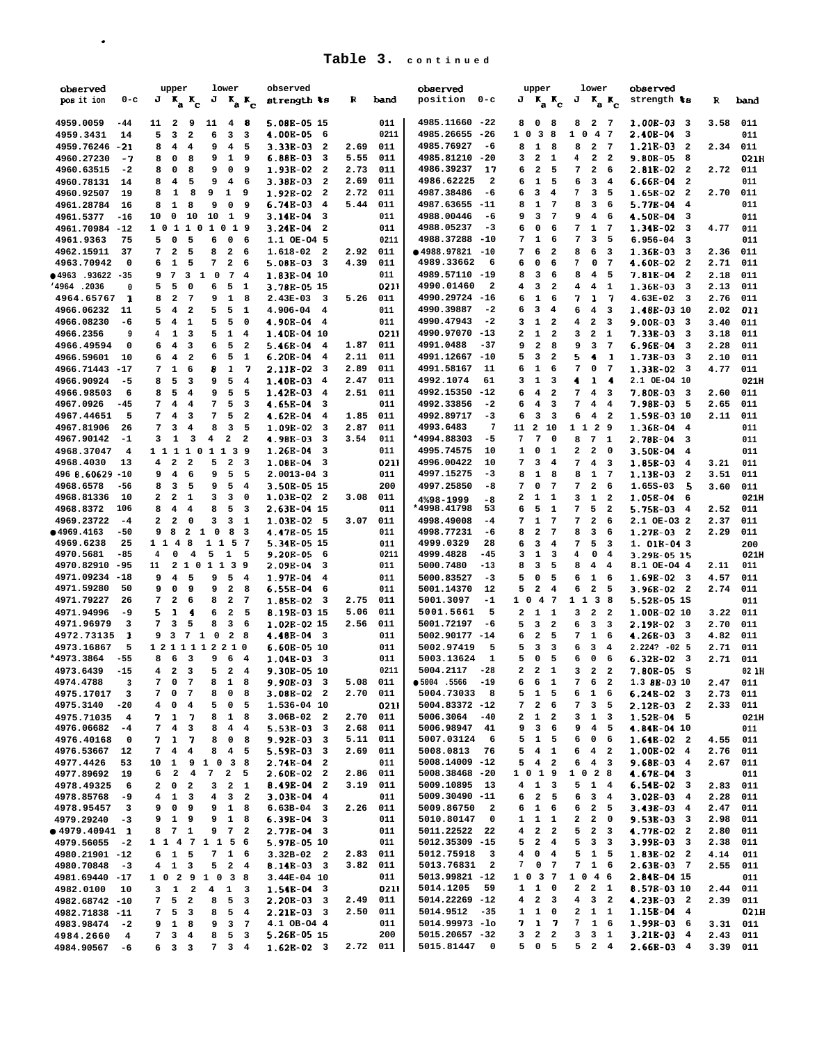# Table 3. continued

| observed position | o-c | J | $K_a$ | $K_c$ | J | $K_a$ | $K_c$ | observed strength | %s | R | band |
|---|---|---|---|---|---|---|---|---|---|---|---|
| | | upper | | | lower | | | | | | |
| 4959.0059 | -44 | 11 | 2 | 9 | 11 | 4 | 8 | 5.08E-05 | 15 | | 011 |
| 4959.3431 | 14 | 5 | 3 | 2 | 6 | 3 | 3 | 4.00E-05 | 6 | | 0211 |
| 4959.76246 | -21 | 8 | 4 | 4 | 9 | 4 | 5 | 3.33E-03 | 2 | 2.69 | 011 |
| 4960.27230 | -7 | 8 | 0 | 8 | 9 | 1 | 9 | 6.88E-03 | 3 | 5.55 | 011 |
| 4960.63515 | -2 | 8 | 0 | 8 | 9 | 0 | 9 | 1.93E-02 | 2 | 2.73 | 011 |
| 4960.78131 | 14 | 8 | 4 | 5 | 9 | 4 | 6 | 3.38E-03 | 2 | 2.69 | 011 |
| 4960.92507 | 19 | 8 | 1 | 8 | 9 | 1 | 9 | 1.92E-02 | 2 | 2.72 | 011 |
| 4961.28784 | 16 | 8 | 1 | 8 | 9 | 0 | 9 | 6.74E-03 | 4 | 5.44 | 011 |
| 4961.5377 | -16 | 10 | 0 | 10 | 10 | 1 | 9 | 3.14E-04 | 3 | | 011 |
| 4961.70984 | -12 | 10 | 1 | 10 | 10 | 1 | 9 | 3.24E-04 | 2 | | 011 |
| 4961.9363 | 75 | 5 | 0 | 5 | 6 | 0 | 6 | 1.1 OE-04 | 5 | | 0211 |
| 4962.15911 | 37 | 7 | 2 | 5 | 8 | 2 | 6 | 1.618-02 | 2 | 2.92 | 011 |
| 4963.70942 | 0 | 6 | 1 | 5 | 7 | 2 | 6 | 5.08E-03 | 3 | 4.39 | 011 |
| ●4963.93672 | -35 | 9 | 7 | 3 | 10 | 7 | 4 | 1.83E-04 | 10 | | 011 |
| '4964.2036 | 0 | 5 | 5 | 0 | 6 | 5 | 1 | 3.78E-05 | 15 | | 021I |
| 4964.65767 | 1 | 8 | 2 | 7 | 9 | 1 | 8 | 2.43E-03 | 3 | 5.26 | 011 |
| 4966.06232 | 11 | 5 | 4 | 2 | 5 | 5 | 1 | 4.906-04 | 4 | | 011 |
| 4966.08230 | -6 | 5 | 4 | 1 | 5 | 5 | 0 | 4.90E-04 | 4 | | 011 |
| 4966.2356 | 9 | 4 | 1 | 3 | 5 | 1 | 4 | 1.40E-04 | 10 | | 021I |
| 4966.49594 | 0 | 6 | 4 | 3 | 6 | 5 | 2 | 5.46E-04 | 4 | 1.87 | 011 |
| 4966.59601 | 10 | 6 | 4 | 2 | 6 | 5 | 1 | 6.20E-04 | 4 | 2.11 | 011 |
| 4966.71443 | -17 | 7 | 1 | 6 | 8 | 1 | 7 | 2.11E-02 | 3 | 2.89 | 011 |
| 4966.90924 | -5 | 8 | 5 | 3 | 9 | 5 | 4 | 1.40E-03 | 4 | 2.47 | 011 |
| 4966.98503 | 6 | 8 | 5 | 4 | 9 | 5 | 5 | 1.42E-03 | 4 | 2.51 | 011 |
| 4967.0926 | -45 | 7 | 4 | 4 | 7 | 5 | 3 | 4.65E-04 | 3 | | 011 |
| 4967.44651 | 5 | 7 | 4 | 3 | 7 | 5 | 2 | 4.62E-04 | 4 | 1.85 | 011 |
| 4967.81906 | 26 | 7 | 3 | 4 | 8 | 3 | 5 | 1.09E-02 | 3 | 2.87 | 011 |
| 4967.90142 | -1 | 3 | 1 | 3 | 4 | 2 | 2 | 4.98E-03 | 3 | 3.54 | 011 |
| 4968.37047 | 4 | 11 | 1 | 10 | 11 | 3 | 9 | 1.26E-04 | 3 | | 011 |
| 4968.4030 | 13 | 4 | 2 | 2 | 5 | 2 | 3 | 1.08E-04 | 3 | | 021I |
| 4968.60629 | -10 | 9 | 4 | 6 | 9 | 5 | 5 | 2.0013-04 | 3 | | 011 |
| 4968.6578 | -56 | 8 | 3 | 5 | 9 | 5 | 4 | 3.50E-05 | 15 | | 200 |
| 4968.81336 | 10 | 2 | 2 | 1 | 3 | 3 | 0 | 1.03E-02 | 2 | 3.08 | 011 |
| 4968.8372 | 106 | 8 | 4 | 4 | 8 | 5 | 3 | 2.63E-04 | 15 | | 011 |
| 4969.23722 | -4 | 2 | 2 | 0 | 3 | 3 | 1 | 1.03E-02 | 5 | 3.07 | 011 |
| ●4969.4163 | -50 | 9 | 8 | 2 | 10 | 8 | 3 | 4.47E-05 | 15 | | 011 |
| 4969.6238 | 25 | 11 | 4 | 8 | 11 | 5 | 7 | 5.34E-05 | 15 | | 011 |
| 4970.5681 | -85 | 4 | 0 | 4 | 5 | 1 | 5 | 9.20E-05 | 6 | | 0211 |
| 4970.82910 | -95 | 11 | 2 | 10 | 11 | 3 | 9 | 2.09E-04 | 3 | | 011 |
| 4971.09234 | -18 | 9 | 4 | 5 | 9 | 5 | 4 | 1.97E-04 | 4 | | 011 |
| 4971.59280 | 50 | 9 | 0 | 9 | 9 | 2 | 8 | 6.55E-04 | 6 | | 011 |
| 4971.79227 | 26 | 7 | 2 | 6 | 8 | 2 | 7 | 1.85E-02 | 3 | 2.75 | 011 |
| 4971.94996 | -9 | 5 | 1 | 4 | 6 | 2 | 5 | 8.19E-03 | 15 | 5.06 | 011 |
| 4971.96979 | 3 | 7 | 3 | 5 | 8 | 3 | 6 | 1.02E-02 | 15 | 2.56 | 011 |
| 4972.73135 | 1 | 9 | 3 | 7 | 10 | 2 | 8 | 4.48E-04 | 3 | | 011 |
| 4973.16867 | 5 | 12 | 1 | 11 | 12 | 2 | 10 | 6.60E-05 | 10 | | 011 |
| *4973.3864 | -55 | 8 | 6 | 3 | 9 | 6 | 4 | 1.04E-03 | 3 | | 011 |
| 4973.6439 | -15 | 4 | 2 | 3 | 5 | 2 | 4 | 9.30E-05 | 10 | | 0211 |
| 4974.4788 | 3 | 7 | 0 | 7 | 8 | 1 | 8 | 9.90E-03 | 3 | 5.08 | 011 |
| 4975.17017 | 3 | 7 | 0 | 7 | 8 | 0 | 8 | 3.08E-02 | 2 | 2.70 | 011 |
| 4975.3140 | -20 | 4 | 0 | 4 | 5 | 0 | 5 | 1.536-04 | 10 | | 021I |
| 4975.71035 | 4 | 7 | 1 | 7 | 8 | 1 | 8 | 3.06E-02 | 2 | 2.70 | 011 |
| 4976.06682 | -4 | 7 | 4 | 3 | 8 | 4 | 4 | 5.53E-03 | 3 | 2.68 | 011 |
| 4976.40168 | 0 | 7 | 1 | 7 | 8 | 0 | 8 | 9.92E-03 | 3 | 5.11 | 011 |
| 4976.53667 | 12 | 7 | 4 | 4 | 8 | 4 | 5 | 5.59E-03 | 3 | 2.69 | 011 |
| 4977.4426 | 53 | 10 | 1 | 9 | 10 | 3 | 8 | 2.74E-04 | 2 | | 011 |
| 4977.89692 | 19 | 6 | 2 | 4 | 7 | 2 | 5 | 2.60E-02 | 2 | 2.86 | 011 |
| 4978.49325 | 6 | 2 | 0 | 2 | 3 | 2 | 1 | 8.49E-04 | 2 | 3.19 | 011 |
| 4978.85768 | -9 | 4 | 1 | 3 | 4 | 3 | 2 | 3.03E-04 | 4 | | 011 |
| 4978.95457 | 3 | 9 | 0 | 9 | 9 | 1 | 8 | 6.63B-04 | 3 | 2.26 | 011 |
| 4979.29240 | -3 | 9 | 1 | 9 | 9 | 1 | 8 | 6.39E-04 | 3 | | 011 |
| ●4979.40941 | 1 | 8 | 7 | 1 | 9 | 7 | 2 | 2.77E-04 | 3 | | 011 |
| 4979.56055 | -2 | 11 | 4 | 7 | 11 | 5 | 6 | 5.97E-05 | 10 | | 011 |
| 4980.21901 | -12 | 6 | 1 | 5 | 7 | 1 | 6 | 3.32E-02 | 2 | 2.83 | 011 |
| 4980.70848 | -3 | 4 | 1 | 3 | 5 | 2 | 4 | 8.14E-03 | 3 | 3.82 | 011 |
| 4981.69440 | -17 | 10 | 2 | 9 | 10 | 3 | 8 | 3.44E-04 | 10 | | 011 |
| 4982.0100 | 10 | 3 | 1 | 2 | 4 | 1 | 3 | 1.54E-04 | 3 | | 021I |
| 4982.68742 | -10 | 7 | 5 | 2 | 8 | 5 | 3 | 2.20E-03 | 3 | 2.49 | 011 |
| 4982.71838 | -11 | 7 | 5 | 3 | 8 | 5 | 4 | 2.21E-03 | 3 | 2.50 | 011 |
| 4983.98474 | -2 | 9 | 1 | 8 | 9 | 3 | 7 | 4.1 OB-04 | 4 | | 011 |
| 4984.2660 | 4 | 7 | 3 | 4 | 8 | 5 | 3 | 5.26E-05 | 15 | | 200 |
| 4984.90567 | -6 | 6 | 3 | 3 | 7 | 3 | 4 | 1.62E-02 | 3 | 2.72 | 011 |
| 4985.11660 | -22 | 8 | 0 | 8 | 8 | 2 | 7 | 1.00E-03 | 3 | 3.58 | 011 |
| 4985.26655 | -26 | 10 | 3 | 8 | 10 | 4 | 7 | 2.40E-04 | 3 | | 011 |
| 4985.76927 | -6 | 8 | 1 | 8 | 8 | 2 | 7 | 1.21E-03 | 2 | 2.34 | 011 |
| 4985.81210 | -20 | 3 | 2 | 1 | 4 | 2 | 2 | 9.80E-05 | 8 | | 021H |
| 4986.39237 | 17 | 6 | 2 | 5 | 7 | 2 | 6 | 2.81E-02 | 2 | 2.72 | 011 |
| 4986.62225 | 2 | 6 | 1 | 5 | 6 | 3 | 4 | 6.66E-04 | 2 | | 011 |
| 4987.38486 | -6 | 6 | 3 | 4 | 7 | 3 | 5 | 1.65E-02 | 2 | 2.70 | 011 |
| 4987.63655 | -11 | 8 | 1 | 7 | 8 | 3 | 6 | 5.77E-04 | 4 | | 011 |
| 4988.00446 | -6 | 9 | 3 | 7 | 9 | 4 | 6 | 4.50E-04 | 3 | | 011 |
| 4988.05237 | -3 | 6 | 0 | 6 | 7 | 1 | 7 | 1.34E-02 | 3 | 4.77 | 011 |
| 4988.37288 | -10 | 7 | 1 | 6 | 7 | 3 | 5 | 6.956-04 | 3 | | 011 |
| ●4988.97821 | -10 | 7 | 6 | 2 | 8 | 6 | 3 | 1.36E-03 | 3 | 2.36 | 011 |
| 4989.33662 | 6 | 6 | 0 | 6 | 7 | 0 | 7 | 4.60E-02 | 2 | 2.71 | 011 |
| 4989.57110 | -19 | 8 | 3 | 6 | 8 | 4 | 5 | 7.81E-04 | 2 | 2.18 | 011 |
| 4990.01460 | 2 | 4 | 3 | 2 | 4 | 4 | 1 | 1.36E-03 | 3 | 2.13 | 011 |
| 4990.29724 | -16 | 6 | 1 | 6 | 7 | 1 | 7 | 4.63E-02 | 3 | 2.76 | 011 |
| 4990.39887 | -2 | 6 | 3 | 4 | 6 | 4 | 3 | 1.48E-03 | 10 | 2.02 | 011 |
| 4990.47943 | -2 | 3 | 1 | 2 | 4 | 2 | 3 | 9.00E-03 | 3 | 3.40 | 011 |
| 4990.97070 | -13 | 2 | 1 | 2 | 3 | 2 | 1 | 7.33E-03 | 3 | 3.18 | 011 |
| 4991.0488 | -37 | 9 | 2 | 8 | 9 | 3 | 7 | 6.96E-04 | 3 | 2.28 | 011 |
| 4991.12667 | -10 | 5 | 3 | 2 | 5 | 4 | 1 | 1.73E-03 | 3 | 2.10 | 011 |
| 4991.58167 | 11 | 6 | 1 | 6 | 7 | 0 | 7 | 1.33E-02 | 3 | 4.77 | 011 |
| 4992.1074 | 61 | 3 | 1 | 3 | 4 | 1 | 4 | 2.1 OE-04 | 10 | | 021H |
| 4992.15350 | -12 | 6 | 4 | 2 | 7 | 4 | 3 | 7.80E-03 | 3 | 2.60 | 011 |
| 4992.33856 | -2 | 6 | 4 | 3 | 7 | 4 | 4 | 7.98E-03 | 5 | 2.65 | 011 |
| 4992.89717 | -3 | 6 | 3 | 3 | 6 | 4 | 2 | 1.59E-03 | 10 | 2.11 | 011 |
| 4993.6483 | 7 | 11 | 2 | 10 | 11 | 2 | 9 | 1.36E-04 | 4 | | 011 |
| *4994.88303 | -5 | 7 | 7 | 0 | 8 | 7 | 1 | 2.78E-04 | 3 | | 011 |
| 4995.74575 | 10 | 1 | 0 | 1 | 2 | 2 | 0 | 3.50E-04 | 4 | | 011 |
| 4996.00422 | 10 | 7 | 3 | 4 | 7 | 4 | 3 | 1.85E-03 | 4 | 3.21 | 011 |
| 4997.15275 | -3 | 8 | 1 | 8 | 8 | 1 | 7 | 1.13E-03 | 2 | 3.51 | 011 |
| 4997.25850 | -8 | 7 | 0 | 7 | 7 | 2 | 6 | 1.65S-03 | 5 | 3.60 | 011 |
| 4%98-1999 | -8 | 2 | 1 | 1 | 3 | 1 | 2 | 1.05E-04 | 6 | | 021H |
| *4998.41798 | 53 | 6 | 5 | 1 | 7 | 5 | 2 | 5.75E-03 | 4 | 2.52 | 011 |
| 4998.49008 | -4 | 7 | 1 | 7 | 7 | 2 | 6 | 2.1 OE-03 | 2 | 2.37 | 011 |
| 4998.77231 | -6 | 8 | 2 | 7 | 8 | 3 | 6 | 1.27E-03 | 2 | 2.29 | 011 |
| 4999.0329 | 28 | 6 | 3 | 4 | 7 | 5 | 3 | 1. 01E-04 | 3 | | 200 |
| 4999.4828 | -45 | 3 | 1 | 3 | 4 | 0 | 4 | 3.29E-05 | 15 | | 021H |
| 5000.7480 | -13 | 8 | 3 | 5 | 8 | 4 | 4 | 8.1 OE-04 | 4 | 2.11 | 011 |
| 5000.83527 | -3 | 5 | 0 | 5 | 6 | 1 | 6 | 1.69E-02 | 3 | 4.57 | 011 |
| 5001.14370 | 12 | 5 | 2 | 4 | 6 | 2 | 5 | 3.96E-02 | 2 | 2.74 | 011 |
| 5001.3097 | -1 | 10 | 4 | 7 | 11 | 3 | 8 | 5.52E-05 | 1S | | 011 |
| 5001.5661 | 5 | 2 | 1 | 1 | 3 | 2 | 2 | 1.00E-02 | 10 | 3.22 | 011 |
| 5001.72197 | -6 | 5 | 3 | 2 | 6 | 3 | 3 | 2.19E-02 | 3 | 2.70 | 011 |
| 5002.90177 | -14 | 6 | 2 | 5 | 7 | 1 | 6 | 4.26E-03 | 3 | 4.82 | 011 |
| 5002.97419 | 5 | 5 | 3 | 3 | 6 | 3 | 4 | 2.224? -02 | 5 | 2.71 | 011 |
| 5003.13624 | 1 | 5 | 0 | 5 | 6 | 0 | 6 | 6.32E-02 | 3 | 2.71 | 011 |
| 5004.2117 | -28 | 2 | 2 | 1 | 3 | 2 | 2 | 7.80E-05 | S | | 021H |
| ●5004.5566 | -19 | 6 | 6 | 1 | 7 | 6 | 2 | 1.3 8B-03 | 10 | 2.47 | 011 |
| 5004.73033 | 8 | 5 | 1 | 5 | 6 | 1 | 6 | 6.24E-02 | 3 | 2.73 | 011 |
| 5004.83372 | -12 | 7 | 2 | 6 | 7 | 3 | 5 | 2.12E-03 | 2 | 2.33 | 011 |
| 5006.3064 | -40 | 2 | 1 | 2 | 3 | 1 | 3 | 1.52E-04 | 5 | | 021H |
| 5006.98947 | 41 | 9 | 3 | 6 | 9 | 4 | 5 | 4.84E-04 | 10 | | 011 |
| 5007.03124 | 6 | 5 | 1 | 5 | 6 | 0 | 6 | 1.64E-02 | 2 | 4.55 | 011 |
| 5008.0813 | 76 | 5 | 4 | 1 | 6 | 4 | 2 | 1.00E-02 | 4 | 2.76 | 011 |
| 5008.14009 | -12 | 5 | 4 | 2 | 6 | 4 | 3 | 9.68E-03 | 4 | 2.67 | 011 |
| 5008.38468 | -20 | 10 | 1 | 9 | 10 | 2 | 8 | 4.67E-04 | 3 | | 011 |
| 5009.10895 | 13 | 4 | 1 | 3 | 5 | 1 | 4 | 6.54E-02 | 3 | 2.83 | 011 |
| 5009.30490 | -11 | 6 | 2 | 5 | 6 | 3 | 4 | 3.02E-03 | 4 | 2.28 | 011 |
| 5009.86750 | 2 | 6 | 1 | 6 | 6 | 2 | 5 | 3.43E-03 | 4 | 2.47 | 011 |
| 5010.80147 | 0 | 1 | 1 | 1 | 2 | 2 | 0 | 9.53E-03 | 3 | 2.98 | 011 |
| 5011.22522 | 22 | 4 | 2 | 2 | 5 | 2 | 3 | 4.77E-02 | 2 | 2.80 | 011 |
| 5012.35309 | -15 | 5 | 2 | 4 | 5 | 3 | 3 | 3.99E-03 | 3 | 2.38 | 011 |
| 5012.75918 | 3 | 4 | 0 | 4 | 5 | 1 | 5 | 1.83E-02 | 2 | 4.14 | 011 |
| 5013.76831 | 2 | 7 | 0 | 7 | 7 | 1 | 6 | 2.63E-03 | 7 | 2.55 | 011 |
| 5013.99821 | -12 | 10 | 3 | 7 | 10 | 4 | 6 | 2.84E-04 | 15 | | 011 |
| 5014.1205 | 59 | 1 | 1 | 0 | 2 | 2 | 1 | 8.57E-03 | 10 | 2.44 | 011 |
| 5014.22269 | -12 | 4 | 2 | 3 | 4 | 3 | 2 | 4.23E-03 | 2 | 2.39 | 011 |
| 5014.9512 | -35 | 1 | 1 | 0 | 2 | 1 | 1 | 1.15E-04 | 4 | | 021H |
| 5014.99973 | -lo | 7 | 1 | 7 | 7 | 1 | 6 | 1.99E-03 | 6 | 3.31 | 011 |
| 5015.20657 | -32 | 3 | 2 | 2 | 3 | 3 | 1 | 3.21E-03 | 4 | 2.43 | 011 |
| 5015.81447 | 0 | 5 | 0 | 5 | 5 | 2 | 4 | 2.66E-03 | 4 | 3.39 | 011 |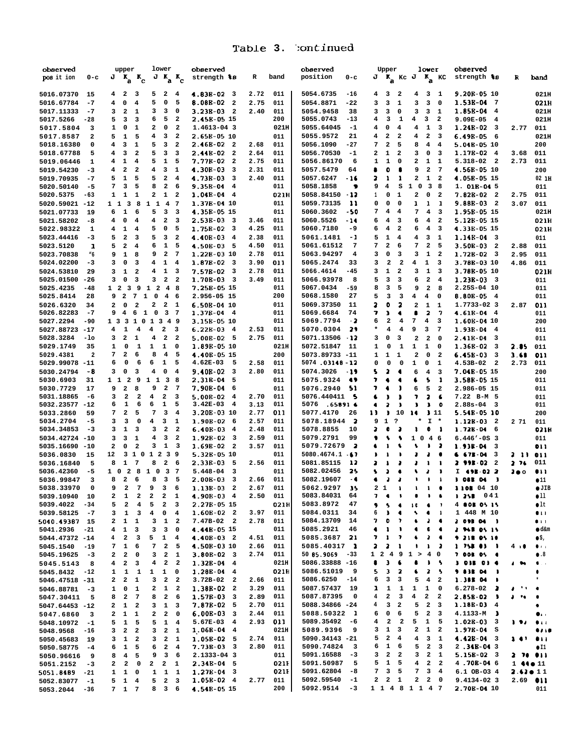# Table 3. continued

| observed position | o-c | upper J | $K_a$ | $K_c$ | lower J | $K_a$ | $K_c$ | observed strength %s | R | band |
|---|---|---|---|---|---|---|---|---|---|---|
| 5016.07370 | 15 | 4 | 2 | 3 | 5 | 2 | 4 | 4.83E-02 3 | 2.72 | 011 |
| 5016.67784 | -7 | 4 | 0 | 4 | 5 | 0 | 5 | 8.08E-02 2 | 2.75 | 011 |
| 5017.11333 | -7 | 3 | 2 | 1 | 3 | 3 | 0 | 3.23E-03 2 | 2.40 | 011 |
| 5017.5266 | -28 | 5 | 3 | 3 | 6 | 5 | 2 | 2.45E-05 15 | | 200 |
| 5017.5804 | 3 | 1 | 0 | 1 | 2 | 0 | 2 | 1.4613-04 3 | | 021H |
| 5017.8587 | 2 | 5 | 1 | 5 | 4 | 3 | 2 | 2.65E-05 10 | | 011 |
| 5018.16380 | 0 | 4 | 3 | 1 | 5 | 3 | 2 | 2.46E-02 2 | 2.68 | 011 |
| 5018.67788 | 5 | 4 | 3 | 2 | 5 | 3 | 3 | 2.44E-02 2 | 2.64 | 011 |
| 5019.06446 | 1 | 4 | 1 | 4 | 5 | 1 | 5 | 7.77E-02 2 | 2.75 | 011 |
| 5019.54230 | -3 | 4 | 2 | 2 | 4 | 3 | 1 | 4.30E-03 3 | 2.31 | 011 |
| 5019.70935 | -7 | 5 | 1 | 5 | 5 | 2 | 4 | 4.73E-03 3 | 2.40 | 011 |
| 5020.50140 | -5 | 7 | 3 | 5 | 8 | 2 | 6 | 9.35E-04 4 | | 011 |
| 5020.5375 | -63 | 1 | 1 | 1 | 2 | 1 | 2 | 1.04E-04 4 | | 021H |
| 5020.59021 | -12 | 1 1 | 3 | 8 | 1 1 | 4 | 7 | 1.37E-04 10 | | 011 |
| 5021.07733 | 19 | 6 | 1 | 6 | 5 | 3 | 3 | 4.35E-05 15 | | 011 |
| 5021.58202 | -8 | 4 | 0 | 4 | 4 | 2 | 3 | 2.53E-03 3 | 3.46 | 011 |
| 5022.98322 | 1 | 4 | 1 | 4 | 5 | 0 | 5 | 1.75E-02 3 | 4.25 | 011 |
| 5023.44416 | -3 | 5 | 2 | 3 | 5 | 3 | 2 | 4.40E-03 4 | 2.38 | 011 |
| 5023.5120 | 1 | 5 | 2 | 4 | 6 | 1 | 5 | 4.50E-03 5 | 4.50 | 011 |
| 5023.70838 | "6 | 9 | 1 | 8 | 9 | 2 | 7 | 1.22E-03 10 | 2.78 | 011 |
| 5024.02200 | -3 | 3 | 0 | 3 | 4 | 1 | 4 | 1.87E-02 3 | 3.90 | 011 |
| 5024.53810 | 29 | 3 | 1 | 2 | 4 | 1 | 3 | 7.57E-02 3 | 2.78 | 011 |
| 5025.01500 | -26 | 3 | 0 | 3 | 3 | 2 | 2 | 1.70E-03 3 | 3.49 | 011 |
| 5025.4235 | -48 | 1 2 | 3 | 9 | 1 2 | 4 | 8 | 7.25E-05 15 | | 011 |
| 5025.8414 | 28 | 9 | 2 | 7 | 1 0 | 4 | 6 | 2.956-05 15 | | 200 |
| 5026.6320 | 34 | 2 | 0 | 2 | 2 | 2 | 1 | 6.50E-04 10 | | 011 |
| 5026.82283 | -7 | 9 | 4 | 6 | 1 0 | 3 | 7 | 1.37E-04 4 | | 011 |
| 5027.2294 | -90 | 1 3 | 3 | 1 0 | 1 3 | 4 | 9 | 3.15E-05 10 | | 011 |
| 5027.88723 | -17 | 4 | 1 | 4 | 4 | 2 | 3 | 6.22E-03 4 | 2.53 | 011 |
| 5028.3284 | -lo | 3 | 2 | 1 | 4 | 2 | 2 | 5.00E-02 5 | 2.75 | 011 |
| 5029.1749 | 35 | 1 | 0 | 1 | 1 | 1 | 0 | 1.89E-05 10 | | 021H |
| 5029.4381 | 2 | 7 | 2 | 6 | 8 | 4 | 5 | 4.40E-05 15 | | 200 |
| 5029.99078 | -11 | 6 | 0 | 6 | 6 | 1 | 5 | 4.62E-03 5 | 2.58 | 011 |
| 5030.24794 | -8 | 3 | 0 | 3 | 4 | 0 | 4 | 9.40E-02 3 | 2.80 | 011 |
| 5030.6903 | 31 | 1 1 | 2 | 9 | 1 1 | 3 | 8 | 2.31E-04 5 | | 011 |
| 5030.7729 | 17 | 9 | 2 | 8 | 9 | 2 | 7 | 7.90E-04 6 | | 011 |
| 5031.18865 | -6 | 3 | 2 | 2 | 4 | 2 | 3 | 5.00E-02 4 | 2.70 | 011 |
| 5032.23577 | -12 | 6 | 1 | 6 | 6 | 1 | 5 | 3.42E-03 4 | 3.13 | 011 |
| 5033.2860 | 59 | 7 | 2 | 5 | 7 | 3 | 4 | 3.20E-03 10 | 2.77 | 011 |
| 5034.2704 | -5 | 3 | 3 | 0 | 4 | 3 | 1 | 1.90E-02 6 | 2.57 | 011 |
| 5034.34853 | -3 | 3 | 1 | 3 | 3 | 2 | 2 | 6.40E-03 4 | 2.48 | 011 |
| 5034.42724 | -10 | 3 | 3 | 1 | 4 | 3 | 2 | 1.92E-02 3 | 2.59 | 011 |
| 5035.16690 | -10 | 2 | 0 | 2 | 3 | 1 | 3 | 1.69E-02 2 | 3.57 | 011 |
| 5036.0830 | 15 | 12 | 3 | 1 0 | 1 2 | 3 | 9 | 5.32E-05 10 | | 011 |
| 5036.16840 | 5 | 8 | 1 | 7 | 8 | 2 | 6 | 2.33E-03 5 | 2.56 | 011 |
| 5036.42360 | -5 | 1 0 | 2 | 8 | 1 0 | 3 | 7 | 5.448-04 3 | | 011 |
| 5036.99847 | 3 | 8 | 2 | 6 | 8 | 3 | 5 | 2.00E-03 3 | 2.66 | 011 |
| 5038.33970 | 0 | 9 | 2 | 7 | 9 | 3 | 6 | 1.13E-03 2 | 2.67 | 011 |
| 5039.10940 | 10 | 2 | 1 | 2 | 2 | 2 | 1 | 4.90E-03 4 | 2.50 | 011 |
| 5039.4022 | -34 | 5 | 2 | 4 | 5 | 2 | 3 | 2.27E-05 15 | | 021H |
| 5039.58125 | -7 | 3 | 1 | 3 | 4 | 0 | 4 | 1.60E-02 2 | 3.97 | 011 |
| 5040.49387 | 15 | 2 | 1 | 1 | 3 | 1 | 2 | 7.47E-02 2 | 2.78 | 011 |
| 5041.2936 | -21 | 4 | 1 | 3 | 3 | 3 | 0 | 4.44E-05 15 | | 011 |
| 5044.47372 | -14 | 4 | 2 | 3 | 5 | 1 | 4 | 4.40E-03 2 | 4.51 | 011 |
| 5045.1540 | -19 | 7 | 1 | 6 | 7 | 2 | 5 | 4.50E-03 10 | 2.66 | 011 |
| 5045.19625 | -3 | 2 | 2 | 0 | 3 | 2 | 1 | 3.80E-02 2 | 2.74 | 011 |
| 5045.5143 | 8 | 4 | 2 | 3 | 4 | 2 | 2 | 1.32E-04 4 | | 021H |
| 5045.8432 | -12 | 1 | 1 | 1 | 1 | 1 | 0 | 1.28E-04 4 | | 021H |
| 5046.47518 | -31 | 2 | 2 | 1 | 3 | 2 | 2 | 3.72E-02 2 | 2.66 | 011 |
| 5046.88781 | -3 | 1 | 0 | 1 | 2 | 1 | 2 | 1.38E-02 2 | 3.29 | 011 |
| 5047.30411 | 5 | 8 | 2 | 7 | 8 | 2 | 6 | 1.57E-03 3 | 2.89 | 011 |
| 5047.64453 | -12 | 2 | 1 | 2 | 3 | 1 | 3 | 7.87E-02 5 | 2.70 | 011 |
| 5047.6860 | 3 | 2 | 1 | 1 | 2 | 2 | 0 | 6.00E-03 3 | 2.44 | 011 |
| 5048.10972 | -1 | 5 | 1 | 5 | 5 | 1 | 4 | 5.67E-03 4 | 2.93 | 011 |
| 5048.9568 | -16 | 3 | 2 | 2 | 3 | 2 | 1 | 1.06E-04 4 | | 021H |
| 5050.45683 | 19 | 3 | 1 | 2 | 3 | 2 | 1 | 1.05E-02 5 | 2.74 | 011 |
| 5050.58775 | -4 | 6 | 1 | 5 | 6 | 2 | 4 | 7.73E-03 3 | 2.80 | 011 |
| 5050.96616 | 9 | 8 | 4 | 5 | 9 | 3 | 6 | 2.1333-04 3 | | 011 |
| 5051.2152 | -3 | 2 | 2 | 0 | 2 | 2 | 1 | 2.34E-04 5 | | 021H |
| 5051.8489 | -21 | 1 | 1 | 0 | 1 | 1 | 1 | 1.27E-04 3 | | 021H |
| 5052.83077 | -1 | 5 | 1 | 4 | 5 | 2 | 3 | 1.05E-02 4 | 2.77 | 011 |
| 5053.2044 | -36 | 7 | 1 | 7 | 8 | 3 | 6 | 4.54E-05 15 | | 200 |
| 5054.6735 | -16 | 4 | 3 | 2 | 4 | 3 | 1 | 9.20E-05 10 | | 021H |
| 5054.8871 | -22 | 3 | 3 | 1 | 3 | 3 | 0 | 1.53E-04 7 | | 021H |
| 5054.9458 | 38 | 3 | 3 | 0 | 3 | 3 | 1 | 1.85E-04 4 | | 021H |
| 5055.0743 | -13 | 4 | 3 | 1 | 4 | 3 | 2 | 9.09E-05 4 | | 021H |
| 5055.64045 | -1 | 4 | 0 | 4 | 4 | 1 | 3 | 1.24E-02 3 | 2.77 | 011 |
| 5055.9572 | 21 | 4 | 2 | 2 | 4 | 2 | 3 | 6.49E-05 6 | | 021H |
| 5056.1090 | -27 | 7 | 2 | 5 | 8 | 4 | 4 | 5.04E-05 10 | | 200 |
| 5056.70530 | -1 | 2 | 1 | 2 | 3 | 0 | 3 | 1.17E-02 4 | 3.68 | 011 |
| 5056.86170 | 6 | 1 | 1 | 0 | 2 | 1 | 1 | 5.318-02 2 | 2.73 | 011 |
| 5057.5479 | 64 | 8 | 0 | 8 | 9 | 2 | 7 | 4.56E-05 10 | | 200 |
| 5057.6247 | -16 | 2 | 1 | 1 | 2 | 1 | 2 | 4.05E-05 15 | | 021H |
| 5058.1858 | 9 | 9 | 4 | S | 1 0 | 3 | 8 | 1. 01E-04 5 | | 011 |
| 5058.84150 | -12 | 1 | 0 | 1 | 2 | 0 | 2 | 7.82E-02 2 | 2.75 | 011 |
| 5059.73135 | 11 | 0 | 0 | 0 | 1 | 1 | 1 | 9.88E-03 2 | 3.07 | 011 |
| 5060.3602 | -50 | 7 | 4 | 4 | 7 | 4 | 3 | 1.95E-05 15 | | 021H |
| 5060.5526 | -14 | 6 | 4 | 3 | 6 | 4 | 2 | 5.12E-05 15 | | 021H |
| 5060.7180 | -9 | 6 | 4 | 2 | 6 | 4 | 3 | 4.33E-05 15 | | 021H |
| 5061.1481 | -1 | 5 | 1 | 4 | 4 | 3 | 1 | 1.14E-04 3 | | 011 |
| 5061.61512 | 7 | 7 | 2 | 6 | 7 | 2 | 5 | 3.50E-03 2 | 2.88 | 011 |
| 5061.94297 | 4 | 3 | 0 | 3 | 3 | 1 | 2 | 1.72E-02 3 | 2.95 | 011 |
| 5065.2474 | 33 | 3 | 2 | 2 | 4 | 1 | 3 | 3.78E-03 10 | 4.86 | 011 |
| 5066.4614 | -45 | 3 | 1 | 2 | 3 | 1 | 3 | 3.78E-05 10 | | 021H |
| 5066.93978 | 8 | 5 | 3 | 3 | 6 | 2 | 4 | 1.23E-03 3 | | 011 |
| 5067.0434 | -59 | 8 | 3 | 5 | 9 | 2 | 8 | 2.25S-04 10 | | 011 |
| 5068.1580 | 27 | 5 | 3 | 3 | 4 | 4 | 0 | 8.80E-05 4 | | 011 |
| 5069.37350 | 11 | 2 | 0 | 2 | 2 | 1 | 1 | 1.7733-02 3 | 2.87 | 011 |
| 5069.6684 | 74 | 7 | 3 | 4 | 8 | 2 | 7 | 4.61E-04 4 | | 011 |
| 5069.7794 | -2 | 6 | 2 | 4 | 7 | 4 | 3 | 1.60E-04 10 | | 200 |
| 5070.0304 | 29 | * | 4 | 4 | 9 | 3 | 7 | 1.93E-04 4 | | 011 |
| 5071.13506 | -12 | 3 | 0 | 3 | 2 | 2 | 0 | 2.41E-04 3 | | 011 |
| 5072.51847 | 11 | 1 | 0 | 1 | 1 | 1 | 0 | 1.36E-02 3 | 2.85 | 011 |
| 5073.89733 | -11 | 1 | 1 | 1 | 2 | 0 | 2 | 6.45E-03 3 | 3.68 | 011 |
| 5074.03148 | -12 | 0 | 0 | 0 | 1 | 0 | 1 | 4.53B-02 2 | 2.73 | 011 |
| 5074.3026 | -19 | 5 | 2 | 4 | 6 | 4 | 3 | 7.04E-05 15 | | 200 |
| 5075.9324 | 49 | 7 | 4 | 4 | 6 | 5 | 1 | 3.58E-05 15 | | 011 |
| 5076.2940 | 51 | 7 | 4 | 3 | 6 | 5 | 2 | 2.986-05 15 | | 011 |
| 5076.440411 | 5 | 6 | 3 | 3 | 7 | 2 | 6 | 7.22 B-M 5 | | 011 |
| 5076.65891 | 6 | 4 | 2 | 3 | 3 | 3 | 0 | 2.88s-04 3 | | 011 |
| 5077.4170 | 26 | 11 | 3 | 10 | 14 | 3 | 11 | 5.54E-05 10 | | 200 |
| 5078.18944 | 2 | 9 | 1 | ? | * | I | * | 1.12E-03 2 | 2 71 | 011 |
| 5078.8855 | 10 | 2 | 0 | 2 | 1 | 0 | 1 | 1.72E-04 6 | | 021H |
| 5079.2791 | 99 | 9 | 5 | 5 | 1 0 | 4 | 6 | 6.446'-0S 3 | | 011 |
| 5079.72679 | 2 | 4 | 1 | 4 | 5 | 1 | 2 | 1.93E-04 3 | | 011 |
| 5080.4674.1 | -67 | 1 | 1 | 1 | 2 | 2 | 0 | 6 67E-04 3 | 2 11 | 011 |
| 5081.85115 | 12 | 2 | 1 | 2 | 2 | 1 | 1 | 2 99E-02 2 | 2 76 | 011 |
| 5082.02456 | 25 | 5 | 2 | 4 | 4 | 2 | 1 | I 49E-02 2 | 2.0o | 011 |
| 5082.19607 | -4 | 4 | 2 | 2 | 1 | 1 | 1 | 1 08E 04 3 | | 011 |
| 5062.9297 | 35 | 2 | 1 | | 1 | 1 | 0 | 1 10E 04 10 | | 021H |
| 5083.84031 | 64 | 7 | 4 | 1 | 8 | 1 | 6 | 1 25E 041 | | 011 |
| 5083.8972 | 47 | 9 | 5 | 4 | 1( | 4 | 1 | 4 00E 05 15 | | 011 |
| 5084.0311 | 34 | 6 | 3 | 4 | 5 | 4 | 1 | 1 448 M 10 | | 011 |
| 5084.13709 | 14 | 7 | 0 | 7 | 6 | 2 | 4 | 2 09E 04 3 | | 011 |
| 5085.2921 | 46 | 4 | 1 | 1 | 4 | 4 | 4 | 2 94E 05 15 | | 0d&m |
| 5085.3687 | 21 | 7 | 1 | 7 | 6 | 2 | 4 | 9 21E 05 10 | | 0$, |
| 5085.40317 | 3 | 2 | 2 | 1 | 1 | 1 | 2 | 1 75E 03 1 | 4 10 | 0 |
| 50 85.9069 | -33 | 1 2 | 4 | 9 | 1 > | 4 | 0 | 7 00E 05 4 | | 0.8 |
| 5086.33888 | -16 | 8 | 3 | 6 | 8 | 3 | 5 | 3 01E 03 4 | 4 | |
| 5086.51019 | 9 | 5 | 3 | 2 | 6 | 2 | 5 | 9 83E 04 1 | | |
| 5086.6250 | -14 | 6 | 3 | 3 | 5 | 4 | 2 | 1.38E 04 1 | | * |
| 5087.57437 | 19 | 1 | 1 | 1 | 1 | 1 | 0 | 6.278-02 2 | | |
| 5087.87395 | 0 | 4 | 2 | 2 | 4 | 2 | 2 | 2.85E-02 3 | | |
| 5088.34866 | -24 | 4 | 3 | 2 | 5 | 2 | 3 | 1.18E-03 4 | | |
| 5088.50322 | 1 | 6 | 0 | 6 | 5 | 2 | 3 | 4.1133-M 3 | | 0.. |
| 5089.35492 | -6 | 4 | 2 | 2 | 5 | 1 | 5 | 1.02E-03 3 | 1 9 | 0.. |
| 5089.9396 | 9 | 3 | 1 | 3 | 2 | 1 | 2 | 1.97E-04 S | | 0.10 |
| 5090.34143 | -21 | 5 | 2 | 4 | 4 | 3 | 1 | 4.42E-04 3 | 1 4 | 011 |
| 5090.74824 | 3 | 6 | 1 | 6 | 5 | 2 | 3 | 2 .34E-04 3 | | 0I1 |
| 5091.16588 | -3 | 3 | 2 | 2 | 3 | 2 | 1 | 5.15E-02 3 | 2 70 | 011 |
| 5091.50987 | 5 | 5 | 1 | 5 | 4 | 2 | 2 | 4 .70E-04 6 | 1 44 | 011 |
| 5091.62804 | -8 | 7 | 3 | 5 | 7 | 3 | 4 | 6.1 0B-03 4 | 2.62 | 011 |
| 5092.59540 | -1 | 2 | 2 | 1 | 2 | 2 | 0 | 9.4134-02 3 | 2.69 | 011 |
| 5092.9514 | -3 | 1 1 | 4 | 8 | 1 1 | 4 | 7 | 2.70E-04 10 | | 011 |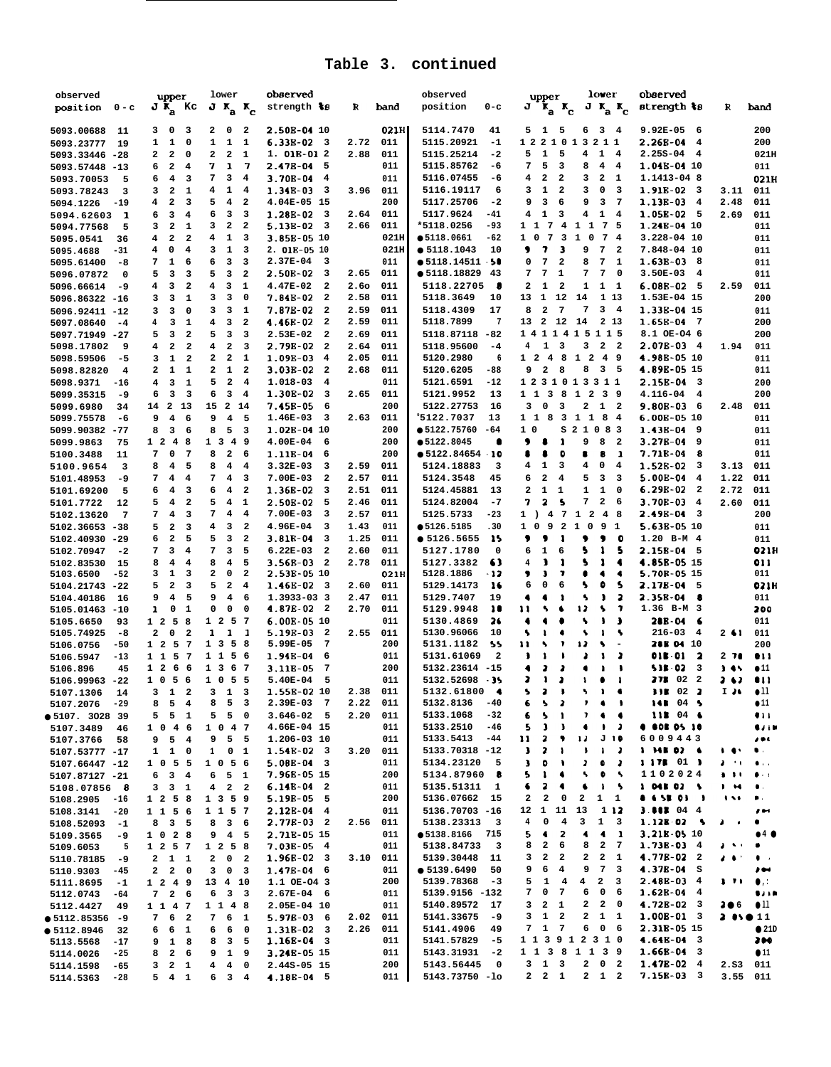**Table 3. continued**

| observed position | o - c | upper J Ka Kc | lower J Ka Kc | observed strength %s | R | band |
|---|---|---|---|---|---|---|
| 5093.00688 | 11 | 3 0 3 | 2 0 2 | 2.50E-04 10 | | 021H |
| 5093.23777 | 19 | 1 1 0 | 1 1 1 | 6.33E-02 3 | 2.72 | 011 |
| 5093.33446 | -28 | 2 2 0 | 2 2 1 | 1.01E-01 2 | 2.88 | 011 |
| 5093.57448 | -13 | 6 2 4 | 7 1 7 | 2.47E-04 5 | | 011 |
| 5093.70053 | 5 | 6 4 3 | 7 3 4 | 3.70E-04 4 | | 011 |
| 5093.78243 | 3 | 3 2 1 | 4 1 4 | 1.34E-03 3 | 3.96 | 011 |
| 5094.1226 | -19 | 4 2 3 | 5 4 2 | 4.04E-05 15 | | 200 |
| 5094.62603 | 1 | 6 3 4 | 6 3 3 | 1.28E-02 3 | 2.64 | 011 |
| 5094.77568 | 5 | 3 2 1 | 3 2 2 | 5.13E-02 3 | 2.66 | 011 |
| 5095.0541 | 36 | 4 2 2 | 4 1 3 | 3.85E-05 10 | | 021H |
| 5095.4688 | -31 | 4 0 4 | 3 1 3 | 2.01E-05 10 | | 021H |
| 5095.61400 | -8 | 7 1 6 | 6 3 3 | 2.37E-04 3 | | 011 |
| 5096.07872 | 0 | 5 3 3 | 5 3 2 | 2.50E-02 3 | 2.65 | 011 |
| 5096.66614 | -9 | 4 3 2 | 4 3 1 | 4.47E-02 2 | 2.60 | 011 |
| 5096.86322 | -16 | 3 3 1 | 3 3 0 | 7.84E-02 2 | 2.58 | 011 |
| 5096.92411 | -12 | 3 3 0 | 3 3 1 | 7.87E-02 2 | 2.59 | 011 |
| 5097.08640 | -4 | 4 3 1 | 4 3 2 | 4.46E-02 2 | 2.59 | 011 |
| 5097.71949 | -27 | 5 3 2 | 5 3 3 | 2.53E-02 2 | 2.69 | 011 |
| 5098.17802 | 9 | 4 2 2 | 4 2 3 | 2.79E-02 2 | 2.64 | 011 |
| 5098.59506 | -5 | 3 1 2 | 2 2 1 | 1.09E-03 4 | 2.05 | 011 |
| 5098.82820 | 4 | 2 1 1 | 2 1 2 | 3.03E-02 2 | 2.68 | 011 |
| 5098.9371 | -16 | 4 3 1 | 5 2 4 | 1.01E-03 4 | | 011 |
| 5099.35315 | -9 | 6 3 3 | 6 3 4 | 1.30E-02 3 | 2.65 | 011 |
| 5099.6980 | 34 | 14 2 13 | 15 2 14 | 7.45E-05 6 | | 200 |
| 5099.75578 | -6 | 9 4 6 | 9 4 5 | 1.46E-03 3 | 2.63 | 011 |
| 5099.90382 | -77 | 8 3 6 | 8 5 3 | 1.02E-04 10 | | 200 |
| 5099.9863 | 75 | 12 4 8 | 13 4 9 | 4.00E-04 6 | | 200 |
| 5100.3488 | 11 | 7 0 7 | 8 2 6 | 1.11E-04 6 | | 200 |
| 5100.9654 | 3 | 8 4 5 | 8 4 4 | 3.32E-03 3 | 2.59 | 011 |
| 5101.48953 | -9 | 7 4 4 | 7 4 3 | 7.00E-03 3 | 2.57 | 011 |
| 5101.69200 | 5 | 6 4 3 | 6 4 2 | 1.36E-02 3 | 2.51 | 011 |
| 5101.7722 | 12 | 5 4 2 | 5 4 1 | 2.50E-02 5 | 2.46 | 011 |
| 5102.13620 | 7 | 7 4 3 | 7 4 4 | 7.00E-03 3 | 2.57 | 011 |
| 5102.36653 | -38 | 5 2 3 | 4 3 2 | 4.96E-04 3 | 1.43 | 011 |
| 5102.40930 | -29 | 6 2 5 | 5 3 2 | 3.81E-04 3 | 1.25 | 011 |
| 5102.70947 | -2 | 7 3 4 | 7 3 5 | 6.22E-03 2 | 2.60 | 011 |
| 5102.83530 | 15 | 8 4 4 | 8 4 5 | 3.56E-03 2 | 2.78 | 011 |
| 5103.6500 | -52 | 3 1 3 | 2 0 2 | 2.53E-05 10 | | 021H |
| 5104.21743 | -22 | 5 2 3 | 5 2 4 | 1.46E-02 3 | 2.60 | 011 |
| 5104.40186 | 16 | 9 4 5 | 9 4 6 | 1.39E-03 3 | 2.47 | 011 |
| 5105.01463 | -10 | 1 0 1 | 0 0 0 | 4.87E-02 2 | 2.70 | 011 |
| 5105.6650 | 93 | 12 5 8 | 12 5 7 | 6.00E-05 10 | | 011 |
| 5105.74925 | -8 | 2 0 2 | 1 1 1 | 5.19E-03 2 | 2.55 | 011 |
| 5106.0756 | -50 | 12 5 7 | 13 5 8 | 5.99E-05 7 | | 200 |
| 5106.5947 | -13 | 11 5 7 | 11 5 6 | 1.94E-04 6 | | 011 |
| 5106.896 | 45 | 12 6 6 | 13 6 7 | 3.11E-05 7 | | 200 |
| 5106.99963 | -22 | 10 5 6 | 10 5 5 | 5.40E-04 5 | | 011 |
| 5107.1306 | 14 | 3 1 2 | 3 1 3 | 1.55E-02 10 | 2.38 | 011 |
| 5107.2076 | -29 | 8 5 4 | 8 5 3 | 2.39E-03 7 | 2.22 | 011 |
| ●5107.3028 | 39 | 5 5 1 | 5 5 0 | 3.64E-02 5 | 2.20 | 011 |
| 5107.3489 | 46 | 10 4 6 | 10 4 7 | 4.66E-04 15 | | 011 |
| 5107.3766 | 58 | 9 5 4 | 9 5 5 | 1.20E-03 10 | | 011 |
| 5107.53777 | -17 | 1 1 0 | 1 0 1 | 1.54E-02 3 | 3.20 | 011 |
| 5107.66447 | -12 | 10 5 5 | 10 5 6 | 5.08E-04 3 | | 011 |
| 5107.87127 | -21 | 6 3 4 | 6 5 1 | 7.96E-05 15 | | 200 |
| 5108.07856 | 8 | 3 3 1 | 4 2 2 | 6.14E-04 2 | | 011 |
| 5108.2905 | -16 | 12 5 8 | 13 5 9 | 5.19E-05 5 | | 200 |
| 5108.3141 | -20 | 11 5 6 | 11 5 7 | 2.12E-04 4 | | 011 |
| 5108.52093 | -1 | 8 3 5 | 8 3 6 | 2.77E-03 2 | 2.56 | 011 |
| 5109.3565 | -9 | 10 2 8 | 9 4 5 | 2.71E-05 15 | | 011 |
| 5109.6053 | 5 | 12 5 7 | 12 5 8 | 7.03E-05 4 | | 011 |
| 5110.78185 | -9 | 2 1 1 | 2 0 2 | 1.96E-02 3 | 3.10 | 011 |
| 5110.9303 | -45 | 2 2 0 | 3 0 3 | 1.47E-04 6 | | 011 |
| 5111.8695 | -1 | 12 4 9 | 13 4 10 | 1.10E-04 3 | | 200 |
| 5112.0743 | -64 | 7 2 6 | 6 3 3 | 2.67E-04 6 | | 011 |
| 5112.4427 | 49 | 11 4 7 | 11 4 8 | 2.05E-04 10 | | 011 |
| ●5112.85356 | -9 | 7 6 2 | 7 6 1 | 5.97E-03 6 | 2.02 | 011 |
| ●5112.8946 | 32 | 6 6 1 | 6 6 0 | 1.31E-02 3 | 2.26 | 011 |
| 5113.5568 | -17 | 9 1 8 | 8 3 5 | 1.16E-04 3 | | 011 |
| 5114.0026 | -25 | 8 2 6 | 9 1 9 | 3.24E-05 15 | | 011 |
| 5114.1598 | -65 | 3 2 1 | 4 4 0 | 2.44E-05 15 | | 200 |
| 5114.5363 | -28 | 5 4 1 | 6 3 4 | 4.18E-04 5 | | 011 |
| 5114.7470 | 41 | 5 1 5 | 6 3 4 | 9.92E-05 6 | | 200 |
| 5115.20921 | -1 | 12 2 10 | 13 2 11 | 2.26E-04 4 | | 200 |
| 5115.25214 | -2 | 5 1 5 | 4 1 4 | 2.25E-04 4 | | 021H |
| 5115.85762 | -6 | 7 5 3 | 8 4 4 | 1.04E-04 10 | | 011 |
| 5116.07455 | -6 | 4 2 2 | 3 2 1 | 1.14E-04 8 | | 021H |
| 5116.19117 | 6 | 3 1 2 | 3 0 3 | 1.91E-02 3 | 3.11 | 011 |
| 5117.25706 | -2 | 9 3 6 | 9 3 7 | 1.13E-03 4 | 2.48 | 011 |
| 5117.9624 | -41 | 4 1 3 | 4 1 4 | 1.05E-02 5 | 2.69 | 011 |
| *5118.0256 | -93 | 11 7 4 | 11 7 5 | 1.24E-04 10 | | 011 |
| ●5118.0661 | -62 | 10 7 3 | 10 7 4 | 3.22E-04 10 | | 011 |
| ●5118.1043 | 10 | 9 7 3 | 9 7 2 | 7.84E-04 10 | | 011 |
| ●5118.14511 | 58 | 8 7 2 | 8 7 1 | 1.63E-03 8 | | 011 |
| ●5118.18829 | 43 | 7 7 1 | 7 7 0 | 3.50E-03 4 | | 011 |
| 5118.22705 | 8 | 2 1 2 | 1 1 1 | 6.08E-02 5 | 2.59 | 011 |
| 5118.3649 | 10 | 13 1 12 | 14 1 13 | 1.53E-04 15 | | 200 |
| 5118.4309 | 17 | 8 2 7 | 7 3 4 | 1.33E-04 15 | | 011 |
| 5118.7899 | 7 | 13 2 12 | 14 2 13 | 1.65E-04 7 | | 200 |
| 5118.87118 | -82 | 14 1 14 | 15 1 15 | 8.10E-04 6 | | 200 |
| 5118.95600 | -4 | 4 1 3 | 3 2 2 | 2.07E-03 4 | 1.94 | 011 |
| 5120.2980 | 6 | 12 4 8 | 12 4 9 | 4.98E-05 10 | | 011 |
| 5120.6205 | -88 | 9 2 8 | 8 3 5 | 4.89E-05 15 | | 011 |
| 5121.6591 | -12 | 12 3 10 | 13 3 11 | 2.15E-04 3 | | 200 |
| 5121.9952 | 13 | 11 3 8 | 12 3 9 | 4.11E-04 4 | | 200 |
| 5122.27753 | 16 | 3 0 3 | 2 1 2 | 9.80E-03 6 | 2.48 | 011 |
| °5122.7037 | 13 | 11 8 3 | 11 8 4 | 6.00E-05 10 | | 011 |
| ●5122.75760 | -64 | 10 | 8 2 10 8 3 | 1.43E-04 9 | | 011 |
| ●5122.8045 | 8 | 9 8 1 | 9 8 2 | 3.27E-04 9 | | 011 |
| ●5122.84654 | 10 | 8 8 0 | 8 8 1 | 7.71E-04 8 | | 011 |
| 5124.18883 | 3 | 4 1 3 | 4 0 4 | 1.52E-02 3 | 3.13 | 011 |
| 5124.3548 | 45 | 6 2 4 | 5 3 3 | 5.00E-04 4 | 1.22 | 011 |
| 5124.45881 | 13 | 2 1 1 | 1 1 0 | 6.29E-02 2 | 2.72 | 011 |
| 5124.82004 | -7 | 7 2 5 | 7 2 6 | 3.70E-03 4 | 2.60 | 011 |
| 5125.5733 | -23 | 1 ) 4 7 | 12 4 8 | 2.49E-04 3 | | 200 |
| ●5126.5185 | 30 | 10 9 2 | 10 9 1 | 5.63E-05 10 | | 011 |
| ●5126.5655 | 15 | 9 9 1 | 9 9 0 | 1.20 E-M 4 | | 011 |
| 5127.1780 | 0 | 6 1 6 | 5 1 5 | 2.15E-04 5 | | 021H |
| 5127.3382 | 63 | 4 3 1 | 5 1 4 | 4.85E-05 15 | | 011 |
| 5128.1886 | -12 | 9 3 7 | 8 4 4 | 5.70E-05 15 | | 011 |
| 5129.14173 | 16 | 6 0 6 | 5 0 5 | 2.17E-04 5 | | 021H |
| 5129.7407 | 19 | 4 4 1 | 5 3 2 | 2.35E-04 8 | | 011 |
| 5129.9948 | 18 | 11 5 6 | 12 5 7 | 1.36 E-M 3 | | 200 |
| 5130.4869 | 26 | 4 4 0 | 5 1 3 | 28E-04 6 | | 011 |
| 5130.96066 | 10 | 5 1 4 | 5 1 5 | 216-03 4 | 2 61 | 011 |
| 5131.1182 | 55 | 11 5 7 | 12 5 - | 28E 04 10 | | 200 |
| 5131.61069 | 2 | | | 01E-01 2 | 2 70 | 011 |
| 5132.23614 | -15 | 4 2 2 | 4 1 1 | 53E-02 3 | 3 45 | 011 |
| 5132.52698 | -35 | 2 1 2 | 1 0 1 | 27E 02 2 | 2 62 | 011 |
| 5132.61800 | 4 | 5 2 1 | 5 1 4 | 33E 02 2 | I 26 | 011 |
| 5132.8136 | -40 | 6 5 2 | 7 4 1 | 14E 04 5 | | 011 |
| 5133.1068 | -32 | 6 5 1 | 7 4 4 | 11E 04 6 | | 011 |
| 5133.2510 | -46 | 5 3 3 | 4 1 2 | 00E 05 10 | | 021H |
| 5133.5413 | -44 | 11 2 9 | 12 J 10 | 6009443 | | 200 |
| 5133.70318 | -12 | 3 2 1 | 3 1 2 | 1 14E 02 6 | | 0 |
| 5134.23120 | 5 | 3 0 3 | 2 0 2 | 1 17E 01 3 | | |
| 5134.87960 | 8 | 5 1 4 | 4 0 4 | 1102024 | | |
| 5135.51311 | 1 | 6 2 4 | 6 1 5 | 1 04E 02 5 | | |
| 5136.07662 | 15 | 2 2 0 | 2 1 1 | 6 5E 03 3 | | |
| 5136.70703 | -16 | 12 1 11 | 13 1 12 | 3.00E 04 4 | | 200 |
| 5138.23313 | 3 | 4 0 4 | 3 1 3 | 1.12E-02 5 | | |
| ●5138.8166 | 715 | 5 4 2 | 4 4 1 | 3.21E-05 10 | | 04 |
| 5138.84733 | 3 | 8 2 6 | 8 2 7 | 1.73E-03 4 | | |
| 5139.30448 | 11 | 3 2 2 | 2 2 1 | 4.77E-02 2 | | |
| ●5139.6490 | 50 | 9 6 4 | 9 7 3 | 4.37E-04 5 | | 200 |
| 5139.78368 | -3 | 5 1 4 | 4 2 3 | 2.48E-03 4 | | 0 |
| 5139.9156 | -132 | 7 0 7 | 6 0 6 | 1.62E-04 4 | | 021H |
| 5140.89572 | 17 | 3 2 1 | 2 2 0 | 4.72E-02 3 | 2.6 | 011 |
| 5141.33675 | -9 | 3 1 2 | 2 1 1 | 1.00E-01 3 | 2.0 | 011 |
| 5141.4906 | 49 | 7 1 7 | 6 0 6 | 2.31E-05 15 | | 021H |
| 5141.57829 | -5 | 13 1 3 | 12 3 10 | 4.64E-04 3 | | 200 |
| 5143.31931 | -2 | 11 3 8 | 11 3 9 | 1.66E-04 3 | | 011 |
| 5143.56445 | 0 | 3 1 3 | 2 0 2 | 1.47E-02 4 | 2.53 | 011 |
| 5143.73750 | -10 | 2 2 1 | 2 1 2 | 7.15E-03 3 | 3.55 | 011 |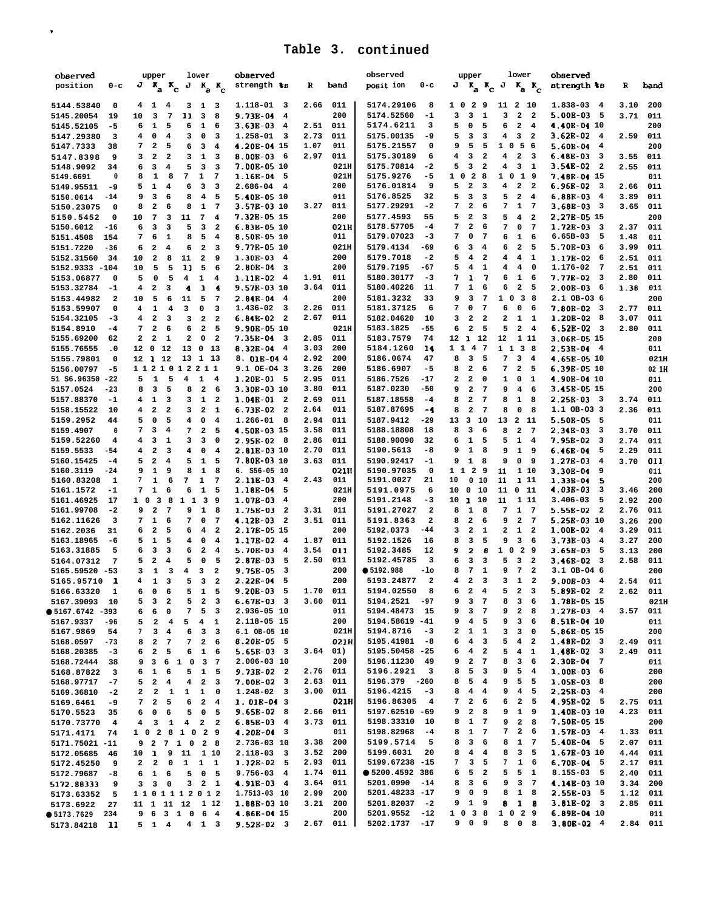## Table 3. continued

| observed position | o-c | upper J | $K_a$ | $K_c$ | lower J | $K_a$ | $K_c$ | observed strength | %s | R | band |
|---|---|---|---|---|---|---|---|---|---|---|---|
| 5144.53840 | 0 | 4 | 1 | 4 | 3 | 1 | 3 | 1.118-01 | 3 | 2.66 | 011 |
| 5145.20054 | 19 | 10 | 3 | 7 | 11 | 3 | 8 | 9.73E-04 | 4 | | 200 |
| 5145.52105 | -5 | 6 | 1 | 5 | 6 | 1 | 6 | 3.63E-03 | 4 | 2.51 | 011 |
| 5147.29380 | 3 | 4 | 0 | 4 | 3 | 0 | 3 | 1.258-01 | 3 | 2.73 | 011 |
| 5147.7333 | 38 | 7 | 2 | 5 | 6 | 3 | 4 | 4.20E-04 | 15 | 1.07 | 011 |
| 5147.8398 | 9 | 3 | 2 | 2 | 3 | 1 | 3 | 8.00E-03 | 6 | 2.97 | 011 |
| 5148.9092 | 34 | 6 | 3 | 4 | 5 | 3 | 3 | 7.00E-05 | 10 | | 021H |
| 5149.6691 | 0 | 8 | 1 | 8 | 7 | 1 | 7 | 1.16E-04 | 5 | | 021H |
| 5149.95511 | -9 | 5 | 1 | 4 | 6 | 3 | 3 | 2.686-04 | 4 | | 200 |
| 5150.0614 | -14 | 9 | 3 | 6 | 8 | 4 | 5 | 5.40E-05 | 10 | | 011 |
| 5150.23075 | 0 | 8 | 2 | 6 | 8 | 1 | 7 | 3.57E-03 | 10 | 3.27 | 011 |
| 5150.5452 | 0 | 10 | 7 | 3 | 11 | 7 | 4 | 7.32E-05 | 15 | | 200 |
| 5150.6012 | -16 | 6 | 3 | 3 | 5 | 3 | 2 | 6.83E-05 | 10 | | 021H |
| 5151.4508 | 154 | 7 | 6 | 1 | 8 | 5 | 4 | 8.50E-05 | 10 | | 011 |
| 5151.7220 | -36 | 6 | 2 | 4 | 6 | 2 | 3 | 9.77E-05 | 10 | | 021H |
| 5152.31560 | 34 | 10 | 2 | 8 | 11 | 2 | 9 | 1.30E-03 | 4 | | 200 |
| 5152.9333 | -104 | 10 | 5 | 5 | 11 | 5 | 6 | 2.80E-04 | 3 | | 200 |
| 5153.06877 | 0 | 5 | 0 | 5 | 4 | 1 | 4 | 1.11E-02 | 4 | 1.91 | 011 |
| 5153.32784 | -1 | 4 | 2 | 3 | 4 | 1 | 4 | 9.57E-03 | 10 | 3.64 | 011 |
| 5153.44982 | 2 | 10 | 5 | 6 | 11 | 5 | 7 | 2.84E-04 | 4 | | 200 |
| 5153.59907 | 0 | 4 | 1 | 4 | 3 | 0 | 3 | 1.436-02 | 3 | 2.26 | 011 |
| 5154.32105 | -3 | 4 | 2 | 3 | 3 | 2 | 2 | 6.84E-02 | 2 | 2.67 | 011 |
| 5154.8910 | -4 | 7 | 2 | 6 | 6 | 2 | 5 | 9.90E-05 | 10 | | 021H |
| 5155.69200 | 62 | 2 | 2 | 1 | 2 | 0 | 2 | 7.35E-04 | 3 | 2.85 | 011 |
| 5155.76555 | .0 | 12 | 0 | 12 | 13 | 0 | 13 | 8.32E-04 | 4 | 3.03 | 200 |
| 5155.79801 | 0 | 12 | 1 | 12 | 13 | 1 | 13 | 8.01E-04 | 4 | 2.92 | 200 |
| 5156.00797 | -5 | 11 | 2 | 10 | 12 | 2 | 11 | 9.1 0E-04 | 3 | 3.26 | 200 |
| 5156.96350 | -22 | 5 | 1 | 5 | 4 | 1 | 4 | 1.20E-01 | 5 | 2.95 | 011 |
| 5157.0524 | -23 | 8 | 3 | 5 | 8 | 2 | 6 | 3.30E-03 | 10 | 3.80 | 011 |
| 5157.88370 | -1 | 4 | 1 | 3 | 3 | 1 | 2 | 1.04E-01 | 2 | 2.69 | 011 |
| 5158.15522 | 10 | 4 | 2 | 2 | 3 | 2 | 1 | 6.73E-02 | 2 | 2.64 | 011 |
| 5159.2952 | 44 | 5 | 0 | 5 | 4 | 0 | 4 | 1.266-01 | 8 | 2.94 | 011 |
| 5159.4907 | 0 | 7 | 3 | 4 | 7 | 2 | 5 | 4.50E-03 | 15 | 3.58 | 011 |
| 5159.52260 | 4 | 4 | 3 | 1 | 3 | 3 | 0 | 2.95E-02 | 8 | 2.86 | 011 |
| 5159.5533 | -54 | 4 | 2 | 3 | 4 | 0 | 4 | 2.81E-03 | 10 | 2.70 | 011 |
| 5160.15425 | -4 | 5 | 2 | 4 | 5 | 1 | 5 | 7.80E-03 | 10 | 3.63 | 011 |
| 5160.3119 | -24 | 9 | 1 | 9 | 8 | 1 | 8 | 6.556-05 | 10 | | 021H |
| 5160.83208 | 1 | 7 | 1 | 6 | 7 | 1 | 7 | 2.11E-03 | 4 | 2.43 | 011 |
| 5161.1572 | -1 | 7 | 1 | 6 | 6 | 1 | 5 | 1.18E-04 | 5 | | 021H |
| 5161.46925 | 17 | 10 | 3 | 8 | 11 | 3 | 9 | 1.07E-03 | 4 | | 200 |
| 5161.99708 | -2 | 9 | 2 | 7 | 9 | 1 | 8 | 1.75E-03 | 2 | 3.31 | 011 |
| 5162.11626 | 3 | 7 | 1 | 6 | 7 | 0 | 7 | 4.12E-03 | 2 | 3.51 | 011 |
| 5162.2036 | 31 | 6 | 2 | 5 | 6 | 4 | 2 | 2.17E-05 | 15 | | 200 |
| 5163.18965 | -6 | 5 | 1 | 5 | 4 | 0 | 4 | 1.17E-02 | 4 | 1.87 | 011 |
| 5163.31885 | 5 | 6 | 3 | 3 | 6 | 2 | 4 | 5.70E-03 | 4 | 3.54 | 011 |
| 5164.07312 | 7 | 5 | 2 | 4 | 5 | 0 | 5 | 2.87E-03 | 5 | 2.50 | 011 |
| 5165.59520 | -53 | 3 | 1 | 3 | 4 | 3 | 2 | 9.75E-05 | 3 | | 200 |
| 5165.95710 | 1 | 4 | 1 | 3 | 5 | 3 | 2 | 2.22E-04 | 5 | | 200 |
| 5166.63320 | 1 | 6 | 0 | 6 | 5 | 1 | 5 | 9.20E-03 | 5 | 1.70 | 011 |
| 5167.39093 | 10 | 5 | 3 | 2 | 5 | 2 | 3 | 6.67E-03 | 3 | 3.60 | 011 |
| ● 5167.6742 | -393 | 6 | 6 | 0 | 7 | 5 | 3 | 2.936-05 | 10 | | 011 |
| 5167.9337 | -96 | 5 | 2 | 4 | 5 | 4 | 1 | 2.118-05 | 15 | | 200 |
| 5167.9869 | 54 | 7 | 3 | 4 | 6 | 3 | 3 | 6.1 0E-05 | 10 | | 021H |
| 5168.0597 | -73 | 8 | 2 | 7 | 7 | 2 | 6 | 8.20E-05 | 5 | | 021H |
| 5168.20385 | -3 | 6 | 2 | 5 | 6 | 1 | 6 | 5.65E-03 | 3 | 3.64 | 01) |
| 5168.72444 | 38 | 9 | 3 | 6 | 10 | 3 | 7 | 2.006-03 | 10 | | 200 |
| 5168.87822 | 3 | 6 | 1 | 6 | 5 | 1 | 5 | 9.73E-02 | 2 | 2.76 | 011 |
| 5168.97757 | -7 | 5 | 2 | 4 | 4 | 2 | 3 | 7.00E-02 | 3 | 2.63 | 011 |
| 5169.36810 | -2 | 2 | 2 | 1 | 1 | 1 | 0 | 1.248-02 | 3 | 3.00 | 011 |
| 5169.6461 | -9 | 7 | 2 | 5 | 6 | 2 | 4 | 1.01E-04 | 3 | | 021H |
| 5170.5523 | 35 | 6 | 0 | 6 | 5 | 0 | 5 | 9.65E-02 | 8 | 2.66 | 011 |
| 5170.73770 | 4 | 4 | 3 | 1 | 4 | 2 | 2 | 6.85E-03 | 4 | 3.73 | 011 |
| 5171.4171 | 74 | 10 | 2 | 8 | 10 | 2 | 9 | 4.20E-04 | 3 | | 011 |
| 5171.75021 | -11 | 9 | 2 | 7 | 10 | 2 | 8 | 2.736-03 | 10 | 3.38 | 200 |
| 5172.05685 | 46 | 10 | 1 | 9 | 11 | 1 | 10 | 2.118-03 | 3 | 3.52 | 200 |
| 5172.45250 | 9 | 2 | 2 | 0 | 1 | 1 | 1 | 1.12E-02 | 5 | 2.93 | 011 |
| 5172.79687 | -8 | 6 | 1 | 6 | 5 | 0 | 5 | 9.756-03 | 4 | 1.74 | 011 |
| 5172.88333 | 9 | 3 | 3 | 0 | 3 | 2 | 1 | 4.91E-03 | 4 | 3.64 | 011 |
| 5173.63352 | 5 | 11 | 0 | 11 | 12 | 0 | 12 | 1.7513-03 | 10 | 2.99 | 200 |
| 5173.6922 | 27 | 11 | 1 | 11 | 12 | 1 | 12 | 1.88E-03 | 10 | 3.21 | 200 |
| ● 5173.7629 | 234 | 9 | 6 | 3 | 10 | 6 | 4 | 4.86E-04 | 15 | | 200 |
| 5173.84218 | 11 | 5 | 1 | 4 | 4 | 1 | 3 | 9.52E-02 | 3 | 2.67 | 011 |
| 5174.29106 | 8 | 10 | 2 | 9 | 11 | 2 | 10 | 1.838-03 | 4 | 3.10 | 200 |
| 5174.52560 | -1 | 3 | 3 | 1 | 3 | 2 | 2 | 5.00E-03 | 5 | 3.71 | 011 |
| 5174.6211 | 3 | 5 | 0 | 5 | 6 | 2 | 4 | 4.40E-04 | 10 | | 200 |
| 5175.00135 | -9 | 5 | 3 | 3 | 4 | 3 | 2 | 3.62E-02 | 4 | 2.59 | 011 |
| 5175.21557 | 0 | 9 | 5 | 5 | 10 | 5 | 6 | 5.60E-04 | 4 | | 200 |
| 5175.30189 | 6 | 4 | 3 | 2 | 4 | 2 | 3 | 6.48E-03 | 3 | 3.55 | 011 |
| 5175.70814 | -2 | 5 | 3 | 2 | 4 | 3 | 1 | 3.54E-02 | 2 | 2.55 | 011 |
| 5175.9276 | -5 | 10 | 2 | 8 | 10 | 1 | 9 | 7.48E-04 | 15 | | 011 |
| 5176.01814 | 9 | 5 | 2 | 3 | 4 | 2 | 2 | 6.96E-02 | 3 | 2.66 | 011 |
| 5176.8525 | 32 | 5 | 3 | 3 | 5 | 2 | 4 | 6.88E-03 | 4 | 3.89 | 011 |
| 5177.29291 | -2 | 7 | 2 | 6 | 7 | 1 | 7 | 3.68E-03 | 3 | 3.65 | 011 |
| 5177.4593 | 55 | 5 | 2 | 3 | 5 | 4 | 2 | 2.27E-05 | 15 | | 200 |
| 5178.57705 | -4 | 7 | 2 | 6 | 7 | 0 | 7 | 1.72E-03 | 3 | 2.37 | 011 |
| 5179.07023 | -3 | 7 | 0 | 7 | 6 | 1 | 6 | 6.65B-03 | 5 | 1.48 | 011 |
| 5179.4134 | -69 | 6 | 3 | 4 | 6 | 2 | 5 | 5.70E-03 | 6 | 3.99 | 011 |
| 5179.7018 | -2 | 5 | 4 | 2 | 4 | 4 | 1 | 1.17E-02 | 6 | 2.51 | 011 |
| 5179.7195 | -67 | 5 | 4 | 1 | 4 | 4 | 0 | 1.176-02 | 7 | 2.51 | 011 |
| 5180.30177 | -3 | 7 | 1 | 7 | 6 | 1 | 6 | 7.77E-02 | 3 | 2.80 | 011 |
| 5180.40226 | 11 | 7 | 1 | 6 | 6 | 2 | 5 | 2.00E-03 | 6 | 1.38 | 011 |
| 5181.3232 | 33 | 9 | 3 | 7 | 10 | 3 | 8 | 2.1 0B-03 | 6 | | 200 |
| 5181.37125 | 6 | 7 | 0 | 7 | 6 | 0 | 6 | 7.80E-02 | 3 | 2.77 | 011 |
| 5182.04620 | 10 | 3 | 2 | 2 | 2 | 1 | 1 | 1.20E-02 | 8 | 3.07 | 011 |
| 5183.1825 | -55 | 6 | 2 | 5 | 5 | 2 | 4 | 6.52E-02 | 3 | 2.80 | 011 |
| 5183.7579 | 74 | 12 | 1 | 12 | 12 | 1 | 11 | 3.06E-05 | 15 | | 200 |
| 5184.1260 | 14 | 11 | 4 | 7 | 11 | 3 | 8 | 2.53E-04 | 4 | | 011 |
| 5186.0674 | 47 | 8 | 3 | 5 | 7 | 3 | 4 | 4.65E-05 | 10 | | 021H |
| 5186.6907 | -5 | 8 | 2 | 6 | 7 | 2 | 5 | 6.39E-05 | 10 | | 021H |
| 5186.7526 | -17 | 2 | 2 | 0 | 1 | 0 | 1 | 4.90E-04 | 10 | | 011 |
| 5187.0230 | -50 | 9 | 2 | 7 | 9 | 4 | 6 | 3.45E-05 | 15 | | 200 |
| 5187.18558 | -4 | 8 | 2 | 7 | 8 | 1 | 8 | 2.25E-03 | 3 | 3.74 | 011 |
| 5187.87695 | -4 | 8 | 2 | 7 | 8 | 0 | 8 | 1.1 0B-03 | 3 | 2.36 | 011 |
| 5187.9412 | -29 | 13 | 3 | 10 | 13 | 2 | 11 | 5.50E-05 | 5 | | 011 |
| 5188.18808 | 18 | 8 | 3 | 6 | 8 | 2 | 7 | 2.34E-03 | 3 | 3.70 | 011 |
| 5188.90090 | 32 | 6 | 1 | 5 | 5 | 1 | 4 | 7.95E-02 | 3 | 2.74 | 011 |
| 5190.5613 | -8 | 9 | 1 | 8 | 9 | 1 | 9 | 6.46E-04 | 5 | 2.29 | 011 |
| 5190.92417 | -1 | 9 | 1 | 8 | 9 | 0 | 9 | 1.27E-03 | 4 | 3.70 | 011 |
| 5190.97035 | 0 | 11 | 2 | 9 | 11 | 1 | 10 | 3.30E-04 | 9 | | 011 |
| 5191.0027 | 21 | 10 | 0 | 10 | 11 | 1 | 11 | 1.33E-04 | 5 | | 200 |
| 5191.0975 | 6 | 10 | 0 | 10 | 11 | 0 | 11 | 4.03E-03 | 3 | 3.46 | 200 |
| 5191.2148 | -3 | 10 | 1 | 10 | 11 | 1 | 11 | 3.406-03 | 5 | 2.92 | 200 |
| 5191.27027 | 2 | 8 | 1 | 8 | 7 | 1 | 7 | 5.55E-02 | 2 | 2.76 | 011 |
| 5191.8363 | 2 | 8 | 2 | 6 | 9 | 2 | 7 | 5.25E-03 | 10 | 3.26 | 200 |
| 5192.0373 | -44 | 3 | 2 | 1 | 2 | 1 | 2 | 1.00E-02 | 4 | 3.29 | 011 |
| 5192.1526 | 16 | 8 | 3 | 5 | 9 | 3 | 6 | 3.73E-03 | 4 | 3.27 | 200 |
| 5192.3485 | 12 | 9 | 2 | 8 | 10 | 2 | 9 | 3.65E-03 | 5 | 3.13 | 200 |
| 5192.45785 | 3 | 6 | 3 | 3 | 5 | 3 | 2 | 3.46E-02 | 3 | 2.58 | 011 |
| ● 5192.988 | -10 | 8 | 7 | 1 | 9 | 7 | 2 | 3.1 0B-04 | 6 | | 200 |
| 5193.24877 | 2 | 4 | 2 | 3 | 3 | 1 | 2 | 9.00B-03 | 4 | 2.54 | 011 |
| 5194.02550 | 8 | 6 | 2 | 4 | 5 | 2 | 3 | 5.89E-02 | 2 | 2.62 | 011 |
| 5194.2521 | -97 | 9 | 3 | 7 | 8 | 3 | 6 | 1.78E-05 | 15 | | 021H |
| 5194.48473 | 15 | 9 | 3 | 7 | 9 | 2 | 8 | 1.27E-03 | 4 | 3.57 | 011 |
| 5194.58619 | -41 | 9 | 4 | 5 | 9 | 3 | 6 | 8.51E-04 | 10 | | 011 |
| 5194.8716 | -3 | 2 | 1 | 1 | 3 | 3 | 0 | 5.86E-05 | 15 | | 200 |
| 5195.41981 | -8 | 6 | 4 | 3 | 5 | 4 | 2 | 1.48E-02 | 3 | 2.49 | 011 |
| 5195.50458 | -25 | 6 | 4 | 2 | 5 | 4 | 1 | 1.48E-02 | 3 | 2.49 | 011 |
| 5196.11230 | 49 | 9 | 2 | 7 | 8 | 3 | 6 | 2.30E-04 | 7 | | 011 |
| 5196.2921 | 3 | 8 | 5 | 3 | 9 | 5 | 4 | 1.00E-03 | 6 | | 200 |
| 5196.379 | -260 | 8 | 5 | 4 | 9 | 5 | 5 | 1.05E-03 | 8 | | 200 |
| 5196.4215 | -3 | 8 | 4 | 4 | 9 | 4 | 5 | 2.25E-03 | 4 | | 200 |
| 5196.86305 | 4 | 7 | 2 | 6 | 6 | 2 | 5 | 4.95E-02 | 5 | 2.75 | 011 |
| 5197.62510 | -69 | 9 | 2 | 8 | 9 | 1 | 9 | 1.40E-03 | 10 | 4.23 | 011 |
| 5198.33310 | 10 | 8 | 1 | 7 | 9 | 2 | 8 | 7.50E-05 | 15 | | 200 |
| 5198.82968 | -4 | 8 | 1 | 7 | 7 | 2 | 6 | 1.57E-03 | 4 | 1.33 | 011 |
| 5199.5714 | 5 | 8 | 3 | 6 | 8 | 1 | 7 | 5.40E-04 | 5 | 2.07 | 011 |
| 5199.6031 | 20 | 8 | 4 | 4 | 8 | 3 | 5 | 1.67E-03 | 10 | 4.44 | 011 |
| 5199.67238 | -15 | 7 | 3 | 5 | 7 | 1 | 6 | 6.70E-04 | 5 | 2.17 | 011 |
| ● 5200.4592 | 386 | 6 | 5 | 2 | 5 | 5 | 1 | 8.15S-03 | 5 | 2.40 | 011 |
| 5201.0990 | -14 | 8 | 3 | 6 | 9 | 3 | 7 | 4.14E-03 | 10 | 3.34 | 200 |
| 5201.48233 | -17 | 9 | 0 | 9 | 8 | 1 | 8 | 2.55E-03 | 5 | 1.12 | 011 |
| 5201.82037 | -2 | 9 | 1 | 9 | 8 | 1 | 8 | 3.81E-02 | 3 | 2.85 | 011 |
| 5201.9552 | -12 | 10 | 3 | 8 | 10 | 2 | 9 | 6.89E-04 | 10 | | 011 |
| 5202.1737 | -17 | 9 | 0 | 9 | 8 | 0 | 8 | 3.80E-02 | 4 | 2.84 | 011 |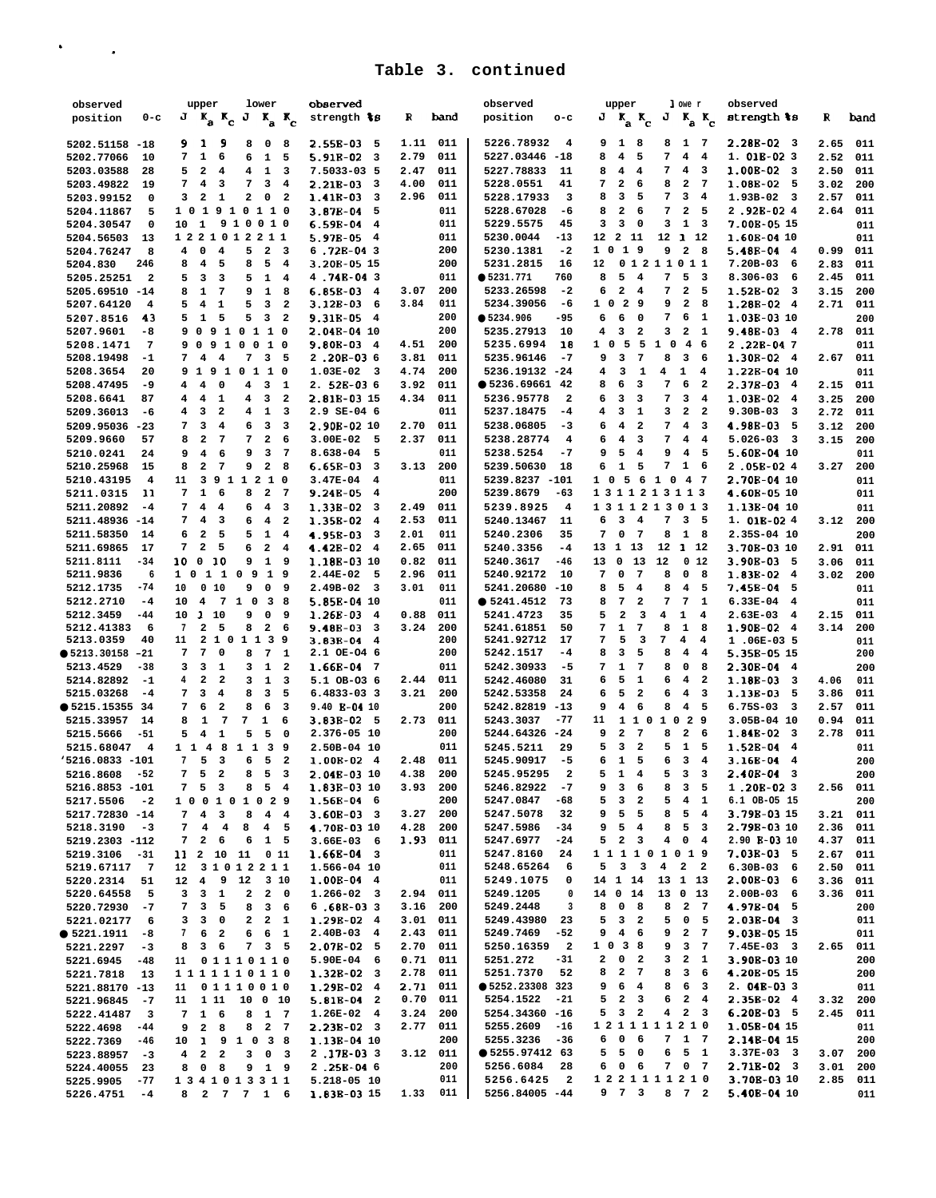# Table 3. continued

| observed position | o-c | upper J | $K_a$ | $K_c$ | lower J | $K_a$ | $K_c$ | observed strength | %s | R | band |
|---|---|---|---|---|---|---|---|---|---|---|---|
| 5202.51158 | -18 | 9 | 1 | 9 | 8 | 0 | 8 | 2.55E-03 | 5 | 1.11 | 011 |
| 5202.77066 | 10 | 7 | 1 | 6 | 6 | 1 | 5 | 5.91E-02 | 3 | 2.79 | 011 |
| 5203.03588 | 28 | 5 | 2 | 4 | 4 | 1 | 3 | 7.5033-03 | 5 | 2.47 | 011 |
| 5203.49822 | 19 | 7 | 4 | 3 | 7 | 3 | 4 | 2.21E-03 | 3 | 4.00 | 011 |
| 5203.99152 | 0 | 3 | 2 | 1 | 2 | 0 | 2 | 1.41E-03 | 3 | 2.96 | 011 |
| 5204.11867 | 5 | 10 | 1 | 9 | 10 | 1 | 10 | 3.87E-04 | 5 | | 011 |
| 5204.30547 | 0 | 10 | 1 | 9 | 10 | 0 | 10 | 6.59E-04 | 4 | | 011 |
| 5204.56503 | 13 | 12 | 2 | 10 | 12 | 2 | 11 | 5.97E-05 | 4 | | 011 |
| 5204.76247 | 8 | 4 | 0 | 4 | 5 | 2 | 3 | 6.72E-04 | 3 | | 200 |
| 5204.830 | 246 | 8 | 4 | 5 | 8 | 5 | 4 | 3.20E-05 | 15 | | 200 |
| 5205.25251 | 2 | 5 | 3 | 3 | 5 | 1 | 4 | 4.74E-04 | 3 | | 011 |
| 5205.69510 | -14 | 8 | 1 | 7 | 9 | 1 | 8 | 6.85E-03 | 4 | 3.07 | 200 |
| 5207.64120 | 4 | 5 | 4 | 1 | 5 | 3 | 2 | 3.12E-03 | 6 | 3.84 | 011 |
| 5207.8516 | 43 | 5 | 1 | 5 | 5 | 3 | 2 | 9.31E-05 | 4 | | 200 |
| 5207.9601 | -8 | 9 | 0 | 9 | 10 | 1 | 10 | 2.04E-04 | 10 | | 200 |
| 5208.1471 | 7 | 9 | 0 | 9 | 10 | 0 | 10 | 9.80E-03 | 4 | 4.51 | 200 |
| 5208.19498 | -1 | 7 | 4 | 4 | 7 | 3 | 5 | 2.20E-03 | 6 | 3.81 | 011 |
| 5208.3654 | 20 | 9 | 1 | 9 | 10 | 1 | 10 | 1.03E-02 | 3 | 4.74 | 200 |
| 5208.47495 | -9 | 4 | 4 | 0 | 4 | 3 | 1 | 2.52E-03 | 6 | 3.92 | 011 |
| 5208.6641 | 87 | 4 | 4 | 1 | 4 | 3 | 2 | 2.81E-03 | 15 | 4.34 | 011 |
| 5209.36013 | -6 | 4 | 3 | 2 | 4 | 1 | 3 | 2.9 5E-04 | 6 | | 011 |
| 5209.95036 | -23 | 7 | 3 | 4 | 6 | 3 | 3 | 2.90E-02 | 10 | 2.70 | 011 |
| 5209.9660 | 57 | 8 | 2 | 7 | 7 | 2 | 6 | 3.00E-02 | 5 | 2.37 | 011 |
| 5210.0241 | 24 | 9 | 4 | 6 | 9 | 3 | 7 | 8.638-04 | 5 | | 011 |
| 5210.25968 | 15 | 8 | 2 | 7 | 9 | 2 | 8 | 6.65E-03 | 3 | 3.13 | 200 |
| 5210.43195 | 4 | 11 | 3 | 9 | 11 | 2 | 10 | 3.47E-04 | 4 | | 011 |
| 5211.0315 | 11 | 7 | 1 | 6 | 8 | 2 | 7 | 9.24E-05 | 4 | | 200 |
| 5211.20892 | -4 | 7 | 4 | 4 | 6 | 4 | 3 | 1.33E-02 | 3 | 2.49 | 011 |
| 5211.48936 | -14 | 7 | 4 | 3 | 6 | 4 | 2 | 1.35E-02 | 4 | 2.53 | 011 |
| 5211.58350 | 14 | 6 | 2 | 5 | 5 | 1 | 4 | 4.95E-03 | 3 | 2.01 | 011 |
| 5211.69865 | 17 | 7 | 2 | 5 | 6 | 2 | 4 | 4.42E-02 | 4 | 2.65 | 011 |
| 5211.8111 | -34 | 10 | 0 | 10 | 9 | 1 | 9 | 1.18E-03 | 10 | 0.82 | 011 |
| 5211.9836 | 6 | 10 | 1 | 10 | 9 | 1 | 9 | 2.44E-02 | 5 | 2.96 | 011 |
| 5212.1735 | -74 | 10 | 0 | 10 | 9 | 0 | 9 | 2.49E-02 | 3 | 3.01 | 011 |
| 5212.2710 | -4 | 10 | 4 | 7 | 10 | 3 | 8 | 5.85E-04 | 10 | | 011 |
| 5212.3459 | -44 | 10 | 1 | 10 | 9 | 0 | 9 | 1.26E-03 | 4 | 0.88 | 011 |
| 5212.41383 | 6 | 7 | 2 | 5 | 8 | 2 | 6 | 9.48E-03 | 3 | 3.24 | 200 |
| 5213.0359 | 40 | 11 | 2 | 10 | 11 | 3 | 9 | 3.83E-04 | 4 | | 200 |
| ● 5213.30158 | -21 | 7 | 7 | 0 | 8 | 7 | 1 | 2.1 0E-04 | 6 | | 200 |
| 5213.4529 | -38 | 3 | 3 | 1 | 3 | 1 | 2 | 1.66E-04 | 7 | | 011 |
| 5214.82892 | -1 | 4 | 2 | 2 | 3 | 1 | 3 | 5.1 0B-03 | 6 | 2.44 | 011 |
| 5215.03268 | -4 | 7 | 3 | 4 | 8 | 3 | 5 | 6.4833-03 | 3 | 3.21 | 200 |
| ● 5215.15355 | 34 | 7 | 6 | 2 | 8 | 6 | 3 | 9.40 E-04 | 10 | | 200 |
| 5215.33957 | 14 | 8 | 1 | 7 | 7 | 1 | 6 | 3.83E-02 | 5 | 2.73 | 011 |
| 5215.5666 | -51 | 5 | 4 | 1 | 5 | 5 | 0 | 2.376-05 | 10 | | 200 |
| 5215.68047 | 4 | 11 | 4 | 8 | 11 | 3 | 9 | 2.50B-04 | 10 | | 011 |
| '5216.0833 | -101 | 7 | 5 | 3 | 6 | 5 | 2 | 1.00E-02 | 4 | 2.48 | 011 |
| 5216.8608 | -52 | 7 | 5 | 2 | 8 | 5 | 3 | 2.04E-03 | 10 | 4.38 | 200 |
| 5216.8853 | -101 | 7 | 5 | 3 | 8 | 5 | 4 | 1.83E-03 | 10 | 3.93 | 200 |
| 5217.5506 | -2 | 10 | 0 | 10 | 10 | 2 | 9 | 1.56E-04 | 6 | | 200 |
| 5217.72830 | -14 | 7 | 4 | 3 | 8 | 4 | 4 | 3.60E-03 | 3 | 3.27 | 200 |
| 5218.3190 | -3 | 7 | 4 | 4 | 8 | 4 | 5 | 4.70E-03 | 10 | 4.28 | 200 |
| 5219.2303 | -112 | 7 | 2 | 6 | 6 | 1 | 5 | 3.66E-03 | 6 | 1.93 | 011 |
| 5219.3106 | -31 | 11 | 2 | 10 | 11 | 0 | 11 | 1.66E-04 | 3 | | 011 |
| 5219.67117 | 7 | 12 | 3 | 10 | 12 | 2 | 11 | 1.566-04 | 10 | | 011 |
| 5220.2314 | 51 | 12 | 4 | 9 | 12 | 3 | 10 | 1.00E-04 | 4 | | 011 |
| 5220.64558 | 5 | 3 | 3 | 1 | 2 | 2 | 0 | 1.266-02 | 3 | 2.94 | 011 |
| 5220.72930 | -7 | 7 | 3 | 5 | 8 | 3 | 6 | 6.68E-03 | 3 | 3.16 | 200 |
| 5221.02177 | 6 | 3 | 3 | 0 | 2 | 2 | 1 | 1.29E-02 | 4 | 3.01 | 011 |
| ● 5221.1911 | -8 | 7 | 6 | 2 | 6 | 6 | 1 | 2.40B-03 | 4 | 2.43 | 011 |
| 5221.2297 | -3 | 8 | 3 | 6 | 7 | 3 | 5 | 2.07E-02 | 5 | 2.70 | 011 |
| 5221.6945 | -48 | 11 | 0 | 11 | 10 | 1 | 10 | 5.90E-04 | 6 | 0.71 | 011 |
| 5221.7818 | 13 | 11 | 1 | 11 | 10 | 1 | 10 | 1.32E-02 | 3 | 2.78 | 011 |
| 5221.88170 | -13 | 11 | 0 | 11 | 10 | 0 | 10 | 1.29E-02 | 4 | 2.71 | 011 |
| 5221.96845 | -7 | 11 | 1 | 11 | 10 | 0 | 10 | 5.81E-04 | 2 | 0.70 | 011 |
| 5222.41487 | 3 | 7 | 1 | 6 | 8 | 1 | 7 | 1.26E-02 | 4 | 3.24 | 200 |
| 5222.4698 | -44 | 9 | 2 | 8 | 8 | 2 | 7 | 2.23E-02 | 3 | 2.77 | 011 |
| 5222.7369 | -46 | 10 | 1 | 9 | 10 | 3 | 8 | 1.13E-04 | 10 | | 200 |
| 5223.88957 | -3 | 4 | 2 | 2 | 3 | 0 | 3 | 2.17E-03 | 3 | 3.12 | 011 |
| 5224.40055 | 23 | 8 | 0 | 8 | 9 | 1 | 9 | 2.25E-04 | 6 | | 200 |
| 5225.9905 | -77 | 13 | 4 | 10 | 13 | 3 | 11 | 5.218-05 | 10 | | 011 |
| 5226.4751 | -4 | 8 | 2 | 7 | 7 | 1 | 6 | 1.83E-03 | 15 | 1.33 | 011 |
| 5226.78932 | 4 | 9 | 1 | 8 | 8 | 1 | 7 | 2.28E-02 | 3 | 2.65 | 011 |
| 5227.03446 | -18 | 8 | 4 | 5 | 7 | 4 | 4 | 1.01E-02 | 3 | 2.52 | 011 |
| 5227.78833 | 11 | 8 | 4 | 4 | 7 | 4 | 3 | 1.00E-02 | 3 | 2.50 | 011 |
| 5228.0551 | 41 | 7 | 2 | 6 | 8 | 2 | 7 | 1.08E-02 | 5 | 3.02 | 200 |
| 5228.17933 | 3 | 8 | 3 | 5 | 7 | 3 | 4 | 1.93E-02 | 3 | 2.57 | 011 |
| 5228.67028 | -6 | 8 | 2 | 6 | 7 | 2 | 5 | 2.92E-02 | 4 | 2.64 | 011 |
| 5229.5575 | 45 | 3 | 3 | 0 | 3 | 1 | 3 | 7.00E-05 | 15 | | 011 |
| 5230.0044 | -13 | 12 | 2 | 11 | 12 | 1 | 12 | 1.60E-04 | 10 | | 011 |
| 5230.1381 | -2 | 10 | 1 | 9 | 9 | 2 | 8 | 5.48E-04 | 4 | 0.99 | 011 |
| 5231.2815 | 16 | 12 | 0 | 12 | 11 | 0 | 11 | 7.20E-03 | 6 | 2.83 | 011 |
| ● 5231.771 | 760 | 8 | 5 | 4 | 7 | 5 | 3 | 8.306-03 | 6 | 2.45 | 011 |
| 5233.26598 | -2 | 6 | 2 | 4 | 7 | 2 | 5 | 1.52E-02 | 3 | 3.15 | 200 |
| 5234.39056 | -6 | 10 | 2 | 9 | 9 | 2 | 8 | 1.28E-02 | 4 | 2.71 | 011 |
| ● 5234.906 | -95 | 6 | 6 | 0 | 7 | 6 | 1 | 1.03E-03 | 10 | | 200 |
| 5235.27913 | 10 | 4 | 3 | 2 | 3 | 2 | 1 | 9.48E-03 | 4 | 2.78 | 011 |
| 5235.6994 | 18 | 10 | 5 | 5 | 10 | 4 | 6 | 2.22E-04 | 7 | | 011 |
| 5235.96146 | -7 | 9 | 3 | 7 | 8 | 3 | 6 | 1.30E-02 | 4 | 2.67 | 011 |
| 5236.19132 | -24 | 4 | 3 | 1 | 4 | 1 | 4 | 1.22E-04 | 10 | | 011 |
| ● 5236.69661 | 42 | 8 | 6 | 3 | 7 | 6 | 2 | 2.37E-03 | 4 | 2.15 | 011 |
| 5236.95778 | 2 | 6 | 3 | 3 | 7 | 3 | 4 | 1.03E-02 | 4 | 3.25 | 200 |
| 5237.18475 | -4 | 4 | 3 | 1 | 3 | 2 | 2 | 9.30B-03 | 3 | 2.72 | 011 |
| 5238.06805 | -3 | 6 | 4 | 2 | 7 | 4 | 3 | 4.98E-03 | 5 | 3.12 | 200 |
| 5238.28774 | 4 | 6 | 4 | 3 | 7 | 4 | 4 | 5.026-03 | 3 | 3.15 | 200 |
| 5238.5254 | -7 | 9 | 5 | 4 | 9 | 4 | 5 | 5.60E-04 | 10 | | 011 |
| 5239.50630 | 18 | 6 | 1 | 5 | 7 | 1 | 6 | 2.05E-02 | 4 | 3.27 | 200 |
| 5239.8237 | -101 | 10 | 5 | 6 | 10 | 4 | 7 | 2.70E-04 | 10 | | 011 |
| 5239.8679 | -63 | 13 | 1 | 12 | 13 | 1 | 13 | 4.60E-05 | 10 | | 011 |
| 5239.8925 | 4 | 13 | 1 | 12 | 13 | 0 | 13 | 1.13E-04 | 10 | | 011 |
| 5240.13467 | 11 | 6 | 3 | 4 | 7 | 3 | 5 | 1.01E-02 | 4 | 3.12 | 200 |
| 5240.2306 | 35 | 7 | 0 | 7 | 8 | 1 | 8 | 2.35E-04 | 10 | | 200 |
| 5240.3356 | -4 | 13 | 1 | 13 | 12 | 1 | 12 | 3.70E-03 | 10 | 2.91 | 011 |
| 5240.3617 | -46 | 13 | 0 | 13 | 12 | 0 | 12 | 3.90E-03 | 5 | 3.06 | 011 |
| 5240.92172 | 10 | 7 | 0 | 7 | 8 | 0 | 8 | 1.83E-02 | 4 | 3.02 | 200 |
| 5241.20680 | -10 | 8 | 5 | 4 | 8 | 4 | 5 | 7.45E-04 | 5 | | 011 |
| ● 5241.4512 | 73 | 8 | 7 | 2 | 7 | 7 | 1 | 6.33E-04 | 4 | | 011 |
| 5241.4723 | 35 | 5 | 2 | 3 | 4 | 1 | 4 | 2.63E-03 | 4 | 2.15 | 011 |
| 5241.61851 | 50 | 7 | 1 | 7 | 8 | 1 | 8 | 1.90E-02 | 4 | 3.14 | 200 |
| 5241.92712 | 17 | 7 | 5 | 3 | 7 | 4 | 4 | 1.06E-03 | 5 | | 011 |
| 5242.1517 | -4 | 8 | 3 | 5 | 8 | 4 | 4 | 5.35E-05 | 15 | | 200 |
| 5242.30933 | -5 | 7 | 1 | 7 | 8 | 0 | 8 | 2.30E-04 | 4 | | 200 |
| 5242.46080 | 31 | 6 | 5 | 1 | 6 | 4 | 2 | 1.18E-03 | 3 | 4.06 | 011 |
| 5242.53358 | 24 | 6 | 5 | 2 | 6 | 4 | 3 | 1.13E-03 | 5 | 3.86 | 011 |
| 5242.82819 | -13 | 9 | 4 | 6 | 8 | 4 | 5 | 6.75S-03 | 3 | 2.57 | 011 |
| 5243.3037 | -77 | 11 | 1 | 10 | 10 | 2 | 9 | 3.05B-04 | 10 | 0.94 | 011 |
| 5244.64326 | -24 | 9 | 2 | 7 | 8 | 2 | 6 | 1.84E-02 | 3 | 2.78 | 011 |
| 5245.5211 | 29 | 5 | 3 | 2 | 5 | 1 | 5 | 1.52E-04 | 4 | | 011 |
| 5245.90917 | -5 | 6 | 1 | 5 | 6 | 3 | 4 | 3.16E-04 | 4 | | 200 |
| 5245.95295 | 2 | 5 | 1 | 4 | 5 | 3 | 3 | 2.40E-04 | 3 | | 200 |
| 5246.82922 | -7 | 9 | 3 | 6 | 8 | 3 | 5 | 1.20E-02 | 3 | 2.56 | 011 |
| 5247.0847 | -68 | 5 | 3 | 2 | 5 | 4 | 1 | 6.1 0B-05 | 15 | | 200 |
| 5247.5078 | 32 | 9 | 5 | 5 | 8 | 5 | 4 | 3.79E-03 | 15 | 3.21 | 011 |
| 5247.5986 | -34 | 9 | 5 | 4 | 8 | 5 | 3 | 2.79E-03 | 10 | 2.36 | 011 |
| 5247.6977 | -24 | 5 | 2 | 3 | 4 | 0 | 4 | 2.90 E-03 | 10 | 4.37 | 011 |
| 5247.8160 | 24 | 11 | 1 | 10 | 10 | 1 | 9 | 7.03E-03 | 5 | 2.67 | 011 |
| 5248.65264 | 6 | 5 | 3 | 3 | 4 | 2 | 2 | 6.30B-03 | 6 | 2.50 | 011 |
| 5249.1075 | 0 | 14 | 1 | 14 | 13 | 1 | 13 | 2.00E-03 | 6 | 3.36 | 011 |
| 5249.1205 | 0 | 14 | 0 | 14 | 13 | 0 | 13 | 2.00B-03 | 6 | 3.36 | 011 |
| 5249.2448 | 3 | 8 | 0 | 8 | 8 | 2 | 7 | 4.97E-04 | 5 | | 200 |
| 5249.43980 | 23 | 5 | 3 | 2 | 5 | 0 | 5 | 2.03E-04 | 3 | | 011 |
| 5249.7469 | -52 | 9 | 4 | 6 | 9 | 2 | 7 | 9.03E-05 | 15 | | 011 |
| 5250.16359 | 2 | 10 | 3 | 8 | 9 | 3 | 7 | 7.45E-03 | 3 | 2.65 | 011 |
| 5251.272 | -31 | 2 | 0 | 2 | 3 | 2 | 1 | 3.90E-03 | 10 | | 200 |
| 5251.7370 | 52 | 8 | 2 | 7 | 8 | 3 | 6 | 4.20E-05 | 15 | | 200 |
| ● 5252.23308 | 323 | 9 | 6 | 4 | 8 | 6 | 3 | 2.04E-03 | 3 | | 011 |
| 5254.1522 | -21 | 5 | 2 | 3 | 6 | 2 | 4 | 2.35E-02 | 4 | 3.32 | 200 |
| 5254.34360 | -16 | 5 | 3 | 2 | 4 | 2 | 3 | 6.20E-03 | 5 | 2.45 | 011 |
| 5255.2609 | -16 | 12 | 1 | 11 | 11 | 2 | 10 | 1.05E-04 | 15 | | 011 |
| 5255.3236 | -36 | 6 | 0 | 6 | 7 | 1 | 7 | 2.14E-04 | 15 | | 200 |
| ● 5255.97412 | 63 | 5 | 5 | 0 | 6 | 5 | 1 | 3.37E-03 | 3 | 3.07 | 200 |
| 5256.6084 | 28 | 6 | 0 | 6 | 7 | 0 | 7 | 2.71E-02 | 3 | 3.01 | 200 |
| 5256.6425 | 2 | 12 | 2 | 11 | 11 | 2 | 10 | 3.70E-03 | 10 | 2.85 | 011 |
| 5256.84005 | -44 | 9 | 7 | 3 | 8 | 7 | 2 | 5.40E-04 | 10 | | 011 |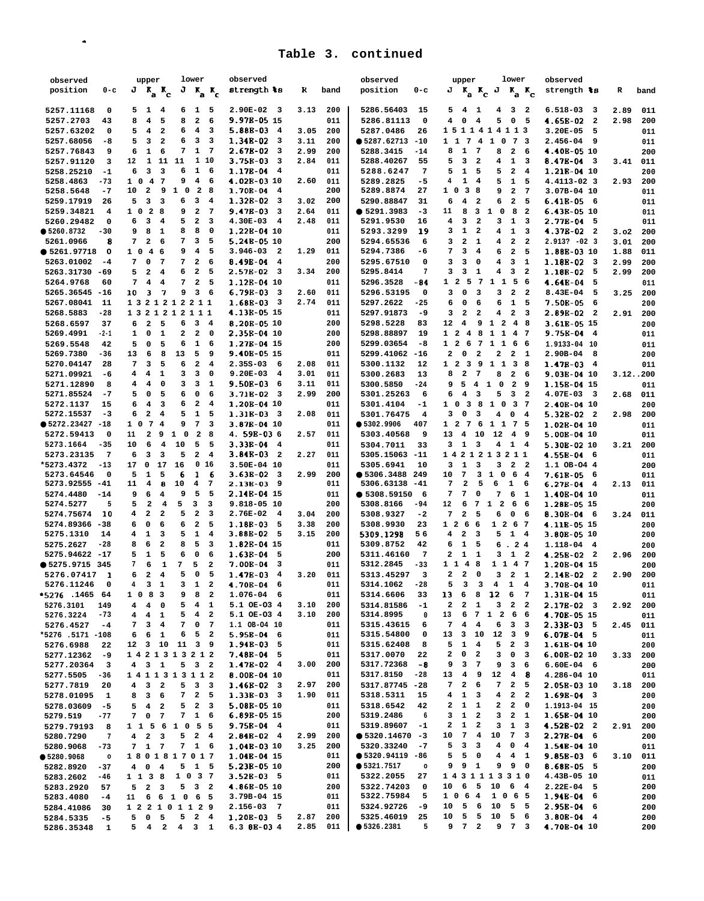# Table 3. continued

| observed position | 0-c | upper J | $K_a$ | $K_c$ | lower J | $K_a$ | $K_c$ | observed strength | %s | R | band |
|---|---|---|---|---|---|---|---|---|---|---|---|
| 5257.11168 | 0 | 5 | 1 | 4 | 6 | 1 | 5 | 2.90E-02 | 3 | 3.13 | 200 |
| 5257.2703 | 43 | 8 | 4 | 5 | 8 | 2 | 6 | 9.97E-05 | 15 | | 011 |
| 5257.63202 | 0 | 5 | 4 | 2 | 6 | 4 | 3 | 5.88E-03 | 4 | 3.05 | 200 |
| 5257.68056 | -8 | 5 | 3 | 2 | 6 | 3 | 3 | 1.34E-02 | 3 | 3.11 | 200 |
| 5257.76843 | 9 | 6 | 1 | 6 | 7 | 1 | 7 | 2.67E-02 | 3 | 2.99 | 200 |
| 5257.91120 | 3 | 12 | 1 | 11 | 11 | 1 | 10 | 3.75E-03 | 3 | 2.84 | 011 |
| 5258.25210 | -1 | 6 | 3 | 3 | 6 | 1 | 6 | 1.17E-04 | 4 | | 011 |
| 5258.4863 | -73 | 10 | 4 | 7 | 9 | 4 | 6 | 4.02E-03 | 10 | 2.60 | 011 |
| 5258.5648 | -7 | 10 | 2 | 9 | 10 | 2 | 8 | 1.70E-04 | 4 | | 200 |
| 5259.17919 | 26 | 5 | 3 | 3 | 6 | 3 | 4 | 1.32E-02 | 3 | 3.02 | 200 |
| 5259.34821 | 4 | 10 | 2 | 8 | 9 | 2 | 7 | 9.47E-03 | 3 | 2.64 | 011 |
| 5260.29482 | 0 | 6 | 3 | 4 | 5 | 2 | 3 | 4.30E-03 | 4 | 2.48 | 011 |
| ●5260.8732 | -30 | 9 | 8 | 1 | 8 | 8 | 0 | 1.22E-04 | 10 | | 011 |
| 5261.0966 | 8 | 7 | 2 | 6 | 7 | 3 | 5 | 5.24E-05 | 10 | | 200 |
| ●5261.97718 | 0 | 10 | 4 | 6 | 9 | 4 | 5 | 3.946-03 | 2 | 1.29 | 011 |
| 5263.01002 | -4 | 7 | 0 | 7 | 7 | 2 | 6 | 8.49E-04 | 4 | | 200 |
| 5263.31730 | -69 | 5 | 2 | 4 | 6 | 2 | 5 | 2.57E-02 | 3 | 3.34 | 200 |
| 5264.9768 | 60 | 7 | 4 | 4 | 7 | 2 | 5 | 1.12E-04 | 10 | | 011 |
| 5265.36545 | -16 | 10 | 3 | 7 | 9 | 3 | 6 | 6.79E-03 | 3 | 2.60 | 011 |
| 5267.08041 | 11 | 13 | 2 | 12 | 12 | 2 | 11 | 1.68E-03 | 3 | 2.74 | 011 |
| 5268.5883 | -28 | 13 | 2 | 12 | 12 | 1 | 11 | 4.13E-05 | 15 | | 011 |
| 5268.6597 | 37 | 6 | 2 | 5 | 6 | 3 | 4 | 8.20E-05 | 10 | | 200 |
| 5269.4991 | -2 | 1 | 0 | 1 | 2 | 2 | 0 | 2.35E-04 | 10 | | 200 |
| 5269.5548 | 42 | 5 | 0 | 5 | 6 | 1 | 6 | 1.27E-04 | 15 | | 200 |
| 5269.7380 | -36 | 13 | 6 | 8 | 13 | 5 | 9 | 9.40E-05 | 15 | | 011 |
| 5270.04147 | 28 | 7 | 3 | 5 | 6 | 2 | 4 | 2.35E-03 | 6 | 2.08 | 011 |
| 5271.09921 | -6 | 4 | 4 | 1 | 3 | 3 | 0 | 9.20E-03 | 4 | 3.01 | 011 |
| 5271.12890 | 8 | 4 | 4 | 0 | 3 | 3 | 1 | 9.50E-03 | 6 | 3.11 | 011 |
| 5271.85524 | -7 | 5 | 0 | 5 | 6 | 0 | 6 | 3.71E-02 | 3 | 2.99 | 200 |
| 5272.1137 | 15 | 6 | 4 | 3 | 6 | 2 | 4 | 1.20E-04 | 10 | | 011 |
| 5272.15537 | -3 | 6 | 2 | 4 | 5 | 1 | 5 | 1.31E-03 | 3 | 2.08 | 011 |
| ●5272.23427 | -18 | 10 | 7 | 4 | 9 | 7 | 3 | 3.87E-04 | 10 | | 011 |
| 5272.59413 | 0 | 11 | 2 | 9 | 10 | 2 | 8 | 4.59E-03 | 6 | 2.57 | 011 |
| 5273.1664 | -35 | 10 | 6 | 4 | 10 | 5 | 5 | 3.33E-04 | 4 | | 011 |
| 5273.23135 | 7 | 6 | 3 | 3 | 5 | 2 | 4 | 3.84E-03 | 2 | 2.27 | 011 |
| *5273.4372 | -13 | 17 | 0 | 17 | 16 | 0 | 16 | 3.50E-04 | 10 | | 011 |
| 5273.64546 | 0 | 5 | 1 | 5 | 6 | 1 | 6 | 3.63E-02 | 3 | 2.99 | 200 |
| 5273.92555 | -41 | 11 | 4 | 8 | 10 | 4 | 7 | 2.13E-03 | 9 | | 011 |
| 5274.4480 | -14 | 9 | 6 | 4 | 9 | 5 | 5 | 2.14E-04 | 15 | | 011 |
| 5274.5277 | 5 | 5 | 2 | 4 | 5 | 3 | 3 | 9.81E-05 | 10 | | 200 |
| 5274.75674 | 10 | 4 | 2 | 2 | 5 | 2 | 3 | 2.76E-02 | 4 | 3.04 | 200 |
| 5274.89366 | -38 | 6 | 0 | 6 | 6 | 2 | 5 | 1.18E-03 | 5 | 3.38 | 200 |
| 5275.1310 | 14 | 4 | 1 | 3 | 5 | 1 | 4 | 3.88E-02 | 5 | 3.15 | 200 |
| 5275.2627 | -28 | 8 | 6 | 2 | 8 | 5 | 3 | 1.82E-04 | 15 | | 011 |
| 5275.94622 | -17 | 5 | 1 | 5 | 6 | 0 | 6 | 1.63E-04 | 5 | | 200 |
| ●5275.9715 | 345 | 7 | 6 | 1 | 7 | 5 | 2 | 7.00E-04 | 3 | | 011 |
| 5276.07417 | 1 | 6 | 2 | 4 | 5 | 0 | 5 | 1.47E-03 | 4 | 3.20 | 011 |
| 5276.11246 | 0 | 4 | 3 | 1 | 3 | 1 | 2 | 4.70E-04 | 6 | | 011 |
| *5276.1465 | 64 | 10 | 8 | 3 | 9 | 8 | 2 | 1.076-04 | 6 | | 011 |
| 5276.3101 | 149 | 4 | 4 | 0 | 5 | 4 | 1 | 5.10E-03 | 4 | 3.10 | 200 |
| 5276.3224 | -73 | 4 | 4 | 1 | 5 | 4 | 2 | 5.10E-03 | 4 | 3.10 | 200 |
| 5276.4527 | -4 | 7 | 3 | 4 | 7 | 0 | 7 | 1.10E-04 | 10 | | 011 |
| *5276.5171 | -108 | 6 | 6 | 1 | 6 | 5 | 2 | 5.95E-04 | 6 | | 011 |
| 5276.6988 | 22 | 12 | 3 | 10 | 11 | 3 | 9 | 1.94E-03 | 5 | | 011 |
| 5277.12362 | -9 | 14 | 2 | 13 | 13 | 2 | 12 | 7.48E-04 | 5 | | 011 |
| 5277.20364 | 3 | 4 | 3 | 1 | 5 | 3 | 2 | 1.47E-02 | 4 | 3.00 | 200 |
| 5277.5505 | -36 | 14 | 1 | 13 | 13 | 1 | 12 | 8.00E-04 | 10 | | 011 |
| 5277.7819 | 20 | 4 | 3 | 2 | 5 | 3 | 3 | 1.46E-02 | 3 | 2.97 | 200 |
| 5278.01095 | 1 | 8 | 3 | 6 | 7 | 2 | 5 | 1.33E-03 | 3 | 1.90 | 011 |
| 5278.03609 | -5 | 5 | 4 | 2 | 5 | 2 | 3 | 5.08E-05 | 10 | | 011 |
| 5279.519 | -77 | 7 | 0 | 7 | 7 | 1 | 6 | 6.89E-05 | 15 | | 200 |
| 5279.79193 | 8 | 11 | 5 | 6 | 10 | 5 | 5 | 9.75E-04 | 4 | | 011 |
| 5280.7290 | 7 | 4 | 2 | 3 | 5 | 2 | 4 | 2.84E-02 | 4 | 2.99 | 200 |
| 5280.9068 | -73 | 7 | 1 | 7 | 7 | 1 | 6 | 1.04E-03 | 10 | 3.25 | 200 |
| ●5280.9068 | 0 | 18 | 0 | 18 | 17 | 0 | 17 | 1.04E-04 | 15 | | 011 |
| 5282.8920 | -37 | 4 | 0 | 4 | 5 | 1 | 5 | 5.23E-05 | 10 | | 200 |
| 5283.2602 | -46 | 11 | 3 | 8 | 10 | 3 | 7 | 3.52E-03 | 5 | | 011 |
| 5283.2920 | 57 | 5 | 2 | 3 | 5 | 3 | 2 | 4.86E-05 | 10 | | 200 |
| 5283.4080 | -4 | 11 | 6 | 6 | 10 | 6 | 5 | 3.79E-04 | 15 | | 011 |
| 5284.41086 | 30 | 12 | 2 | 10 | 11 | 2 | 9 | 2.156-03 | 7 | | 011 |
| 5284.5335 | -5 | 5 | 0 | 5 | 5 | 2 | 4 | 1.20E-03 | 5 | 2.87 | 200 |
| 5286.35348 | 1 | 5 | 4 | 2 | 4 | 3 | 1 | 6.38E-03 | 4 | 2.85 | 011 |
| 5286.56403 | 15 | 5 | 4 | 1 | 4 | 3 | 2 | 6.518-03 | 3 | 2.89 | 011 |
| 5286.81113 | 0 | 4 | 0 | 4 | 5 | 0 | 5 | 4.65E-02 | 2 | 2.98 | 200 |
| 5287.0486 | 26 | 15 | 1 | 14 | 14 | 1 | 13 | 3.20E-05 | 5 | | 011 |
| ●5287.62713 | -10 | 11 | 7 | 4 | 10 | 7 | 3 | 2.456-04 | 9 | | 011 |
| 5288.3415 | -14 | 8 | 1 | 7 | 8 | 2 | 6 | 4.40E-05 | 10 | | 200 |
| 5288.40267 | 55 | 5 | 3 | 2 | 4 | 1 | 3 | 8.47E-04 | 3 | 3.41 | 011 |
| 5288.6247 | 7 | 5 | 1 | 5 | 5 | 2 | 4 | 1.21E-04 | 10 | | 200 |
| 5289.2825 | -5 | 4 | 1 | 4 | 5 | 1 | 5 | 4.4113-02 | 3 | 2.93 | 200 |
| 5289.8874 | 27 | 10 | 3 | 8 | 9 | 2 | 7 | 3.07B-04 | 10 | | 011 |
| 5290.88847 | 31 | 6 | 4 | 2 | 6 | 2 | 5 | 6.41E-05 | 6 | | 011 |
| ●5291.3983 | -3 | 11 | 8 | 3 | 10 | 8 | 2 | 6.43E-05 | 10 | | 011 |
| 5291.9530 | 16 | 4 | 3 | 2 | 3 | 1 | 3 | 2.77E-04 | 5 | | 011 |
| 5293.3299 | 19 | 3 | 1 | 2 | 4 | 1 | 3 | 4.37E-02 | 2 | 3.02 | 200 |
| 5294.65536 | 6 | 3 | 2 | 1 | 4 | 2 | 2 | 2.913? -02 | 3 | 3.01 | 200 |
| 5294.7386 | -6 | 7 | 3 | 4 | 6 | 2 | 5 | 1.88E-03 | 10 | 1.88 | 011 |
| 5295.67510 | 0 | 3 | 3 | 0 | 4 | 3 | 1 | 1.18E-02 | 3 | 2.99 | 200 |
| 5295.8414 | 7 | 3 | 3 | 1 | 4 | 3 | 2 | 1.18E-02 | 5 | 2.99 | 200 |
| 5296.3528 | -84 | 12 | 5 | 7 | 11 | 5 | 6 | 4.64E-04 | 5 | | 011 |
| 5296.53195 | 0 | 3 | 0 | 3 | 3 | 2 | 2 | 8.43E-04 | 5 | 3.25 | 200 |
| 5297.2622 | -25 | 6 | 0 | 6 | 6 | 1 | 5 | 7.50E-05 | 6 | | 200 |
| 5297.91873 | -9 | 3 | 2 | 2 | 4 | 2 | 3 | 2.89E-02 | 2 | 2.91 | 200 |
| 5298.5228 | 83 | 12 | 4 | 9 | 12 | 4 | 8 | 3.61E-05 | 15 | | 200 |
| 5298.88897 | 19 | 12 | 4 | 8 | 11 | 4 | 7 | 9.75E-04 | 4 | | 011 |
| 5299.03654 | -8 | 12 | 6 | 7 | 11 | 6 | 6 | 1.9133-04 | 10 | | 011 |
| 5299.41062 | -16 | 2 | 0 | 2 | 2 | 2 | 1 | 2.90B-04 | 8 | | 200 |
| 5300.1132 | 12 | 12 | 3 | 9 | 11 | 3 | 8 | 1.47E-03 | 4 | | 011 |
| 5300.2683 | 13 | 8 | 2 | 7 | 8 | 2 | 6 | 9.03E-04 | 10 | 3.12.. | 200 |
| 5300.5850 | -24 | 9 | 5 | 4 | 10 | 2 | 9 | 1.15E-04 | 15 | | 011 |
| 5301.25263 | 6 | 6 | 4 | 3 | 5 | 3 | 2 | 4.07E-03 | 3 | 2.68 | 011 |
| 5301.4104 | -1 | 10 | 3 | 8 | 10 | 3 | 7 | 2.40E-04 | 10 | | 200 |
| 5301.76475 | 4 | 3 | 0 | 3 | 4 | 0 | 4 | 5.32E-02 | 2 | 2.98 | 200 |
| ●5302.9906 | 407 | 12 | 7 | 6 | 11 | 7 | 5 | 1.02E-04 | 10 | | 011 |
| 5303.40568 | 9 | 13 | 4 | 10 | 12 | 4 | 9 | 5.00E-04 | 10 | | 011 |
| 5304.7011 | 33 | 3 | 1 | 3 | 4 | 1 | 4 | 5.30E-02 | 10 | 3.21 | 200 |
| 5305.15063 | -11 | 14 | 2 | 12 | 13 | 2 | 11 | 4.55E-04 | 6 | | 011 |
| 5305.6941 | 10 | 3 | 1 | 3 | 3 | 2 | 2 | 1.10E-04 | 4 | | 200 |
| ●5306.3488 | 249 | 10 | 7 | 3 | 10 | 6 | 4 | 7.61E-05 | 6 | | 011 |
| 5306.63138 | -41 | 7 | 2 | 5 | 6 | 1 | 6 | 6.27E-04 | 4 | 2.13 | 011 |
| ●5308.59150 | 6 | 7 | 7 | 0 | 7 | 6 | 1 | 1.40E-04 | 10 | | 011 |
| 5308.8166 | -94 | 12 | 6 | 7 | 12 | 6 | 6 | 1.28E-05 | 15 | | 200 |
| 5308.9327 | -2 | 7 | 2 | 5 | 6 | 0 | 6 | 8.30E-04 | 6 | 3.24 | 011 |
| 5308.9930 | 23 | 12 | 6 | 6 | 12 | 6 | 7 | 4.11E-05 | 15 | | 200 |
| 5309.1298 | 56 | 4 | 2 | 3 | 5 | 1 | 4 | 3.80E-05 | 10 | | 200 |
| 5309.8752 | 42 | 6 | 1 | 5 | 6 | . 2 | 4 | 1.118-04 | 4 | | 200 |
| 5311.46160 | 7 | 2 | 1 | 1 | 3 | 1 | 2 | 4.25E-02 | 2 | 2.96 | 200 |
| 5312.2845 | -33 | 11 | 4 | 8 | 11 | 4 | 7 | 1.20E-04 | 15 | | 200 |
| 5313.45297 | 3 | 2 | 2 | 0 | 3 | 2 | 1 | 2.14E-02 | 2 | 2.90 | 200 |
| 5314.1062 | -28 | 5 | 3 | 3 | 4 | 1 | 4 | 3.70E-04 | 10 | | 011 |
| 5314.6606 | 33 | 13 | 6 | 8 | 12 | 6 | 7 | 1.31E-04 | 15 | | 011 |
| 5314.81586 | -1 | 2 | 2 | 1 | 3 | 2 | 2 | 2.17E-02 | 3 | 2.92 | 200 |
| 5314.8995 | 0 | 13 | 6 | 7 | 12 | 6 | 6 | 4.70E-05 | 15 | | 011 |
| 5315.43615 | 6 | 7 | 4 | 4 | 6 | 3 | 3 | 2.33E-03 | 5 | 2.45 | 011 |
| 5315.54800 | 0 | 13 | 3 | 10 | 12 | 3 | 9 | 6.07E-04 | 5 | | 011 |
| 5315.62408 | 8 | 5 | 1 | 4 | 5 | 2 | 3 | 1.61E-04 | 10 | | 200 |
| 5317.0070 | 22 | 2 | 0 | 2 | 3 | 0 | 3 | 6.00E-02 | 10 | 3.33 | 200 |
| 5317.72368 | -8 | 9 | 3 | 7 | 9 | 3 | 6 | 6.60E-04 | 6 | | 200 |
| 5317.8150 | -28 | 13 | 4 | 9 | 12 | 4 | 8 | 4.286-04 | 10 | | 011 |
| 5317.87745 | -28 | 7 | 2 | 6 | 7 | 2 | 5 | 2.05E-03 | 10 | 3.18 | 200 |
| 5318.5311 | 15 | 4 | 1 | 3 | 4 | 2 | 2 | 1.69E-04 | 3 | | 200 |
| 5318.6542 | 42 | 2 | 1 | 1 | 2 | 2 | 0 | 1.1913-04 | 15 | | 200 |
| 5319.2486 | 6 | 3 | 1 | 2 | 3 | 2 | 1 | 1.65E-04 | 10 | | 200 |
| 5319.89607 | -1 | 2 | 1 | 2 | 3 | 1 | 3 | 4.52E-02 | 2 | 2.91 | 200 |
| ●5320.14670 | -3 | 10 | 7 | 4 | 10 | 7 | 3 | 2.27E-04 | 6 | | 200 |
| 5320.33240 | -7 | 5 | 3 | 3 | 4 | 0 | 4 | 1.54E-04 | 10 | | 011 |
| ●5320.94119 | -86 | 5 | 5 | 0 | 4 | 4 | 1 | 9.85E-03 | 6 | 3.10 | 011 |
| ●5321.7517 | 0 | 9 | 9 | 1 | 9 | 9 | 0 | 8.68E-05 | 5 | | 200 |
| 5322.2055 | 27 | 14 | 3 | 11 | 13 | 3 | 10 | 4.43E-05 | 10 | | 011 |
| 5322.74203 | 0 | 10 | 6 | 5 | 10 | 6 | 4 | 2.22E-04 | 5 | | 200 |
| 5322.75984 | 5 | 10 | 6 | 4 | 10 | 6 | 5 | 1.94E-04 | 6 | | 200 |
| 5324.92726 | -9 | 10 | 5 | 6 | 10 | 5 | 5 | 2.95E-04 | 6 | | 200 |
| 5325.46019 | 25 | 10 | 5 | 5 | 10 | 5 | 6 | 3.80E-04 | 4 | | 200 |
| ●5326.2381 | 5 | 9 | 7 | 2 | 9 | 7 | 3 | 4.70E-04 | 10 | | 200 |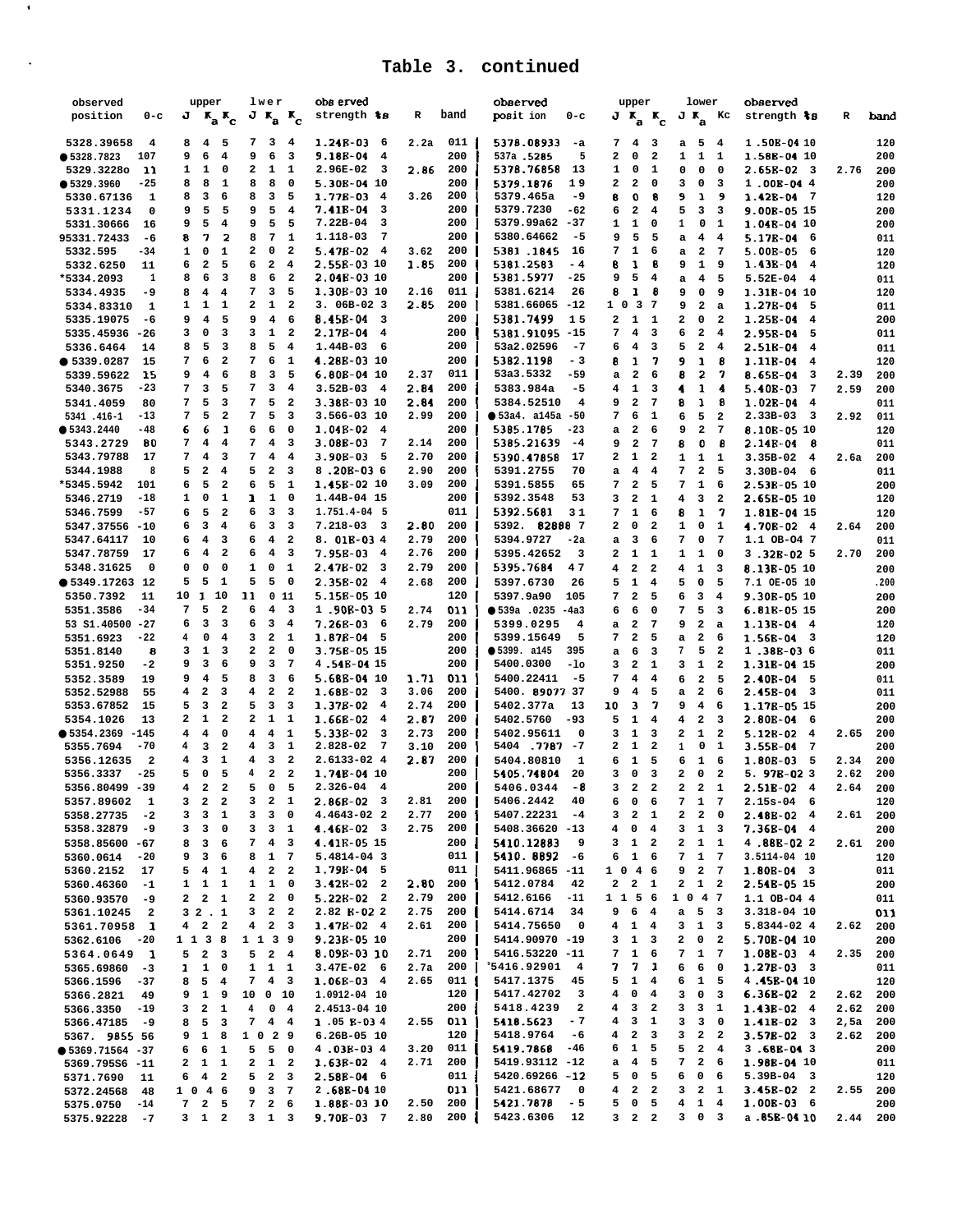## Table 3. continued

| observed position | 0-c | upper J | $K_a$ | $K_c$ | lower J | $K_a$ | $K_c$ | observed strength %s | R | band |
|---|---|---|---|---|---|---|---|---|---|---|
| 5328.39658 | 4 | 8 | 4 | 5 | 7 | 3 | 4 | 1.24E-03 6 | 2.2a | 011 |
| ●5328.7823 | 107 | 9 | 6 | 4 | 9 | 6 | 3 | 9.18E-04 4 | | 200 |
| 5329.3228o | 11 | 1 | 1 | 0 | 2 | 1 | 1 | 2.96E-02 3 | 2.86 | 200 |
| ●5329.3960 | -25 | 8 | 8 | 1 | 8 | 8 | 0 | 5.30E-04 10 | | 200 |
| 5330.67136 | 1 | 8 | 3 | 6 | 8 | 3 | 5 | 1.77E-03 4 | 3.26 | 200 |
| 5331.1234 | 0 | 9 | 5 | 5 | 9 | 5 | 4 | 7.41E-04 3 | | 200 |
| 5331.30666 | 16 | 9 | 5 | 4 | 9 | 5 | 5 | 7.22E-04 3 | | 200 |
| 95331.72433 | -6 | 8 | 7 | 2 | 8 | 7 | 1 | 1.118-03 7 | | 200 |
| 5332.595 | -34 | 1 | 0 | 1 | 2 | 0 | 2 | 5.47E-02 4 | 3.62 | 200 |
| 5332.6250 | 11 | 6 | 2 | 5 | 6 | 2 | 4 | 2.55E-03 10 | 1.85 | 200 |
| *5334.2093 | 1 | 8 | 6 | 3 | 8 | 6 | 2 | 2.04E-03 10 | | 200 |
| 5334.4935 | -9 | 8 | 4 | 4 | 7 | 3 | 5 | 1.30E-03 10 | 2.16 | 011 |
| 5334.83310 | 1 | 1 | 1 | 1 | 2 | 1 | 2 | 3. 06B-02 3 | 2.85 | 200 |
| 5335.19075 | -6 | 9 | 4 | 5 | 9 | 4 | 6 | 8.45E-04 3 | | 200 |
| 5335.45936 | -26 | 3 | 0 | 3 | 3 | 1 | 2 | 2.17E-04 4 | | 200 |
| 5336.6464 | 14 | 8 | 5 | 3 | 8 | 5 | 4 | 1.44B-03 6 | | 200 |
| ●5339.0287 | 15 | 7 | 6 | 2 | 7 | 6 | 1 | 4.28E-03 10 | | 200 |
| 5339.59622 | 15 | 9 | 4 | 6 | 8 | 3 | 5 | 6.80E-04 10 | 2.37 | 011 |
| 5340.3675 | -23 | 7 | 3 | 5 | 7 | 3 | 4 | 3.52B-03 4 | 2.84 | 200 |
| 5341.4059 | 80 | 7 | 5 | 3 | 7 | 5 | 2 | 3.38E-03 10 | 2.84 | 200 |
| 5341 .416-1 | -13 | 7 | 5 | 2 | 7 | 5 | 3 | 3.566-03 10 | 2.99 | 200 |
| ●5343.2440 | -48 | 6 | 6 | 1 | 6 | 6 | 0 | 1.04E-02 4 | | 200 |
| 5343.2729 | 80 | 7 | 4 | 4 | 7 | 4 | 3 | 3.08E-03 7 | 2.14 | 200 |
| 5343.79788 | 17 | 7 | 4 | 3 | 7 | 4 | 4 | 3.90E-03 5 | 2.70 | 200 |
| 5344.1988 | 8 | 5 | 2 | 4 | 5 | 2 | 3 | 8 .20E-03 6 | 2.90 | 200 |
| *5345.5942 | 101 | 6 | 5 | 2 | 6 | 5 | 1 | 1.45E-02 10 | 3.09 | 200 |
| 5346.2719 | -18 | 1 | 0 | 1 | 1 | 1 | 0 | 1.44B-04 15 | | 200 |
| 5346.7599 | -57 | 6 | 5 | 2 | 6 | 3 | 3 | 1.751.4-04 5 | | 011 |
| 5347.37556 | -10 | 6 | 3 | 4 | 6 | 3 | 3 | 7.218-03 3 | 2.80 | 200 |
| 5347.64117 | 10 | 6 | 4 | 3 | 6 | 4 | 2 | 8. 01E-03 4 | 2.79 | 200 |
| 5347.78759 | 17 | 6 | 4 | 2 | 6 | 4 | 3 | 7.95E-03 4 | 2.76 | 200 |
| 5348.31625 | 0 | 0 | 0 | 0 | 1 | 0 | 1 | 2.47E-02 3 | 2.79 | 200 |
| ●5349.17263 | 12 | 5 | 5 | 1 | 5 | 5 | 0 | 2.35E-02 4 | 2.68 | 200 |
| 5350.7392 | 11 | 10 | 1 | 10 | 11 | 0 | 11 | 5.15E-05 10 | | 120 |
| 5351.3586 | -34 | 7 | 5 | 2 | 6 | 4 | 3 | 1 .90E-03 5 | 2.74 | 011 |
| 53 S1.40500 | -27 | 6 | 3 | 3 | 6 | 3 | 4 | 7.26E-03 6 | 2.79 | 200 |
| 5351.6923 | -22 | 4 | 0 | 4 | 3 | 2 | 1 | 1.87E-04 5 | | 200 |
| 5351.8140 | 8 | 3 | 1 | 3 | 2 | 2 | 0 | 3.75E-05 15 | | 200 |
| 5351.9250 | -2 | 9 | 3 | 6 | 9 | 3 | 7 | 4 .54E-04 15 | | 200 |
| 5352.3589 | 19 | 9 | 4 | 5 | 8 | 3 | 6 | 5.68E-04 10 | 1.71 | 011 |
| 5352.52988 | 55 | 4 | 2 | 3 | 4 | 2 | 2 | 1.68E-02 3 | 3.06 | 200 |
| 5353.67852 | 15 | 5 | 3 | 2 | 5 | 3 | 3 | 1.37E-02 4 | 2.74 | 200 |
| 5354.1026 | 13 | 2 | 1 | 2 | 2 | 1 | 1 | 1.66E-02 4 | 2.87 | 200 |
| ●5354.2369 | -145 | 4 | 4 | 0 | 4 | 4 | 1 | 5.33E-02 3 | 2.73 | 200 |
| 5355.7694 | -70 | 4 | 3 | 2 | 4 | 3 | 1 | 2.828-02 7 | 3.10 | 200 |
| 5356.12635 | 2 | 4 | 3 | 1 | 4 | 3 | 2 | 2.6133-02 4 | 2.87 | 200 |
| 5356.3337 | -25 | 5 | 0 | 5 | 4 | 2 | 2 | 1.74E-04 10 | | 200 |
| 5356.80499 | -39 | 4 | 2 | 2 | 5 | 0 | 5 | 2.326-04 4 | | 200 |
| 5357.89602 | 1 | 3 | 2 | 2 | 3 | 2 | 1 | 2.86E-02 3 | 2.81 | 200 |
| 5358.27735 | -2 | 3 | 3 | 1 | 3 | 3 | 0 | 4.4643-02 2 | 2.77 | 200 |
| 5358.32879 | -9 | 3 | 3 | 0 | 3 | 3 | 1 | 4.46E-02 3 | 2.75 | 200 |
| 5358.85600 | -67 | 8 | 3 | 6 | 7 | 4 | 3 | 4.41E-05 15 | | 200 |
| 5360.0614 | -20 | 9 | 3 | 6 | 8 | 1 | 7 | 5.4814-04 3 | | 011 |
| 5360.2152 | 17 | 5 | 4 | 1 | 4 | 2 | 2 | 1.79E-04 5 | | 011 |
| 5360.46360 | -1 | 1 | 1 | 1 | 1 | 1 | 0 | 3.42E-02 2 | 2.80 | 200 |
| 5360.93570 | -9 | 2 | 2 | 1 | 2 | 2 | 0 | 5.22E-02 2 | 2.79 | 200 |
| 5361.10245 | 2 | 3 | 2 . | 1 | 3 | 2 | 2 | 2.82 E-02 2 | 2.75 | 200 |
| 5361.70958 | 1 | 4 | 2 | 2 | 4 | 2 | 3 | 1.47E-02 4 | 2.61 | 200 |
| 5362.6106 | -20 | 1 | 1 3 | 8 | 1 | 1 3 | 9 | 9.23E-05 10 | | 200 |
| 5364.0649 | 1 | 5 | 2 | 3 | 5 | 2 | 4 | 8.09E-03 10 | 2.71 | 200 |
| 5365.69860 | -3 | 1 | 1 | 0 | 1 | 1 | 1 | 3.47E-02 6 | 2.7a | 200 |
| 5366.1596 | -37 | 8 | 5 | 4 | 7 | 4 | 3 | 1.06E-03 4 | 2.65 | 011 |
| 5366.2821 | 49 | 9 | 1 | 9 | 10 | 0 | 10 | 1.0912-04 10 | | 120 |
| 5366.3350 | -19 | 3 | 2 | 1 | 4 | 0 | 4 | 2.4513-04 10 | | 200 |
| 5366.47185 | -9 | 8 | 5 | 3 | 7 | 4 | 4 | 1 .05 E-03 4 | 2.55 | 011 |
| 5367. 9855 | 56 | 9 | 1 | 8 | 10 | 2 | 9 | 6.26B-05 10 | | 120 |
| ●5369.71564 | -37 | 6 | 6 | 1 | 5 | 5 | 0 | 4 .03E-03 4 | 3.20 | 011 |
| 5369.795S6 | -11 | 2 | 1 | 1 | 2 | 1 | 2 | 1.63E-02 4 | 2.71 | 200 |
| 5371.7690 | 11 | 6 | 4 | 2 | 5 | 2 | 3 | 2.58E-04 6 | | 011 |
| 5372.24568 | 48 | 10 | 4 | 6 | 9 | 3 | 7 | 2 .68E-04 10 | | 011 |
| 5375.0750 | -14 | 7 | 2 | 5 | 7 | 2 | 6 | 1.88E-03 10 | 2.50 | 200 |
| 5375.92228 | -7 | 3 | 1 | 2 | 3 | 1 | 3 | 9.70E-03 7 | 2.80 | 200 |
| 5378.08933 | -a | 7 | 4 | 3 | a | 5 | 4 | 1 .50E-04 10 | | 120 |
| 537a .5285 | 5 | 2 | 0 | 2 | 1 | 1 | 1 | 1.58E-04 10 | | 200 |
| 5378.76858 | 13 | 1 | 0 | 1 | 0 | 0 | 0 | 2.65E-02 3 | 2.76 | 200 |
| 5379.1876 | 19 | 2 | 2 | 0 | 3 | 0 | 3 | 1 .00E-04 4 | | 200 |
| 5379.465a | -9 | 8 | 0 | 8 | 9 | 1 | 9 | 1.42E-04 7 | | 120 |
| 5379.7230 | -62 | 6 | 2 | 4 | 5 | 3 | 3 | 9.00E-05 15 | | 200 |
| 5379.99a62 | -37 | 1 | 1 | 0 | 1 | 0 | 1 | 1.04E-04 10 | | 200 |
| 5380.64662 | -5 | 9 | 5 | 5 | a | 4 | 4 | 5.17E-04 6 | | 011 |
| 5381 .1845 | 16 | 7 | 1 | 6 | a | 2 | 7 | 5.00E-05 6 | | 120 |
| 5381.2583 | - 4 | 8 | 1 | 8 | 9 | 1 | 9 | 1.43E-04 4 | | 120 |
| 5381.5977 | -25 | 9 | 5 | 4 | a | 4 | 5 | 5.52E-04 4 | | 011 |
| 5381.6214 | 26 | 8 | 1 | 8 | 9 | 0 | 9 | 1.31E-04 10 | | 120 |
| 5381.66065 | -12 | 10 | 3 | 7 | 9 | 2 | a | 1.27E-04 5 | | 011 |
| 5381.7499 | 15 | 2 | 1 | 1 | 2 | 0 | 2 | 1.25E-04 4 | | 200 |
| 5381.91095 | -15 | 7 | 4 | 3 | 6 | 2 | 4 | 2.95E-04 5 | | 011 |
| 53a2.02596 | -7 | 6 | 4 | 3 | 5 | 2 | 4 | 2.51E-04 4 | | 011 |
| 5382.1198 | - 3 | 8 | 1 | 7 | 9 | 1 | 8 | 1.11E-04 4 | | 120 |
| 53a3.5332 | -59 | a | 2 | 6 | 8 | 2 | 7 | 8.65E-04 3 | 2.39 | 200 |
| 5383.984a | -5 | 4 | 1 | 3 | 4 | 1 | 4 | 5.40E-03 7 | 2.59 | 200 |
| 5384.52510 | 4 | 9 | 2 | 7 | 8 | 1 | 8 | 1.02E-04 4 | | 011 |
| ●53a4. a145a | -50 | 7 | 6 | 1 | 6 | 5 | 2 | 2.33B-03 3 | 2.92 | 011 |
| 5385.1785 | -23 | a | 2 | 6 | 9 | 2 | 7 | 8.10E-05 10 | | 120 |
| 5385.21639 | -4 | 9 | 2 | 7 | 8 | 0 | 8 | 2.14E-04 8 | | 011 |
| 5390.47858 | 17 | 2 | 1 | 2 | 1 | 1 | 1 | 3.35B-02 4 | 2.6a | 200 |
| 5391.2755 | 70 | a | 4 | 4 | 7 | 2 | 5 | 3.30B-04 6 | | 011 |
| 5391.5855 | 65 | 7 | 2 | 5 | 7 | 1 | 6 | 2.53E-05 10 | | 200 |
| 5392.3548 | 53 | 3 | 2 | 1 | 4 | 3 | 2 | 2.65E-05 10 | | 120 |
| 5392.5681 | 31 | 7 | 1 | 6 | 8 | 1 | 7 | 1.81E-04 15 | | 120 |
| 5392. 82888 | 7 | 2 | 0 | 2 | 1 | 0 | 1 | 4.70E-02 4 | 2.64 | 200 |
| 5394.9727 | -2a | a | 3 | 6 | 7 | 0 | 7 | 1.1 0B-04 7 | | 011 |
| 5395.42652 | 3 | 2 | 1 | 1 | 1 | 1 | 0 | 3 .32E-02 5 | 2.70 | 200 |
| 5395.7684 | 47 | 4 | 2 | 2 | 4 | 1 | 3 | 8.13E-05 10 | | 200 |
| 5397.6730 | 26 | 5 | 1 | 4 | 5 | 0 | 5 | 7.1 0E-05 10 | | .200 |
| 5397.9a90 | 105 | 7 | 2 | 5 | 6 | 3 | 4 | 9.30E-05 10 | | 200 |
| ●539a .0235 | -4a3 | 6 | 6 | 0 | 7 | 5 | 3 | 6.81E-05 15 | | 200 |
| 5399.0295 | 4 | a | 2 | 7 | 9 | 2 | a | 1.13E-04 4 | | 120 |
| 5399.15649 | 5 | 7 | 2 | 5 | a | 2 | 6 | 1.56E-04 3 | | 120 |
| ●5399. a145 | 395 | a | 6 | 3 | 7 | 5 | 2 | 1 .38E-03 6 | | 011 |
| 5400.0300 | -lo | 3 | 2 | 1 | 3 | 1 | 2 | 1.31E-04 15 | | 200 |
| 5400.22411 | -5 | 7 | 4 | 4 | 6 | 2 | 5 | 2.40E-04 5 | | 011 |
| 5400. 89077 | 37 | 9 | 4 | 5 | a | 2 | 6 | 2.45E-04 3 | | 011 |
| 5402.377a | 13 | 10 | 3 | 7 | 9 | 4 | 6 | 1.17E-05 15 | | 200 |
| 5402.5760 | -93 | 5 | 1 | 4 | 4 | 2 | 3 | 2.80E-04 6 | | 200 |
| 5402.95611 | 0 | 3 | 1 | 3 | 2 | 1 | 2 | 5.12E-02 4 | 2.65 | 200 |
| 5404 .7787 | -7 | 2 | 1 | 2 | 1 | 0 | 1 | 3.55E-04 7 | | 200 |
| 5404.80810 | 1 | 6 | 1 | 5 | 6 | 1 | 6 | 1.80E-03 5 | 2.34 | 200 |
| 5405.74804 | 20 | 3 | 0 | 3 | 2 | 0 | 2 | 5. 97E-02 3 | 2.62 | 200 |
| 5406.0344 | -8 | 3 | 2 | 2 | 2 | 2 | 1 | 2.51E-02 4 | 2.64 | 200 |
| 5406.2442 | 40 | 6 | 0 | 6 | 7 | 1 | 7 | 2.15s-04 6 | | 120 |
| 5407.22231 | -4 | 3 | 2 | 1 | 2 | 2 | 0 | 2.48E-02 4 | 2.61 | 200 |
| 5408.36620 | -13 | 4 | 0 | 4 | 3 | 1 | 3 | 7.36E-04 4 | | 200 |
| 5410.12883 | 9 | 3 | 1 | 2 | 2 | 1 | 1 | 4 .88E-02 2 | 2.61 | 200 |
| 5410. 8892 | -6 | 6 | 1 | 6 | 7 | 1 | 7 | 3.5114-04 10 | | 120 |
| 5411.96865 | -11 | 10 | 4 | 6 | 9 | 2 | 7 | 1.80E-04 3 | | 011 |
| 5412.0784 | 42 | 2 | 2 | 1 | 2 | 1 | 2 | 2.54E-05 15 | | 200 |
| 5412.6166 | -11 | 11 | 5 | 6 | 10 | 4 | 7 | 1.1 0B-04 4 | | 011 |
| 5414.6714 | 34 | 9 | 6 | 4 | a | 5 | 3 | 3.318-04 10 | | 011 |
| 5414.75650 | 0 | 4 | 1 | 4 | 3 | 1 | 3 | 5.8344-02 4 | 2.62 | 200 |
| 5414.90970 | -19 | 3 | 1 | 3 | 2 | 0 | 2 | 5.70E-04 10 | | 200 |
| 5416.53220 | -11 | 7 | 1 | 6 | 7 | 1 | 7 | 1.08E-03 4 | 2.35 | 200 |
| *5416.92901 | 4 | 7 | 7 | 1 | 6 | 6 | 0 | 1.27E-03 3 | | 011 |
| 5417.1375 | 45 | 5 | 1 | 4 | 6 | 1 | 5 | 4 .45E-04 10 | | 120 |
| 5417.42702 | 3 | 4 | 0 | 4 | 3 | 0 | 3 | 6.36E-02 2 | 2.62 | 200 |
| 5418.4239 | 2 | 4 | 3 | 2 | 3 | 3 | 1 | 1.43E-02 4 | 2.62 | 200 |
| 5418.5623 | - 7 | 4 | 3 | 1 | 3 | 3 | 0 | 1.41E-02 3 | 2,5a | 200 |
| 5418.9764 | -6 | 4 | 2 | 3 | 3 | 2 | 2 | 3.57E-02 3 | 2.62 | 200 |
| 5419.7868 | -46 | 6 | 1 | 5 | 5 | 2 | 4 | 3 .68E-04 3 | | 200 |
| 5419.93112 | -12 | a | 4 | 5 | 7 | 2 | 6 | 1.98E-04 10 | | 011 |
| 5420.69266 | -12 | 5 | 0 | 5 | 6 | 0 | 6 | 5.39B-04 3 | | 120 |
| 5421.68677 | 0 | 4 | 2 | 2 | 3 | 2 | 1 | 3.45E-02 2 | 2.55 | 200 |
| 5421.7678 | - 5 | 5 | 0 | 5 | 4 | 1 | 4 | 1.00E-03 6 | | 200 |
| 5423.6306 | 12 | 3 | 2 | 2 | 3 | 0 | 3 | a .85E-04 10 | 2.44 | 200 |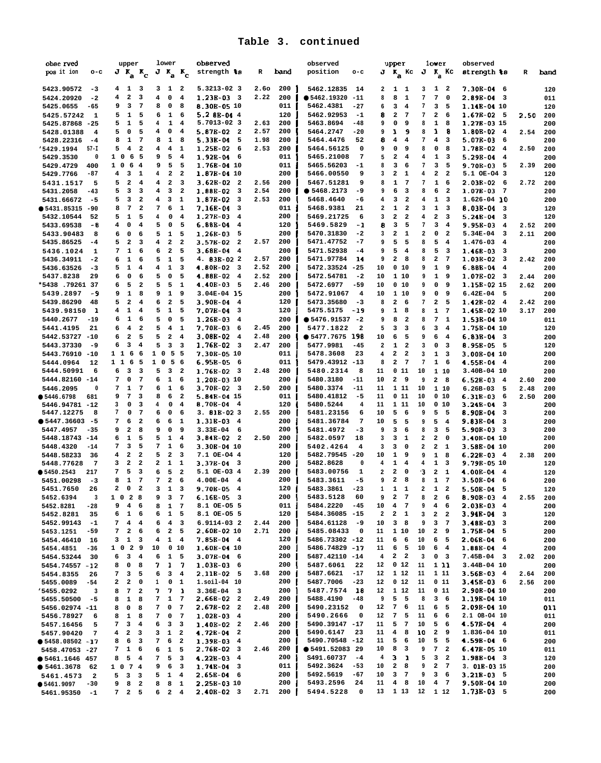# Table 3. continued

| observed position | o-c | upper J Ka Kc | lower J Ka Kc | observed strength %s | R | band |
|---|---|---|---|---|---|---|
| 5423.90572 | -3 | 4 1 3 | 3 1 2 | 5.3213-02 3 | 2.60 | 200 |
| 5424.20920 | -2 | 4 2 3 | 4 0 4 | 1.23E-03 3 | 2.22 | 200 |
| 5425.0655 | -65 | 9 3 7 | 8 0 8 | 8.30E-05 10 | | 011 |
| 5425.57242 | 1 | 5 1 5 | 6 1 6 | 5.2 8E-04 4 | | 120 |
| 5425.87868 | -25 | 5 1 5 | 4 1 4 | 5.7013-02 3 | 2.63 | 200 |
| 5428.01388 | 4 | 5 0 5 | 4 0 4 | 5.87E-02 2 | 2.57 | 200 |
| 5428.22316 | -4 | 8 1 7 | 8 1 8 | 5.33E-04 5 | 1.98 | 200 |
| '5429.1994 | 57-I | 5 4 2 | 4 4 1 | 1.25E-02 6 | 2.53 | 200 |
| 5429.3530 | 0 | 10 6 5 | 9 5 4 | 1.92E-04 6 | | 011 |
| 5429.4729 | 400 | 10 6 4 | 9 5 5 | 1.76E-04 10 | | 011 |
| 5429.7766 | -87 | 4 3 1 | 4 2 2 | 1.87E-04 10 | | 200 |
| 5431.1517 | 5 | 5 2 4 | 4 2 3 | 3.62E-02 2 | 2.56 | 200 |
| 5431.2058 | -43 | 5 3 3 | 4 3 2 | 1.88E-02 3 | 2.54 | 200 |
| 5431.66672 | -5 | 5 3 2 | 4 3 1 | 1.87E-02 3 | 2.53 | 200 |
| ● 5431.85315 | -90 | 8 7 2 | 7 6 1 | 7.16E-04 3 | | 011 |
| 5432.10544 | 52 | 5 1 5 | 4 0 4 | 1.27E-03 4 | | 200 |
| 5433.69538 | -8 | 4 0 4 | 5 0 5 | 6.88E-04 4 | | 120 |
| 5433.90483 | 8 | 6 0 6 | 5 1 5 | 1.26E-03 5 | | 200 |
| 5435.86525 | -4 | 5 2 3 | 4 2 2 | 3.57E-02 2 | 2.57 | 200 |
| 5436.1024 | 1 | 7 1 6 | 6 2 5 | 3.68E-04 4 | | 200 |
| 5436.34911 | -2 | 6 1 6 | 5 1 5 | 4. 83E-02 2 | 2.57 | 200 |
| 5436.63526 | -3 | 5 1 4 | 4 1 3 | 4.80E-02 3 | 2.52 | 200 |
| 5437.8238 | 29 | 6 0 6 | 5 0 5 | 4.88E-02 4 | 2.52 | 200 |
| *5438 .79261 | 37 | 6 5 2 | 5 5 1 | 4.40E-03 5 | 2.46 | 200 |
| 5439.2897 | -9 | 9 1 8 | 9 1 9 | 3.04E-04 15 | | 200 |
| 5439.86290 | 48 | 5 2 4 | 6 2 5 | 3.90E-04 4 | | 120 |
| 5439.98150 | 1 | 4 1 4 | 5 1 5 | 7.07E-04 3 | | 120 |
| 5440.2677 | -19 | 6 1 6 | 5 0 5 | 1.26E-03 4 | | 200 |
| 5441.4195 | 21 | 6 4 2 | 5 4 1 | 7.70E-03 6 | 2.45 | 200 |
| 5442.53727 | -10 | 6 2 5 | 5 2 4 | 3.08E-02 4 | 2.48 | 200 |
| 5443.37330 | -9 | 6 3 4 | 5 3 3 | 1.76E-02 3 | 2.47 | 200 |
| 5443.76910 | -10 | 11 6 6 | 10 5 5 | 7.30E-05 10 | | 011 |
| 5444.0964 | 12 | 11 6 5 | 10 5 6 | 6.95E-05 6 | | 011 |
| 5444.50991 | 6 | 6 3 3 | 5 3 2 | 1.76E-02 3 | 2.48 | 200 |
| 5444.82160 | -14 | 7 0 7 | 6 1 6 | 1.20E-03 10 | | 200 |
| 5446.2095 | 0 | 7 1 7 | 6 1 6 | 3.70E-02 3 | 2.50 | 200 |
| ● 5446.6798 | 681 | 9 7 3 | 8 6 2 | 5.84E-04 15 | | 011 |
| 5446.94781 | -12 | 3 0 3 | 4 0 4 | 8.70E-04 4 | | 120 |
| 5447.12275 | 8 | 7 0 7 | 6 0 6 | 3. 81E-02 3 | 2.55 | 200 |
| ● 5447.36603 | -5 | 7 6 2 | 6 6 1 | 1.31E-03 4 | | 200 |
| 5447.4957 | -35 | 9 2 8 | 9 0 9 | 3.33E-04 6 | | 200 |
| 5448.18743 | -14 | 6 1 5 | 5 1 4 | 3.84E-02 2 | 2.50 | 200 |
| 5448.4320 | -14 | 7 3 5 | 7 1 6 | 3.30E-04 10 | | 200 |
| 5448.58233 | 36 | 4 2 2 | 5 2 3 | 7.1 0E-04 4 | | 120 |
| 5448.77628 | 7 | 3 2 2 | 2 1 1 | 3.37E-04 3 | | 200 |
| ● 5450.2543 | 217 | 7 5 3 | 6 5 2 | 5.1 0E-03 4 | 2.39 | 200 |
| 5451.00298 | -3 | 8 1 7 | 7 2 6 | 4.00E-04 4 | | 200 |
| 5451.7650 | 26 | 2 0 2 | 3 1 3 | 9.70E-05 4 | | 120 |
| 5452.6394 | 3 | 10 2 8 | 9 3 7 | 6.16E-05 3 | | 200 |
| 5452.8281 | -28 | 9 4 6 | 8 1 7 | 8.1 0E-05 5 | | 011 |
| 5452.8281 | 35 | 6 1 6 | 6 1 5 | 8.1 0E-05 5 | | 120 |
| 5452.99143 | -1 | 7 4 4 | 6 4 3 | 6.9114-03 2 | 2.44 | 200 |
| 5453.1251 | -59 | 7 2 6 | 6 2 5 | 2.60E-02 10 | 2.71 | 200 |
| 5454.46410 | 16 | 3 1 3 | 4 1 4 | 7.85E-04 4 | | 120 |
| 5454.4851 | -36 | 10 2 9 | 10 0 10 | 1.60E-04 10 | | 200 |
| 5454.53244 | 30 | 6 3 4 | 6 1 5 | 3.07E-04 6 | | 200 |
| 5454.74557 | -12 | 8 0 8 | 7 1 7 | 1.03E-03 6 | | 200 |
| 5454.8355 | 26 | 7 3 5 | 6 3 4 | 2.11E-02 5 | 3.68 | 200 |
| 5455.0089 | -54 | 2 2 0 | 1 0 1 | 1.soil-04 10 | | 200 |
| '5455.0292 | 3 | 8 7 2 | 7 7 1 | 3.36E-04 3 | | 200 |
| 5455.50500 | -5 | 8 1 8 | 7 1 7 | 2.66E-02 2 | 2.49 | 200 |
| 5456.02974 | -11 | 8 0 8 | 7 0 7 | 2.67E-02 2 | 2.48 | 200 |
| 5456.78927 | 6 | 8 1 8 | 7 0 7 | 1.02E-03 4 | | 200 |
| 5457.16456 | 5 | 7 3 4 | 6 3 3 | 1.40E-02 2 | 2.46 | 200 |
| 5457.90420 | 7 | 4 2 3 | 3 1 2 | 4.72E-04 2 | | 200 |
| ● 5458.08502 | -17 | 8 6 3 | 7 6 2 | 1.39E-03 4 | | 200 |
| 5458.47053 | -27 | 7 1 6 | 6 1 5 | 2.76E-02 3 | 2.46 | 200 |
| ● 5461.1646 | 457 | 8 5 4 | 7 5 3 | 4.22E-03 4 | | 200 |
| ● 5461.3678 | 62 | 10 7 4 | 9 6 3 | 1.74E-04 3 | | 011 |
| 5461.4573 | 2 | 5 3 3 | 5 1 4 | 2.65E-04 6 | | 200 |
| ● 5461.9097 | -30 | 9 8 2 | 8 8 1 | 2.25E-03 10 | | 200 |
| 5461.95350 | -1 | 7 2 5 | 6 2 4 | 2.40E-02 3 | 2.71 | 200 |
| 5462.12835 | 14 | 2 1 1 | 3 1 2 | 7.30E-04 6 | | 120 |
| ● 5462.19320 | -11 | 8 8 1 | 7 7 0 | 2.89E-04 3 | | 011 |
| 5462.4381 | -27 | 6 3 4 | 7 3 5 | 1.14E-04 10 | | 120 |
| 5462.92953 | -1 | 8 2 7 | 7 2 6 | 1.67E-02 5 | 2.50 | 200 |
| 5463.8694 | -48 | 9 0 9 | 8 1 8 | 1.27E-03 15 | | 200 |
| 5464.2747 | -20 | 9 1 9 | 8 1 8 | 1.80E-02 4 | 2.54 | 200 |
| 5464.4476 | 52 | 8 4 4 | 7 4 3 | 5.07E-03 6 | | 200 |
| 5464.56125 | 0 | 9 0 9 | 8 0 8 | 1.78E-02 4 | 2.50 | 200 |
| 5465.21008 | 7 | 5 2 4 | 4 1 3 | 5.29E-04 4 | | 200 |
| 5465.56203 | -1 | 8 3 6 | 7 3 5 | 9.70E-03 5 | 2.39 | 200 |
| 5466.00550 | 9 | 3 2 1 | 4 2 2 | 5.1 0E-04 3 | | 120 |
| 5467.51281 | 9 | 8 1 7 | 7 1 6 | 2.03E-02 6 | 2.72 | 200 |
| ● 5468.2173 | -9 | 9 6 3 | 8 6 2 | 1.07E-03 7 | | 200 |
| 5468.4640 | -6 | 4 3 2 | 4 1 3 | 1.626-04 10 | | 200 |
| 5468.9381 | 21 | 2 1 2 | 3 1 3 | 8.03E-04 3 | | 120 |
| 5469.21725 | 6 | 3 2 2 | 4 2 3 | 5.24E-04 3 | | 120 |
| 5469.5829 | -1 | 8 3 5 | 7 3 4 | 9.95E-03 4 | 2.52 | 200 |
| 5470.31830 | -2 | 3 2 1 | 2 0 2 | 5.34E-04 3 | 2.11 | 200 |
| 5471.47752 | -7 | 9 5 5 | 8 5 4 | 1.476-03 4 | | 200 |
| 5471.52938 | -4 | 9 5 4 | 8 5 3 | 1.46E-03 3 | | 200 |
| 5471.97784 | 14 | 9 2 8 | 8 2 7 | 1.03E-02 3 | 2.42 | 200 |
| 5472.33524 | -25 | 10 0 10 | 9 1 9 | 6.88E-04 4 | | 200 |
| 5472.54781 | -2 | 10 1 10 | 9 1 9 | 1.07E-02 3 | 2.44 | 200 |
| 5472.6977 | -59 | 10 0 10 | 9 0 9 | 1.15E-02 15 | 2.62 | 200 |
| 5472.91067 | 4 | 10 1 10 | 9 0 9 | 6.42E-04 5 | | 200 |
| 5473.35680 | -3 | 8 2 6 | 7 2 5 | 1.42E-02 4 | 2.42 | 200 |
| 5475.5175 | -19 | 9 1 8 | 8 1 7 | 1.45E-02 10 | 3.17 | 200 |
| ● 5476.91537 | -2 | 9 8 2 | 8 7 1 | 1.53E-04 10 | | 011 |
| 5477.1822 | 2 | 5 3 3 | 6 3 4 | 1.75E-04 10 | | 120 |
| ● 5477.7675 | 198 | 10 6 5 | 9 6 4 | 6.83E-04 3 | | 200 |
| 5477.9981 | -45 | 2 1 2 | 3 0 3 | 8.95E-05 5 | | 120 |
| 5478.3608 | 23 | 4 2 2 | 3 1 3 | 3.00E-04 10 | | 200 |
| 5479.43912 | -13 | 8 2 7 | 7 1 6 | 4.55E-04 4 | | 200 |
| 5480.2314 | 8 | 11 0 11 | 10 1 10 | 3.40E-04 10 | | 200 |
| 5480.3180 | -11 | 10 2 9 | 9 2 8 | 6.52E-03 4 | 2.60 | 200 |
| 5480.3374 | -11 | 11 1 11 | 10 1 10 | 6.26E-03 5 | 2.48 | 200 |
| 5480.41812 | -5 | 11 0 11 | 10 0 10 | 6.31E-03 6 | 2.50 | 200 |
| 5480.5244 | 4 | 11 1 11 | 10 0 10 | 3.24E-04 3 | | 200 |
| 5481.23156 | 6 | 10 5 6 | 9 5 5 | 8.90E-04 3 | | 200 |
| 5481.36784 | 7 | 10 5 5 | 9 5 4 | 9.83E-04 3 | | 200 |
| 5481.4972 | -3 | 9 3 6 | 8 3 5 | 5.90E-03 3 | | 200 |
| 5482.0597 | 18 | 3 3 1 | 2 2 0 | 3.40E-04 10 | | 200 |
| 5402.4264 | 4 | 3 3 0 | 2 2 1 | 3.58E-04 10 | | 200 |
| 5482.79545 | -20 | 10 1 9 | 9 1 8 | 6.22E-03 4 | 2.38 | 200 |
| 5482.8628 | 0 | 4 1 4 | 4 1 3 | 9.79E-05 10 | | 120 |
| 5483.00756 | 1 | 2 2 0 | 3 2 1 | 4.00E-04 4 | | 120 |
| 5483.3611 | -5 | 9 2 8 | 8 1 7 | 3.50E-04 6 | | 200 |
| 5483.3861 | -23 | 1 1 1 | 2 1 2 | 5.50E-04 5 | | 120 |
| 5483.5128 | 60 | 9 2 7 | 8 2 6 | 8.90E-03 4 | 2.55 | 200 |
| 5484.2220 | -45 | 10 4 7 | 9 4 6 | 2.03E-03 4 | | 200 |
| 5484.36085 | -15 | 2 2 1 | 3 2 2 | 3.94E-04 3 | | 120 |
| 5484.61128 | -9 | 10 3 8 | 9 3 7 | 3.48E-03 3 | | 200 |
| 5485.08433 | 0 | 11 1 10 | 10 2 9 | 1.75E-04 5 | | 200 |
| 5486.73302 | -12 | 11 6 6 | 10 6 5 | 2.06E-04 6 | | 200 |
| 5486.74829 | -17 | 11 6 5 | 10 6 4 | 1.88E-04 4 | | 200 |
| 5487.42110 | -14 | 4 2 2 | 3 0 3 | 7.45E-04 3 | 2.02 | 200 |
| 5487.6061 | 22 | 12 0 12 | 11 1 11 | 3.44E-04 10 | | 200 |
| 5487.6621 | -17 | 12 1 12 | 11 1 11 | 3.56E-03 4 | 2.64 | 200 |
| 5487.7006 | -23 | 12 0 12 | 11 0 11 | 3.45E-03 6 | 2.56 | 200 |
| 5487.7574 | 18 | 12 1 12 | 11 0 11 | 2.90E-04 10 | | 200 |
| 5488.4190 | -48 | 9 5 5 | 8 3 6 | 1.19E-04 10 | | 011 |
| 5490.23152 | 0 | 12 7 6 | 11 6 5 | 2.09E-04 10 | | 011 |
| 5490.2666 | 0 | 12 7 5 | 11 6 6 | 2.1 0B-04 10 | | 011 |
| 5490.39147 | -17 | 11 5 7 | 10 5 6 | 4.57E-04 4 | | 200 |
| 5490.6147 | 23 | 11 4 8 | 10 2 9 | 1.836-04 10 | | 011 |
| 5490.70548 | -12 | 11 5 6 | 10 5 5 | 4.59E-04 6 | | 200 |
| ● 5491.52083 | 29 | 10 8 3 | 9 7 2 | 6.47E-05 10 | | 011 |
| 5491.60737 | -4 | 4 3 1 | 5 3 2 | 1.98E-04 3 | | 120 |
| 5492.3624 | -53 | 10 2 8 | 9 2 7 | 3. 01E-03 15 | | 200 |
| 5492.5619 | -67 | 10 3 7 | 9 3 6 | 3.21E-03 5 | | 200 |
| 5493.2596 | 24 | 11 4 8 | 10 4 7 | 9.50E-04 10 | | 200 |
| 5494.5228 | 0 | 13 1 13 | 12 1 12 | 1.73E-03 5 | | 200 |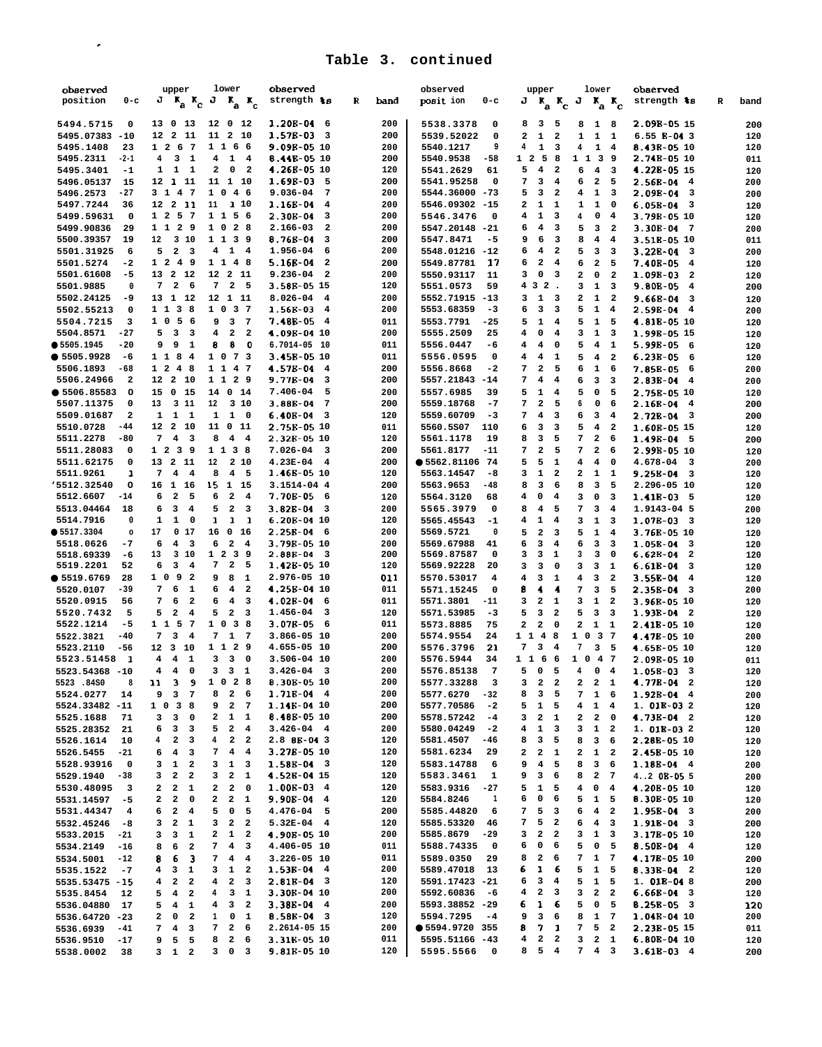## Table 3. continued

| observed position | o-c | upper J Ka Kc | lower J Ka Kc | observed strength %s | R | band |
|---|---|---|---|---|---|---|
| 5494.5715 | 0 | 13 0 13 | 12 0 12 | 1.20E-04 6 | | 200 |
| 5495.07383 | -10 | 12 2 11 | 11 2 10 | 1.57E-03 3 | | 200 |
| 5495.1408 | 23 | 12 6 7 | 11 6 6 | 9.09E-05 10 | | 200 |
| 5495.2311 | -21 | 4 3 1 | 4 1 4 | 8.44E-05 10 | | 200 |
| 5495.3401 | -1 | 1 1 1 | 2 0 2 | 4.26E-05 10 | | 120 |
| 5496.05137 | 15 | 12 1 11 | 11 1 10 | 1.69E-03 5 | | 200 |
| 5496.2573 | -27 | 3 1 4 7 | 1 0 4 6 | 9.036-04 7 | | 200 |
| 5497.7244 | 36 | 12 2 11 | 11 1 10 | 1.16E-04 4 | | 200 |
| 5499.59631 | 0 | 12 5 7 | 11 5 6 | 2.30E-04 3 | | 200 |
| 5499.90836 | 29 | 11 2 9 | 10 2 8 | 2.166-03 2 | | 200 |
| 5500.39357 | 19 | 12 3 10 | 11 3 9 | 8.76E-04 3 | | 200 |
| 5501.31925 | 6 | 5 2 3 | 4 1 4 | 1.956-04 6 | | 200 |
| 5501.5274 | -2 | 12 4 9 | 11 4 8 | 5.16E-04 2 | | 200 |
| 5501.61608 | -5 | 13 2 12 | 12 2 11 | 9.236-04 2 | | 200 |
| 5501.9885 | 0 | 7 2 6 | 7 2 5 | 3.58E-05 15 | | 120 |
| 5502.24125 | -9 | 13 1 12 | 12 1 11 | 8.026-04 4 | | 200 |
| 5502.55213 | 0 | 11 3 8 | 10 3 7 | 1.56E-03 4 | | 200 |
| 5504.7215 | 3 | 10 5 6 | 9 3 7 | 7.48E-05 4 | | 011 |
| 5504.8571 | -27 | 5 3 3 | 4 2 2 | 4.09E-04 10 | | 200 |
| ● 5505.1945 | -20 | 9 9 1 | 8 8 0 | 6.7014-05 10 | | 011 |
| ● 5505.9928 | -6 | 11 8 4 | 10 7 3 | 3.45E-05 10 | | 011 |
| 5506.1893 | -68 | 12 4 8 | 11 4 7 | 4.57E-04 4 | | 200 |
| 5506.24966 | 2 | 12 2 10 | 11 2 9 | 9.77E-04 3 | | 200 |
| ● 5506.85583 | 0 | 15 0 15 | 14 0 14 | 7.406-04 5 | | 200 |
| 5507.11375 | 0 | 13 3 11 | 12 3 10 | 3.88E-04 7 | | 200 |
| 5509.01687 | 2 | 1 1 1 | 1 1 0 | 6.40E-04 3 | | 120 |
| 5510.0728 | -44 | 12 2 10 | 11 0 11 | 2.75E-05 10 | | 011 |
| 5511.2278 | -80 | 7 4 3 | 8 4 4 | 2.32E-05 10 | | 120 |
| 5511.28083 | 0 | 12 3 9 | 11 3 8 | 7.026-04 3 | | 200 |
| 5511.62175 | 0 | 13 2 11 | 12 2 10 | 4.23E-04 4 | | 200 |
| 5511.9261 | 1 | 7 4 4 | 8 4 5 | 1.46E-05 10 | | 120 |
| '5512.32540 | 0 | 16 1 16 | 15 1 15 | 3.1514-04 4 | | 200 |
| 5512.6607 | -14 | 6 2 5 | 6 2 4 | 7.70E-05 6 | | 120 |
| 5513.04464 | 18 | 6 3 4 | 5 2 3 | 3.82E-04 3 | | 200 |
| 5514.7916 | 0 | 1 1 0 | 1 1 1 | 6.20E-04 10 | | 120 |
| ● 5517.3304 | 0 | 17 0 17 | 16 0 16 | 2.25E-04 6 | | 200 |
| 5518.0626 | -7 | 6 4 3 | 6 2 4 | 3.79E-05 10 | | 200 |
| 5518.69339 | -6 | 13 3 10 | 12 3 9 | 2.88E-04 3 | | 200 |
| 5519.2201 | 52 | 6 3 4 | 7 2 5 | 1.42E-05 10 | | 120 |
| ● 5519.6769 | 28 | 10 9 2 | 9 8 1 | 2.976-05 10 | | 011 |
| 5520.0107 | -39 | 7 6 1 | 6 4 2 | 4.25E-04 10 | | 011 |
| 5520.0915 | 56 | 7 6 2 | 6 4 3 | 4.02E-04 6 | | 011 |
| 5520.7432 | 5 | 5 2 4 | 5 2 3 | 1.456-04 3 | | 120 |
| 5522.1214 | -5 | 11 5 7 | 10 3 8 | 3.07E-05 6 | | 011 |
| 5522.3821 | -40 | 7 3 4 | 7 1 7 | 3.866-05 10 | | 200 |
| 5523.2110 | -56 | 12 3 10 | 11 2 9 | 4.655-05 10 | | 200 |
| 5523.51458 | 1 | 4 4 1 | 3 3 0 | 3.506-04 10 | | 200 |
| 5523.54368 | -10 | 4 4 0 | 3 3 1 | 3.426-04 3 | | 200 |
| 5523 .8450 | 8 | 11 3 9 | 10 2 8 | 8.30E-05 10 | | 200 |
| 5524.0277 | 14 | 9 3 7 | 8 2 6 | 1.71E-04 4 | | 200 |
| 5524.33482 | -11 | 10 3 8 | 9 2 7 | 1.14E-04 10 | | 200 |
| 5525.1688 | 71 | 3 3 0 | 2 1 1 | 8.48E-05 10 | | 200 |
| 5525.28352 | 21 | 6 3 3 | 5 2 4 | 3.426-04 4 | | 200 |
| 5526.1614 | 10 | 4 2 3 | 4 2 2 | 2.8 8E-04 3 | | 120 |
| 5526.5455 | -21 | 6 4 3 | 7 4 4 | 3.27E-05 10 | | 120 |
| 5528.93916 | 0 | 3 1 2 | 3 1 3 | 1.58E-04 3 | | 120 |
| 5529.1940 | -38 | 3 2 2 | 3 2 1 | 4.52E-04 15 | | 120 |
| 5530.48095 | 3 | 2 2 1 | 2 2 0 | 1.00E-03 4 | | 120 |
| 5531.14597 | -5 | 2 2 0 | 2 2 1 | 9.90E-04 4 | | 120 |
| 5531.44347 | 4 | 6 2 4 | 5 0 5 | 4.476-04 5 | | 200 |
| 5532.45246 | -8 | 3 2 1 | 3 2 2 | 5.32E-04 4 | | 120 |
| 5533.2015 | -21 | 3 3 1 | 2 1 2 | 4.90E-05 10 | | 200 |
| 5534.2149 | -16 | 8 6 2 | 7 4 3 | 4.406-05 10 | | 011 |
| 5534.5001 | -12 | 8 6 3 | 7 4 4 | 3.226-05 10 | | 011 |
| 5535.1522 | -7 | 4 3 1 | 3 1 2 | 1.53E-04 4 | | 200 |
| 5535.53475 | -15 | 4 2 2 | 4 2 3 | 2.81E-04 3 | | 120 |
| 5535.8454 | 12 | 5 4 2 | 4 3 1 | 3.30E-04 10 | | 200 |
| 5536.04880 | 17 | 5 4 1 | 4 3 2 | 3.38E-04 4 | | 200 |
| 5536.64720 | -23 | 2 0 2 | 1 0 1 | 8.58E-04 3 | | 120 |
| 5536.6939 | -41 | 7 4 3 | 7 2 6 | 2.2614-05 15 | | 200 |
| 5536.9510 | -17 | 9 5 5 | 8 2 6 | 3.31E-05 10 | | 011 |
| 5538.0002 | 38 | 3 1 2 | 3 0 3 | 9.81E-05 10 | | 120 |
| 5538.3378 | 0 | 8 3 5 | 8 1 8 | 2.09E-05 15 | | 200 |
| 5539.52022 | 0 | 2 1 2 | 1 1 1 | 6.55 E-04 3 | | 120 |
| 5540.1217 | 9 | 4 1 3 | 4 1 4 | 8.43E-05 10 | | 120 |
| 5540.9538 | -58 | 12 5 8 | 11 3 9 | 2.74E-05 10 | | 011 |
| 5541.2629 | 61 | 5 4 2 | 6 4 3 | 4.22E-05 15 | | 120 |
| 5541.95258 | 0 | 7 3 4 | 6 2 5 | 2.56E-04 4 | | 200 |
| 5544.36000 | -73 | 5 3 2 | 4 1 3 | 2.09E-04 3 | | 200 |
| 5546.09302 | -15 | 2 1 1 | 1 1 0 | 6.05E-04 3 | | 120 |
| 5546.3476 | 0 | 4 1 3 | 4 0 4 | 3.79E-05 10 | | 120 |
| 5547.20148 | -21 | 6 4 3 | 5 3 2 | 3.30E-04 7 | | 200 |
| 5547.8471 | -5 | 9 6 3 | 8 4 4 | 3.51E-05 10 | | 011 |
| 5548.01216 | -12 | 6 4 2 | 5 3 3 | 3.22E-04 3 | | 200 |
| 5549.87781 | 17 | 6 2 4 | 6 2 5 | 7.40E-05 4 | | 120 |
| 5550.93117 | 11 | 3 0 3 | 2 0 2 | 1.09E-03 2 | | 120 |
| 5551.0573 | 59 | 4 3 2 . | 3 1 3 | 9.80E-05 4 | | 200 |
| 5552.71915 | -13 | 3 1 3 | 2 1 2 | 9.66E-04 3 | | 120 |
| 5553.68359 | -3 | 6 3 3 | 5 1 4 | 2.59E-04 4 | | 200 |
| 5553.7791 | -25 | 5 1 4 | 5 1 5 | 4.81E-05 10 | | 120 |
| 5555.2509 | 25 | 4 0 4 | 3 1 3 | 1.99E-05 15 | | 120 |
| 5556.0447 | -6 | 4 4 0 | 5 4 1 | 5.99E-05 6 | | 120 |
| 5556.0595 | 0 | 4 4 1 | 5 4 2 | 6.23E-05 6 | | 120 |
| 5556.8668 | -2 | 7 2 5 | 6 1 6 | 7.85E-05 6 | | 200 |
| 5557.21843 | -14 | 7 4 4 | 6 3 3 | 2.83E-04 4 | | 200 |
| 5557.6985 | 39 | 5 1 4 | 5 0 5 | 2.75E-05 10 | | 120 |
| 5559.18768 | -7 | 7 2 5 | 6 0 6 | 2.16E-04 4 | | 200 |
| 5559.60709 | -3 | 7 4 3 | 6 3 4 | 2.72E-04 3 | | 200 |
| 5560.5807 | 110 | 6 3 3 | 5 4 2 | 1.60E-05 15 | | 120 |
| 5561.1178 | 19 | 8 3 5 | 7 2 6 | 1.49E-04 5 | | 200 |
| 5561.8177 | -11 | 7 2 5 | 7 2 6 | 2.99E-05 10 | | 120 |
| ● 5562.81106 | 74 | 5 5 1 | 4 4 0 | 4.678-04 3 | | 200 |
| 5563.14547 | -8 | 3 1 2 | 2 1 1 | 9.25E-04 3 | | 120 |
| 5563.9653 | -48 | 8 3 6 | 8 3 5 | 2.296-05 10 | | 120 |
| 5564.3120 | 68 | 4 0 4 | 3 0 3 | 1.41E-03 5 | | 120 |
| 5565.3979 | 0 | 8 4 5 | 7 3 4 | 1.9143-04 5 | | 200 |
| 5565.45543 | -1 | 4 1 4 | 3 1 3 | 1.07E-03 3 | | 120 |
| 5569.5721 | 0 | 5 2 3 | 5 1 4 | 3.76E-05 10 | | 120 |
| 5569.67988 | 41 | 6 3 4 | 6 3 3 | 1.05E-04 3 | | 120 |
| 5569.87587 | 0 | 3 3 1 | 3 3 0 | 6.62E-04 2 | | 120 |
| 5569.92228 | 20 | 3 3 0 | 3 3 1 | 6.61E-04 3 | | 120 |
| 5570.53017 | 4 | 4 3 1 | 4 3 2 | 3.55E-04 4 | | 120 |
| 5571.15245 | 0 | 8 4 4 | 7 3 5 | 2.35E-04 3 | | 200 |
| 5571.3801 | -11 | 3 2 1 | 3 1 2 | 3.96E-05 10 | | 120 |
| 5571.53985 | -3 | 5 3 2 | 5 3 3 | 1.93E-04 2 | | 120 |
| 5573.8885 | 75 | 2 2 0 | 2 1 1 | 2.41E-05 10 | | 120 |
| 5574.9554 | 24 | 11 4 8 | 10 3 7 | 4.47E-05 10 | | 200 |
| 5576.3796 | 21 | 7 3 4 | 7 3 5 | 4.65E-05 10 | | 120 |
| 5576.5944 | 34 | 11 6 6 | 10 4 7 | 2.09E-05 10 | | 011 |
| 5576.85138 | 7 | 5 0 5 | 4 0 4 | 1.05E-03 3 | | 120 |
| 5577.33288 | 3 | 3 2 2 | 2 2 1 | 4.77E-04 2 | | 120 |
| 5577.6270 | -32 | 8 3 5 | 7 1 6 | 1.92E-04 4 | | 200 |
| 5577.70586 | -2 | 5 1 5 | 4 1 4 | 1. 01E-03 2 | | 120 |
| 5578.57242 | -4 | 3 2 1 | 2 2 0 | 4.73E-04 2 | | 120 |
| 5580.04249 | -2 | 4 1 3 | 3 1 2 | 1. 01E-03 2 | | 120 |
| 5581.4507 | -46 | 8 3 5 | 8 3 6 | 2.28E-05 10 | | 120 |
| 5581.6234 | 29 | 2 2 1 | 2 1 2 | 2.45E-05 10 | | 120 |
| 5583.14788 | 6 | 9 4 5 | 8 3 6 | 1.18E-04 4 | | 200 |
| 5583.3461 | 1 | 9 3 6 | 8 2 7 | 4..2 0E-05 5 | | 200 |
| 5583.9316 | -27 | 5 1 5 | 4 0 4 | 4.20E-05 10 | | 120 |
| 5584.8246 | 1 | 6 0 6 | 5 1 5 | 8.30E-05 10 | | 120 |
| 5585.44820 | 6 | 7 5 3 | 6 4 2 | 1.95E-04 3 | | 200 |
| 5585.53320 | 46 | 7 5 2 | 6 4 3 | 1.91E-04 3 | | 200 |
| 5585.8679 | -29 | 3 2 2 | 3 1 3 | 3.17E-05 10 | | 120 |
| 5588.74335 | 0 | 6 0 6 | 5 0 5 | 8.50E-04 4 | | 120 |
| 5589.0350 | 29 | 8 2 6 | 7 1 7 | 4.17E-05 10 | | 200 |
| 5589.47018 | 13 | 6 1 6 | 5 1 5 | 8.33E-04 2 | | 120 |
| 5591.17423 | -21 | 6 3 4 | 5 1 5 | 1. 01E-04 8 | | 200 |
| 5592.60836 | -6 | 4 2 3 | 3 2 2 | 6.66E-04 3 | | 120 |
| 5593.38852 | -29 | 6 1 6 | 5 0 5 | 8.25E-05 3 | | 120 |
| 5594.7295 | -4 | 9 3 6 | 8 1 7 | 1.04E-04 10 | | 200 |
| ● 5594.9720 | 355 | 8 7 1 | 7 5 2 | 2.23E-05 15 | | 011 |
| 5595.51166 | -43 | 4 2 2 | 3 2 1 | 6.80E-04 10 | | 120 |
| 5595.5566 | 0 | 8 5 4 | 7 4 3 | 3.61E-03 4 | | 200 |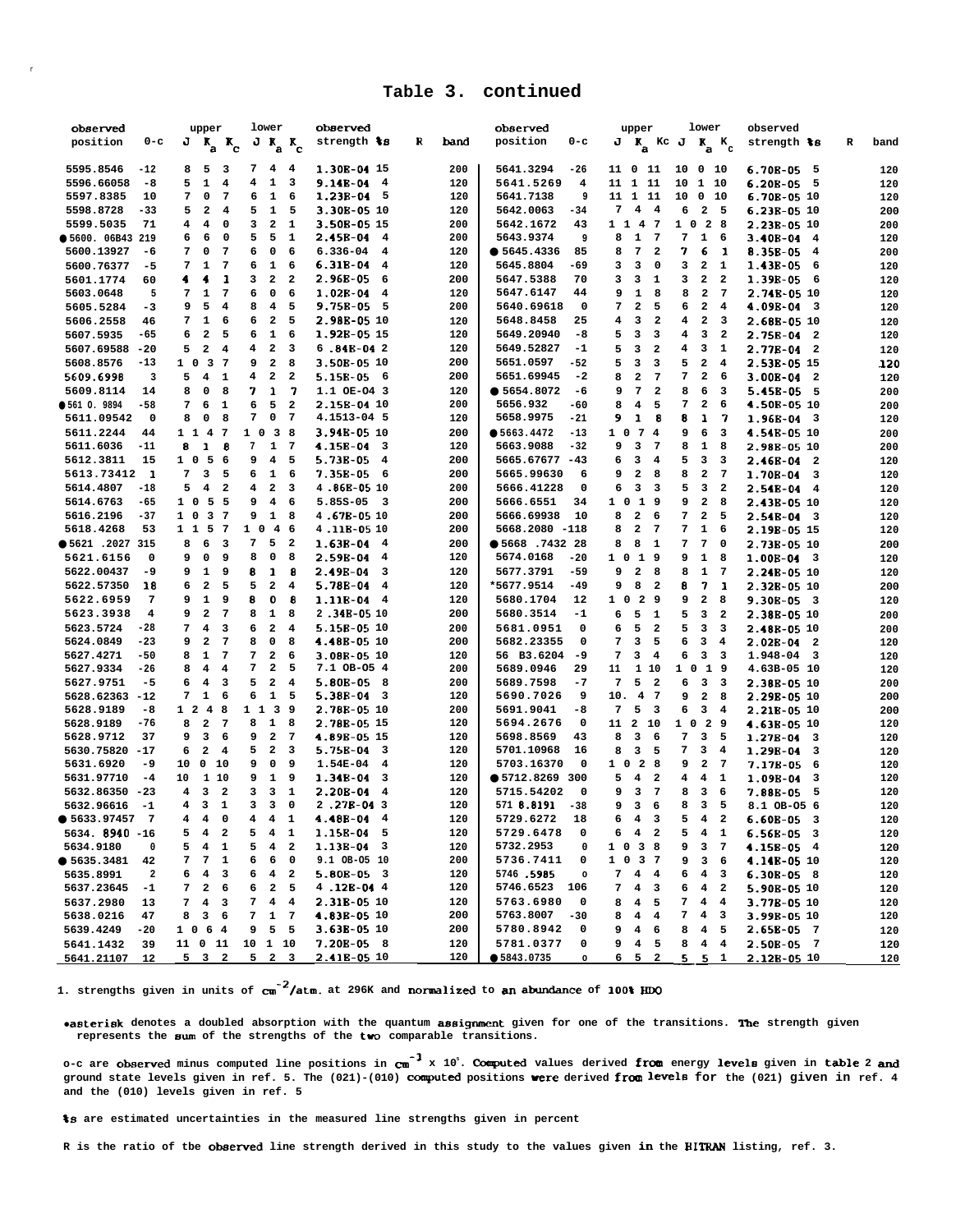# Table 3. continued

| observed position | 0-c | upper J | upper $K_a$ | upper $K_c$ | lower J | lower $K_a$ | lower $K_c$ | observed strength | %s | R | band |
|---|---|---|---|---|---|---|---|---|---|---|---|
| 5595.8546 | -12 | 8 | 5 | 3 | 7 | 4 | 4 | 1.30E-04 | 15 | | 200 |
| 5596.66058 | -8 | 5 | 1 | 4 | 4 | 1 | 3 | 9.14E-04 | 4 | | 120 |
| 5597.8385 | 10 | 7 | 0 | 7 | 6 | 1 | 6 | 1.23E-04 | 5 | | 120 |
| 5598.8728 | -33 | 5 | 2 | 4 | 5 | 1 | 5 | 3.30E-05 | 10 | | 120 |
| 5599.5035 | 71 | 4 | 4 | 0 | 3 | 2 | 1 | 3.50E-05 | 15 | | 200 |
| ● 5600. 06B43 | 219 | 6 | 6 | 0 | 5 | 5 | 1 | 2.45E-04 | 4 | | 200 |
| 5600.13927 | -6 | 7 | 0 | 7 | 6 | 0 | 6 | 6.336-04 | 4 | | 120 |
| 5600.76377 | -5 | 7 | 1 | 7 | 6 | 1 | 6 | 6.31E-04 | 4 | | 120 |
| 5601.1774 | 60 | 4 | 4 | 1 | 3 | 2 | 2 | 2.96E-05 | 6 | | 200 |
| 5603.0648 | 5 | 7 | 1 | 7 | 6 | 0 | 6 | 1.02E-04 | 4 | | 120 |
| 5605.5284 | -3 | 9 | 5 | 4 | 8 | 4 | 5 | 9.75E-05 | 5 | | 200 |
| 5606.2558 | 46 | 7 | 1 | 6 | 6 | 2 | 5 | 2.98E-05 | 10 | | 120 |
| 5607.5935 | -65 | 6 | 2 | 5 | 6 | 1 | 6 | 1.92E-05 | 15 | | 120 |
| 5607.69588 | -20 | 5 | 2 | 4 | 4 | 2 | 3 | 6 .84E-04 | 2 | | 120 |
| 5608.8576 | -13 | 10 | 3 | 7 | 9 | 2 | 8 | 3.50E-05 | 10 | | 200 |
| 5609.6998 | 3 | 5 | 4 | 1 | 4 | 2 | 2 | 5.15E-05 | 6 | | 200 |
| 5609.8114 | 14 | 8 | 0 | 8 | 7 | 1 | 7 | 1.1 OE-04 | 3 | | 120 |
| ● 561 O. 9894 | -58 | 7 | 6 | 1 | 6 | 5 | 2 | 2.15E-04 | 10 | | 200 |
| 5611.09542 | 0 | 8 | 0 | 8 | 7 | 0 | 7 | 4.1513-04 | 5 | | 120 |
| 5611.2244 | 44 | 11 | 4 | 7 | 10 | 3 | 8 | 3.94E-05 | 10 | | 200 |
| 5611.6036 | -11 | 8 | 1 | 8 | 7 | 1 | 7 | 4.15E-04 | 3 | | 120 |
| 5612.3811 | 15 | 10 | 5 | 6 | 9 | 4 | 5 | 5.73E-05 | 4 | | 200 |
| 5613.73412 | 1 | 7 | 3 | 5 | 6 | 1 | 6 | 7.35E-05 | 6 | | 200 |
| 5614.4807 | -18 | 5 | 4 | 2 | 4 | 2 | 3 | 4 .86E-05 | 10 | | 200 |
| 5614.6763 | -65 | 10 | 5 | 5 | 9 | 4 | 6 | 5.85S-05 | 3 | | 200 |
| 5616.2196 | -37 | 10 | 3 | 7 | 9 | 1 | 8 | 4 .67E-05 | 10 | | 200 |
| 5618.4268 | 53 | 11 | 5 | 7 | 10 | 4 | 6 | 4 .11E-05 | 10 | | 200 |
| ● 5621 .2027 | 315 | 8 | 6 | 3 | 7 | 5 | 2 | 1.63E-04 | 4 | | 200 |
| 5621.6156 | 0 | 9 | 0 | 9 | 8 | 0 | 8 | 2.59E-04 | 4 | | 120 |
| 5622.00437 | -9 | 9 | 1 | 9 | 8 | 1 | 8 | 2.49E-04 | 3 | | 120 |
| 5622.57350 | 18 | 6 | 2 | 5 | 5 | 2 | 4 | 5.78E-04 | 4 | | 120 |
| 5622.6959 | 7 | 9 | 1 | 9 | 8 | 0 | 8 | 1.11E-04 | 4 | | 120 |
| 5623.3938 | 4 | 9 | 2 | 7 | 8 | 1 | 8 | 2 .34E-05 | 10 | | 200 |
| 5623.5724 | -28 | 7 | 4 | 3 | 6 | 2 | 4 | 5.15E-05 | 10 | | 200 |
| 5624.0849 | -23 | 9 | 2 | 7 | 8 | 0 | 8 | 4.48E-05 | 10 | | 200 |
| 5627.4271 | -50 | 8 | 1 | 7 | 7 | 2 | 6 | 3.08E-05 | 10 | | 120 |
| 5627.9334 | -26 | 8 | 4 | 4 | 7 | 2 | 5 | 7.1 OB-05 | 4 | | 200 |
| 5627.9751 | -5 | 6 | 4 | 3 | 5 | 2 | 4 | 5.80E-05 | 8 | | 200 |
| 5628.62363 | -12 | 7 | 1 | 6 | 6 | 1 | 5 | 5.38E-04 | 3 | | 120 |
| 5628.9189 | -8 | 12 | 4 | 8 | 11 | 3 | 9 | 2.78E-05 | 10 | | 200 |
| 5628.9189 | -76 | 8 | 2 | 7 | 8 | 1 | 8 | 2.78E-05 | 15 | | 120 |
| 5628.9712 | 37 | 9 | 3 | 6 | 9 | 2 | 7 | 4.89E-05 | 15 | | 120 |
| 5630.75820 | -17 | 6 | 2 | 4 | 5 | 2 | 3 | 5.75E-04 | 3 | | 120 |
| 5631.6920 | -9 | 10 | 0 | 10 | 9 | 0 | 9 | 1.54E-04 | 4 | | 120 |
| 5631.97710 | -4 | 10 | 1 | 10 | 9 | 1 | 9 | 1.34E-04 | 3 | | 120 |
| 5632.86350 | -23 | 4 | 3 | 2 | 3 | 3 | 1 | 2.20E-04 | 4 | | 120 |
| 5632.96616 | -1 | 4 | 3 | 1 | 3 | 3 | 0 | 2 .27E-04 | 3 | | 120 |
| ● 5633.97457 | 7 | 4 | 4 | 0 | 4 | 4 | 1 | 4.48E-04 | 4 | | 120 |
| 5634. 8940 | -16 | 5 | 4 | 2 | 5 | 4 | 1 | 1.15E-04 | 5 | | 120 |
| 5634.9180 | 0 | 5 | 4 | 1 | 5 | 4 | 2 | 1.13E-04 | 3 | | 120 |
| ● 5635.3481 | 42 | 7 | 7 | 1 | 6 | 6 | 0 | 9.1 OB-05 | 10 | | 200 |
| 5635.8991 | 2 | 6 | 4 | 3 | 6 | 4 | 2 | 5.80E-05 | 3 | | 120 |
| 5637.23645 | -1 | 7 | 2 | 6 | 6 | 2 | 5 | 4 .12E-04 | 4 | | 120 |
| 5637.2980 | 13 | 7 | 4 | 3 | 7 | 4 | 4 | 2.31E-05 | 10 | | 120 |
| 5638.0216 | 47 | 8 | 3 | 6 | 7 | 1 | 7 | 4.83E-05 | 10 | | 200 |
| 5639.4249 | -20 | 10 | 6 | 4 | 9 | 5 | 5 | 3.63E-05 | 10 | | 200 |
| 5641.1432 | 39 | 11 | 0 | 11 | 10 | 1 | 10 | 7.20E-05 | 8 | | 120 |
| 5641.21107 | 12 | 5 | 3 | 2 | 5 | 2 | 3 | 2.41E-05 | 10 | | 120 |
| 5641.3294 | -26 | 11 | 0 | 11 | 10 | 0 | 10 | 6.70E-05 | 5 | | 120 |
| 5641.5269 | 4 | 11 | 1 | 11 | 10 | 1 | 10 | 6.20E-05 | 5 | | 120 |
| 5641.7138 | 9 | 11 | 1 | 11 | 10 | 0 | 10 | 6.70E-05 | 10 | | 120 |
| 5642.0063 | -34 | 7 | 4 | 4 | 6 | 2 | 5 | 6.23E-05 | 10 | | 200 |
| 5642.1672 | 43 | 11 | 4 | 7 | 10 | 2 | 8 | 2.23E-05 | 10 | | 200 |
| 5643.9374 | 9 | 8 | 1 | 7 | 7 | 1 | 6 | 3.40E-04 | 4 | | 120 |
| ● 5645.4336 | 85 | 8 | 7 | 2 | 7 | 6 | 1 | 8.35E-05 | 4 | | 200 |
| 5645.8804 | -69 | 3 | 3 | 0 | 3 | 2 | 1 | 1.43E-05 | 6 | | 120 |
| 5647.5388 | 70 | 3 | 3 | 1 | 3 | 2 | 2 | 1.39E-05 | 6 | | 120 |
| 5647.6147 | 44 | 9 | 1 | 8 | 8 | 2 | 7 | 2.74E-05 | 10 | | 120 |
| 5640.69618 | 0 | 7 | 2 | 5 | 6 | 2 | 4 | 4.09E-04 | 3 | | 120 |
| 5648.8458 | 25 | 4 | 3 | 2 | 4 | 2 | 3 | 2.68E-05 | 10 | | 120 |
| 5649.20940 | -8 | 5 | 3 | 3 | 4 | 3 | 2 | 2.75E-04 | 2 | | 120 |
| 5649.52827 | -1 | 5 | 3 | 2 | 4 | 3 | 1 | 2.77E-04 | 2 | | 120 |
| 5651.0597 | -52 | 5 | 3 | 3 | 5 | 2 | 4 | 2.53E-05 | 15 | | 120 |
| 5651.69945 | -2 | 8 | 2 | 7 | 7 | 2 | 6 | 3.00E-04 | 2 | | 120 |
| ● 5654.8072 | -6 | 9 | 7 | 2 | 8 | 6 | 3 | 5.45E-05 | 5 | | 200 |
| 5656.932 | -60 | 8 | 4 | 5 | 7 | 2 | 6 | 4.50E-05 | 10 | | 200 |
| 5658.9975 | -21 | 9 | 1 | 8 | 8 | 1 | 7 | 1.96E-04 | 3 | | 120 |
| ● 5663.4472 | -13 | 10 | 7 | 4 | 9 | 6 | 3 | 4.54E-05 | 10 | | 200 |
| 5663.9088 | -32 | 9 | 3 | 7 | 8 | 1 | 8 | 2.98E-05 | 10 | | 200 |
| 5665.67677 | -43 | 6 | 3 | 4 | 5 | 3 | 3 | 2.46E-04 | 2 | | 120 |
| 5665.99630 | 6 | 9 | 2 | 8 | 8 | 2 | 7 | 1.70E-04 | 3 | | 120 |
| 5666.41228 | 0 | 6 | 3 | 3 | 5 | 3 | 2 | 2.54E-04 | 4 | | 120 |
| 5666.6551 | 34 | 10 | 1 | 9 | 9 | 2 | 8 | 2.43E-05 | 10 | | 120 |
| 5666.69938 | 10 | 8 | 2 | 6 | 7 | 2 | 5 | 2.54E-04 | 3 | | 120 |
| 5668.2080 | -118 | 8 | 2 | 7 | 7 | 1 | 6 | 2.19E-05 | 15 | | 120 |
| ● 5668 .7432 | 28 | 8 | 8 | 1 | 7 | 7 | 0 | 2.73E-05 | 10 | | 200 |
| 5674.0168 | -20 | 10 | 1 | 9 | 9 | 1 | 8 | 1.00E-04 | 3 | | 120 |
| 5677.3791 | -59 | 9 | 2 | 8 | 8 | 1 | 7 | 2.24E-05 | 10 | | 120 |
| *5677.9514 | -49 | 9 | 8 | 2 | 8 | 7 | 1 | 2.32E-05 | 10 | | 200 |
| 5680.1704 | 12 | 10 | 2 | 9 | 9 | 2 | 8 | 9.30E-05 | 3 | | 120 |
| 5680.3514 | -1 | 6 | 5 | 1 | 5 | 3 | 2 | 2.38E-05 | 10 | | 200 |
| 5681.0951 | 0 | 6 | 5 | 2 | 5 | 3 | 3 | 2.48E-05 | 10 | | 200 |
| 5682.23355 | 0 | 7 | 3 | 5 | 6 | 3 | 4 | 2.02E-04 | 2 | | 120 |
| 56 B3.6204 | -9 | 7 | 3 | 4 | 6 | 3 | 3 | 1.948-04 | 3 | | 120 |
| 5689.0946 | 29 | 11 | 1 | 10 | 10 | 1 | 9 | 4.63E-05 | 10 | | 120 |
| 5689.7598 | -7 | 7 | 5 | 2 | 6 | 3 | 3 | 2.38E-05 | 10 | | 200 |
| 5690.7026 | 9 | 10 | 4 | 7 | 9 | 2 | 8 | 2.29E-05 | 10 | | 200 |
| 5691.9041 | -8 | 7 | 5 | 3 | 6 | 3 | 4 | 2.21E-05 | 10 | | 200 |
| 5694.2676 | 0 | 11 | 2 | 10 | 10 | 2 | 9 | 4.63E-05 | 10 | | 120 |
| 5698.8569 | 43 | 8 | 3 | 6 | 7 | 3 | 5 | 1.27E-04 | 3 | | 120 |
| 5701.10968 | 16 | 8 | 3 | 5 | 7 | 3 | 4 | 1.29E-04 | 3 | | 120 |
| 5703.16370 | 0 | 10 | 2 | 8 | 9 | 2 | 7 | 7.17E-05 | 6 | | 120 |
| ● 5712.8269 | 300 | 5 | 4 | 2 | 4 | 4 | 1 | 1.09E-04 | 3 | | 120 |
| 5715.54202 | 0 | 9 | 3 | 7 | 8 | 3 | 6 | 7.88E-05 | 5 | | 120 |
| 571 8.8191 | -38 | 9 | 3 | 6 | 8 | 3 | 5 | 8.1 OB-05 | 6 | | 120 |
| 5729.6272 | 18 | 6 | 4 | 3 | 5 | 4 | 2 | 6.60E-05 | 3 | | 120 |
| 5729.6478 | 0 | 6 | 4 | 2 | 5 | 4 | 1 | 6.56E-05 | 3 | | 120 |
| 5732.2953 | 0 | 10 | 3 | 8 | 9 | 3 | 7 | 4.15E-05 | 4 | | 120 |
| 5736.7411 | 0 | 10 | 3 | 7 | 9 | 3 | 6 | 4.14E-05 | 10 | | 120 |
| 5746 .5985 | 0 | 7 | 4 | 4 | 6 | 4 | 3 | 6.30E-05 | 8 | | 120 |
| 5746.6523 | 106 | 7 | 4 | 3 | 6 | 4 | 2 | 5.90E-05 | 10 | | 120 |
| 5763.6980 | 0 | 8 | 4 | 5 | 7 | 4 | 4 | 3.77E-05 | 10 | | 120 |
| 5763.8007 | -30 | 8 | 4 | 4 | 7 | 4 | 3 | 3.99E-05 | 10 | | 120 |
| 5780.8942 | 0 | 9 | 4 | 6 | 8 | 4 | 5 | 2.65E-05 | 7 | | 120 |
| 5781.0377 | 0 | 9 | 4 | 5 | 8 | 4 | 4 | 2.50E-05 | 7 | | 120 |
| ● 5843.0735 | 0 | 6 | 5 | 2 | 5 | 5 | 1 | 2.12E-05 | 10 | | 120 |

1. strengths given in units of $cm^{-2}$/atm. at 296K and normalized to an abundance of 100% HDO

•asterisk denotes a doubled absorption with the quantum assignment given for one of the transitions. The strength given represents the sum of the strengths of the two comparable transitions.

o-c are observed minus computed line positions in $cm^{-1}$ x $10^5$. Computed values derived from energy levels given in table 2 and ground state levels given in ref. 5. The (021)-(010) computed positions were derived from levels for the (021) given in ref. 4 and the (010) levels given in ref. 5

%s are estimated uncertainties in the measured line strengths given in percent

R is the ratio of the observed line strength derived in this study to the values given in the HITRAN listing, ref. 3.